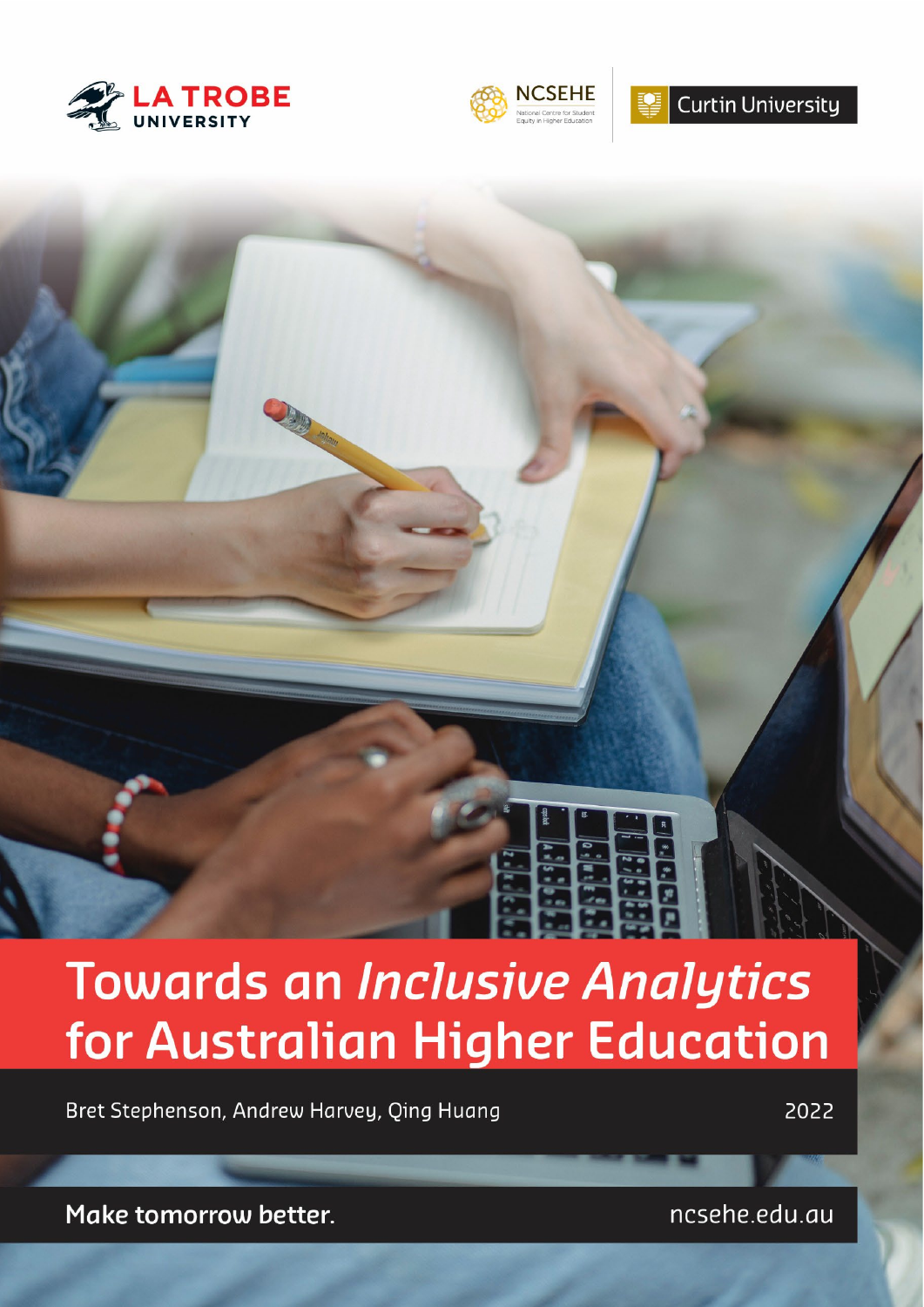LA TROBE UNIVERSITY

NCSEHE National Centre for Student Equity in Higher Education

Curtin University

# Towards an *Inclusive Analytics* for Australian Higher Education

Bret Stephenson, Andrew Harvey, Qing Huang

2022

Make tomorrow better.

ncsehe.edu.au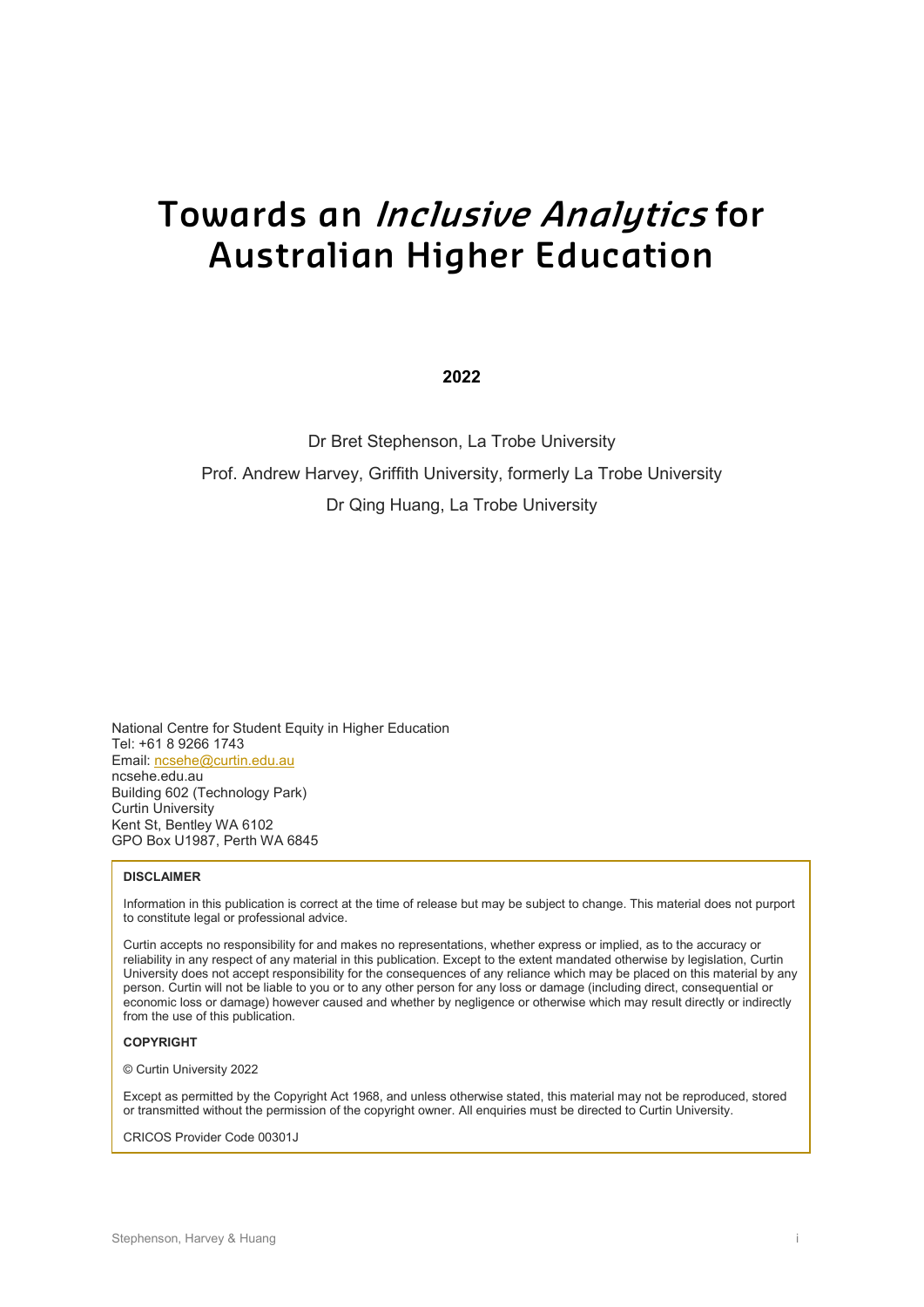# Towards an *Inclusive Analytics* for Australian Higher Education

**2022**

Dr Bret Stephenson, La Trobe University

Prof. Andrew Harvey, Griffith University, formerly La Trobe University

Dr Qing Huang, La Trobe University

National Centre for Student Equity in Higher Education
Tel: +61 8 9266 1743
Email: ncsehe@curtin.edu.au
ncsehe.edu.au
Building 602 (Technology Park)
Curtin University
Kent St, Bentley WA 6102
GPO Box U1987, Perth WA 6845

**DISCLAIMER**

Information in this publication is correct at the time of release but may be subject to change. This material does not purport to constitute legal or professional advice.

Curtin accepts no responsibility for and makes no representations, whether express or implied, as to the accuracy or reliability in any respect of any material in this publication. Except to the extent mandated otherwise by legislation, Curtin University does not accept responsibility for the consequences of any reliance which may be placed on this material by any person. Curtin will not be liable to you or to any other person for any loss or damage (including direct, consequential or economic loss or damage) however caused and whether by negligence or otherwise which may result directly or indirectly from the use of this publication.

**COPYRIGHT**

© Curtin University 2022

Except as permitted by the Copyright Act 1968, and unless otherwise stated, this material may not be reproduced, stored or transmitted without the permission of the copyright owner. All enquiries must be directed to Curtin University.

CRICOS Provider Code 00301J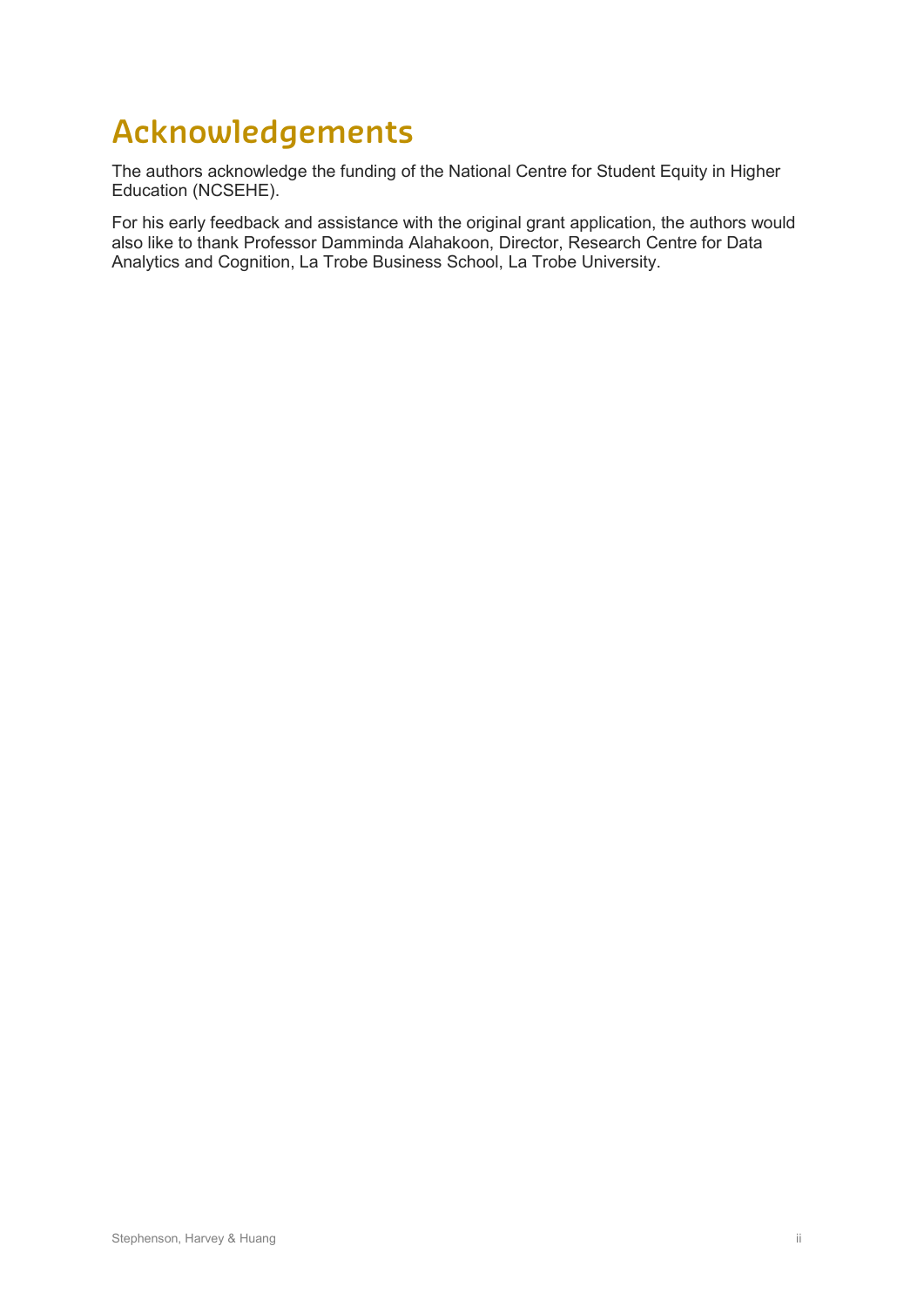# Acknowledgements

The authors acknowledge the funding of the National Centre for Student Equity in Higher Education (NCSEHE).

For his early feedback and assistance with the original grant application, the authors would also like to thank Professor Damminda Alahakoon, Director, Research Centre for Data Analytics and Cognition, La Trobe Business School, La Trobe University.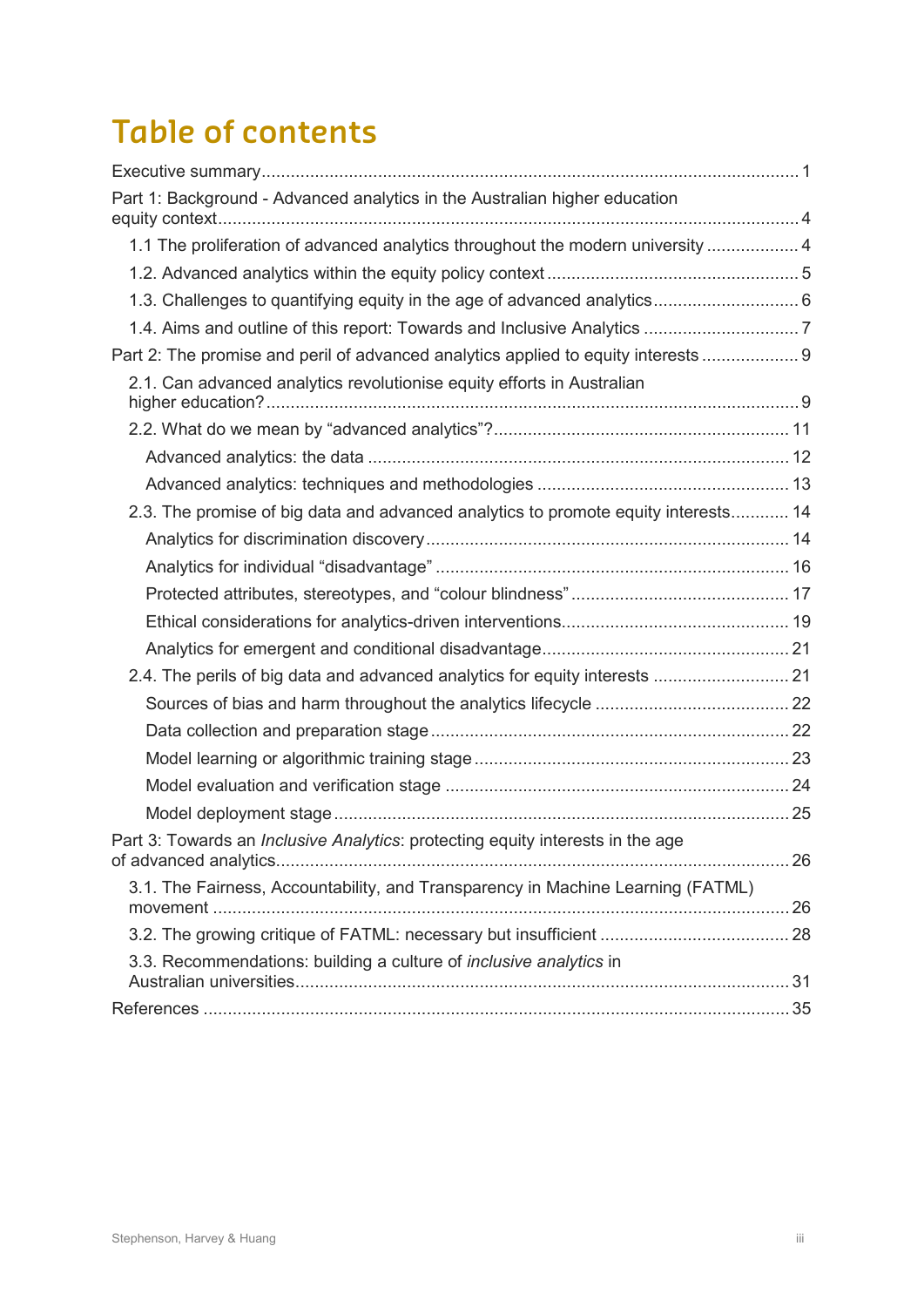# Table of contents

Executive summary ..... 1

Part 1: Background - Advanced analytics in the Australian higher education equity context ..... 4

- 1.1 The proliferation of advanced analytics throughout the modern university ..... 4
- 1.2. Advanced analytics within the equity policy context ..... 5
- 1.3. Challenges to quantifying equity in the age of advanced analytics ..... 6
- 1.4. Aims and outline of this report: Towards and Inclusive Analytics ..... 7

Part 2: The promise and peril of advanced analytics applied to equity interests ..... 9

- 2.1. Can advanced analytics revolutionise equity efforts in Australian higher education? ..... 9
- 2.2. What do we mean by "advanced analytics"? ..... 11
  - Advanced analytics: the data ..... 12
  - Advanced analytics: techniques and methodologies ..... 13
- 2.3. The promise of big data and advanced analytics to promote equity interests ..... 14
  - Analytics for discrimination discovery ..... 14
  - Analytics for individual "disadvantage" ..... 16
  - Protected attributes, stereotypes, and "colour blindness" ..... 17
  - Ethical considerations for analytics-driven interventions ..... 19
  - Analytics for emergent and conditional disadvantage ..... 21
- 2.4. The perils of big data and advanced analytics for equity interests ..... 21
  - Sources of bias and harm throughout the analytics lifecycle ..... 22
  - Data collection and preparation stage ..... 22
  - Model learning or algorithmic training stage ..... 23
  - Model evaluation and verification stage ..... 24
  - Model deployment stage ..... 25

Part 3: Towards an *Inclusive Analytics*: protecting equity interests in the age of advanced analytics ..... 26

- 3.1. The Fairness, Accountability, and Transparency in Machine Learning (FATML) movement ..... 26
- 3.2. The growing critique of FATML: necessary but insufficient ..... 28
- 3.3. Recommendations: building a culture of *inclusive analytics* in Australian universities ..... 31

References ..... 35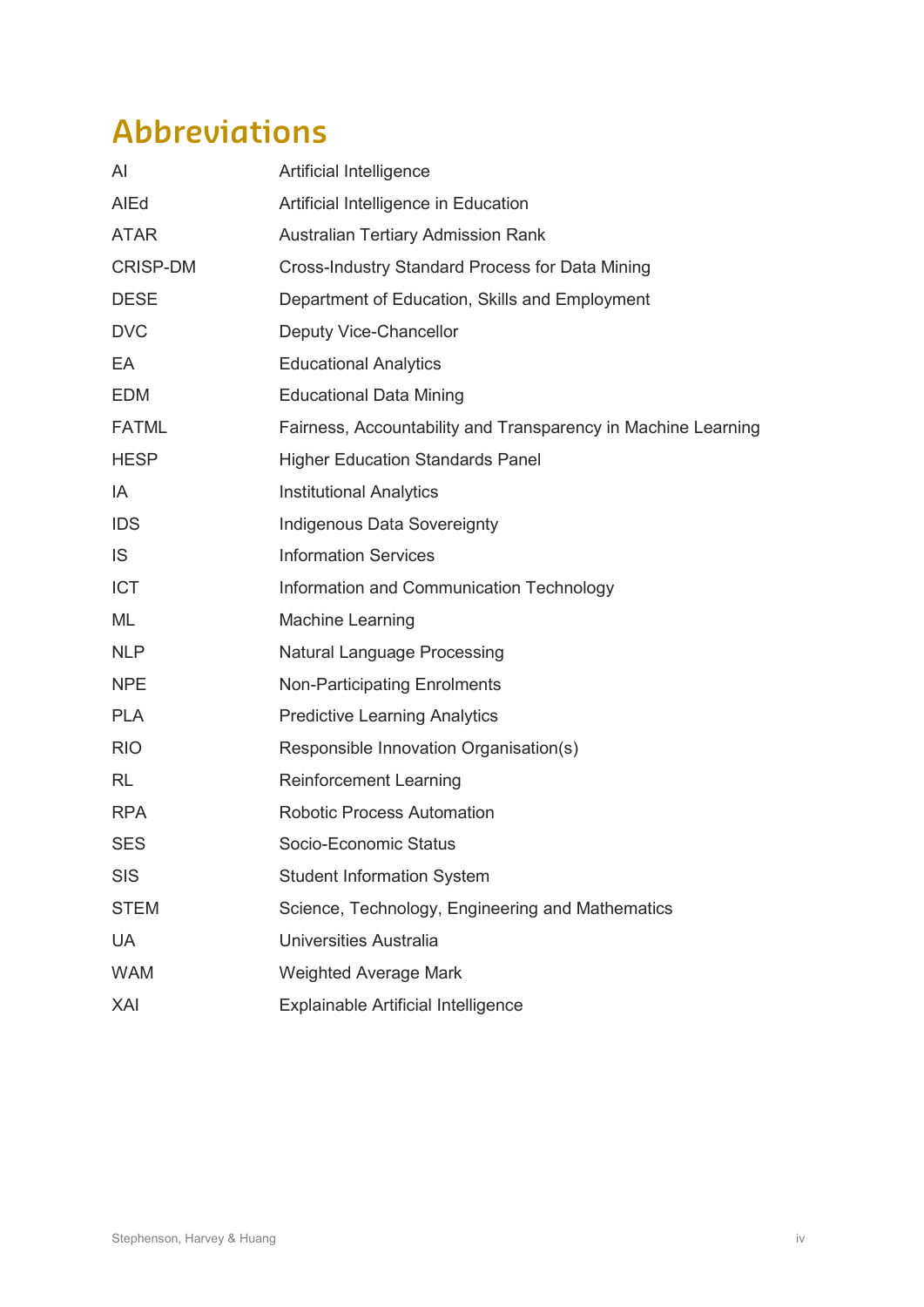# Abbreviations

| | |
|---|---|
| AI | Artificial Intelligence |
| AIEd | Artificial Intelligence in Education |
| ATAR | Australian Tertiary Admission Rank |
| CRISP-DM | Cross-Industry Standard Process for Data Mining |
| DESE | Department of Education, Skills and Employment |
| DVC | Deputy Vice-Chancellor |
| EA | Educational Analytics |
| EDM | Educational Data Mining |
| FATML | Fairness, Accountability and Transparency in Machine Learning |
| HESP | Higher Education Standards Panel |
| IA | Institutional Analytics |
| IDS | Indigenous Data Sovereignty |
| IS | Information Services |
| ICT | Information and Communication Technology |
| ML | Machine Learning |
| NLP | Natural Language Processing |
| NPE | Non-Participating Enrolments |
| PLA | Predictive Learning Analytics |
| RIO | Responsible Innovation Organisation(s) |
| RL | Reinforcement Learning |
| RPA | Robotic Process Automation |
| SES | Socio-Economic Status |
| SIS | Student Information System |
| STEM | Science, Technology, Engineering and Mathematics |
| UA | Universities Australia |
| WAM | Weighted Average Mark |
| XAI | Explainable Artificial Intelligence |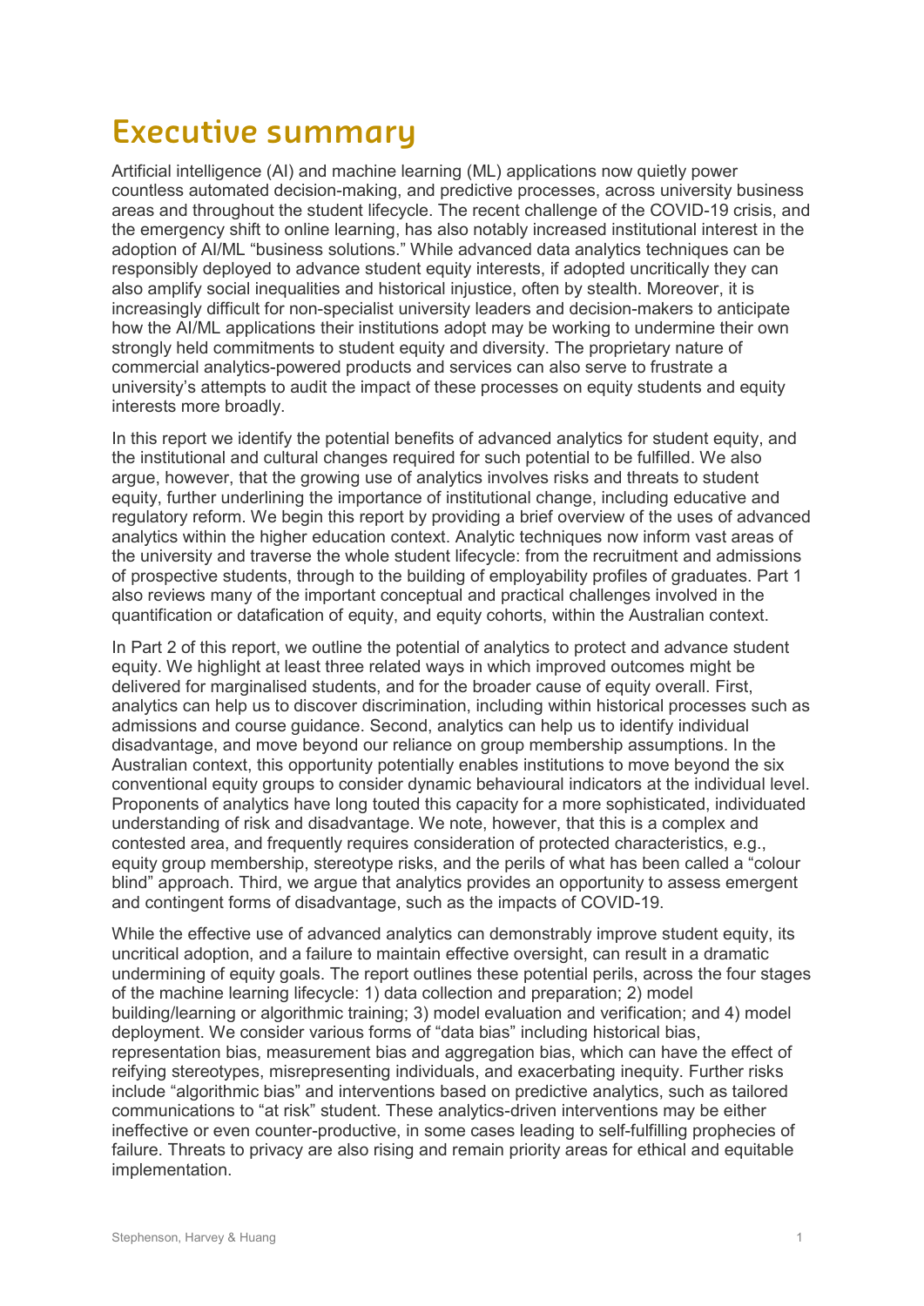# Executive summary

Artificial intelligence (AI) and machine learning (ML) applications now quietly power countless automated decision-making, and predictive processes, across university business areas and throughout the student lifecycle. The recent challenge of the COVID-19 crisis, and the emergency shift to online learning, has also notably increased institutional interest in the adoption of AI/ML "business solutions." While advanced data analytics techniques can be responsibly deployed to advance student equity interests, if adopted uncritically they can also amplify social inequalities and historical injustice, often by stealth. Moreover, it is increasingly difficult for non-specialist university leaders and decision-makers to anticipate how the AI/ML applications their institutions adopt may be working to undermine their own strongly held commitments to student equity and diversity. The proprietary nature of commercial analytics-powered products and services can also serve to frustrate a university's attempts to audit the impact of these processes on equity students and equity interests more broadly.

In this report we identify the potential benefits of advanced analytics for student equity, and the institutional and cultural changes required for such potential to be fulfilled. We also argue, however, that the growing use of analytics involves risks and threats to student equity, further underlining the importance of institutional change, including educative and regulatory reform. We begin this report by providing a brief overview of the uses of advanced analytics within the higher education context. Analytic techniques now inform vast areas of the university and traverse the whole student lifecycle: from the recruitment and admissions of prospective students, through to the building of employability profiles of graduates. Part 1 also reviews many of the important conceptual and practical challenges involved in the quantification or datafication of equity, and equity cohorts, within the Australian context.

In Part 2 of this report, we outline the potential of analytics to protect and advance student equity. We highlight at least three related ways in which improved outcomes might be delivered for marginalised students, and for the broader cause of equity overall. First, analytics can help us to discover discrimination, including within historical processes such as admissions and course guidance. Second, analytics can help us to identify individual disadvantage, and move beyond our reliance on group membership assumptions. In the Australian context, this opportunity potentially enables institutions to move beyond the six conventional equity groups to consider dynamic behavioural indicators at the individual level. Proponents of analytics have long touted this capacity for a more sophisticated, individuated understanding of risk and disadvantage. We note, however, that this is a complex and contested area, and frequently requires consideration of protected characteristics, e.g., equity group membership, stereotype risks, and the perils of what has been called a "colour blind" approach. Third, we argue that analytics provides an opportunity to assess emergent and contingent forms of disadvantage, such as the impacts of COVID-19.

While the effective use of advanced analytics can demonstrably improve student equity, its uncritical adoption, and a failure to maintain effective oversight, can result in a dramatic undermining of equity goals. The report outlines these potential perils, across the four stages of the machine learning lifecycle: 1) data collection and preparation; 2) model building/learning or algorithmic training; 3) model evaluation and verification; and 4) model deployment. We consider various forms of "data bias" including historical bias, representation bias, measurement bias and aggregation bias, which can have the effect of reifying stereotypes, misrepresenting individuals, and exacerbating inequity. Further risks include "algorithmic bias" and interventions based on predictive analytics, such as tailored communications to "at risk" student. These analytics-driven interventions may be either ineffective or even counter-productive, in some cases leading to self-fulfilling prophecies of failure. Threats to privacy are also rising and remain priority areas for ethical and equitable implementation.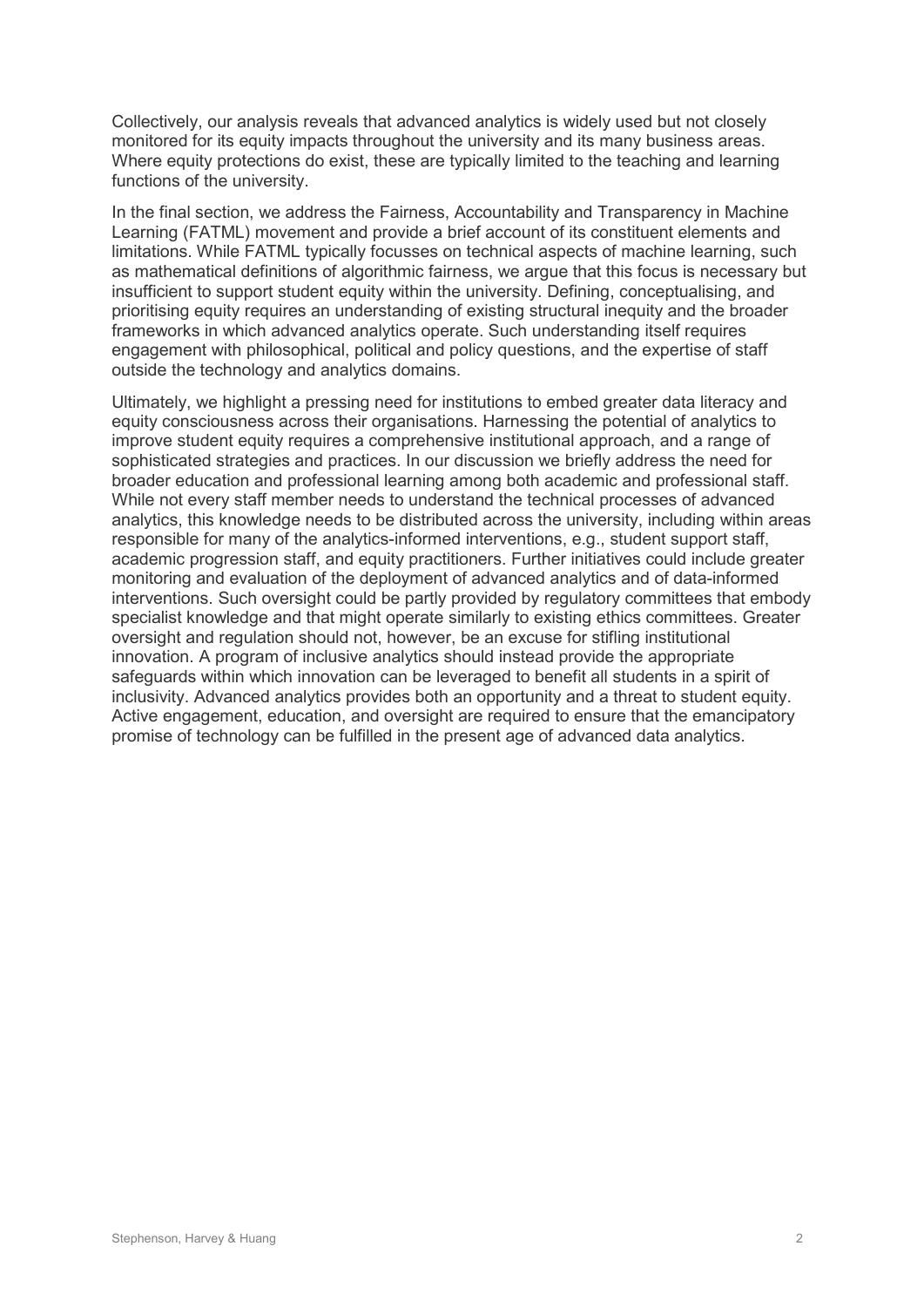Collectively, our analysis reveals that advanced analytics is widely used but not closely monitored for its equity impacts throughout the university and its many business areas. Where equity protections do exist, these are typically limited to the teaching and learning functions of the university.

In the final section, we address the Fairness, Accountability and Transparency in Machine Learning (FATML) movement and provide a brief account of its constituent elements and limitations. While FATML typically focusses on technical aspects of machine learning, such as mathematical definitions of algorithmic fairness, we argue that this focus is necessary but insufficient to support student equity within the university. Defining, conceptualising, and prioritising equity requires an understanding of existing structural inequity and the broader frameworks in which advanced analytics operate. Such understanding itself requires engagement with philosophical, political and policy questions, and the expertise of staff outside the technology and analytics domains.

Ultimately, we highlight a pressing need for institutions to embed greater data literacy and equity consciousness across their organisations. Harnessing the potential of analytics to improve student equity requires a comprehensive institutional approach, and a range of sophisticated strategies and practices. In our discussion we briefly address the need for broader education and professional learning among both academic and professional staff. While not every staff member needs to understand the technical processes of advanced analytics, this knowledge needs to be distributed across the university, including within areas responsible for many of the analytics-informed interventions, e.g., student support staff, academic progression staff, and equity practitioners. Further initiatives could include greater monitoring and evaluation of the deployment of advanced analytics and of data-informed interventions. Such oversight could be partly provided by regulatory committees that embody specialist knowledge and that might operate similarly to existing ethics committees. Greater oversight and regulation should not, however, be an excuse for stifling institutional innovation. A program of inclusive analytics should instead provide the appropriate safeguards within which innovation can be leveraged to benefit all students in a spirit of inclusivity. Advanced analytics provides both an opportunity and a threat to student equity. Active engagement, education, and oversight are required to ensure that the emancipatory promise of technology can be fulfilled in the present age of advanced data analytics.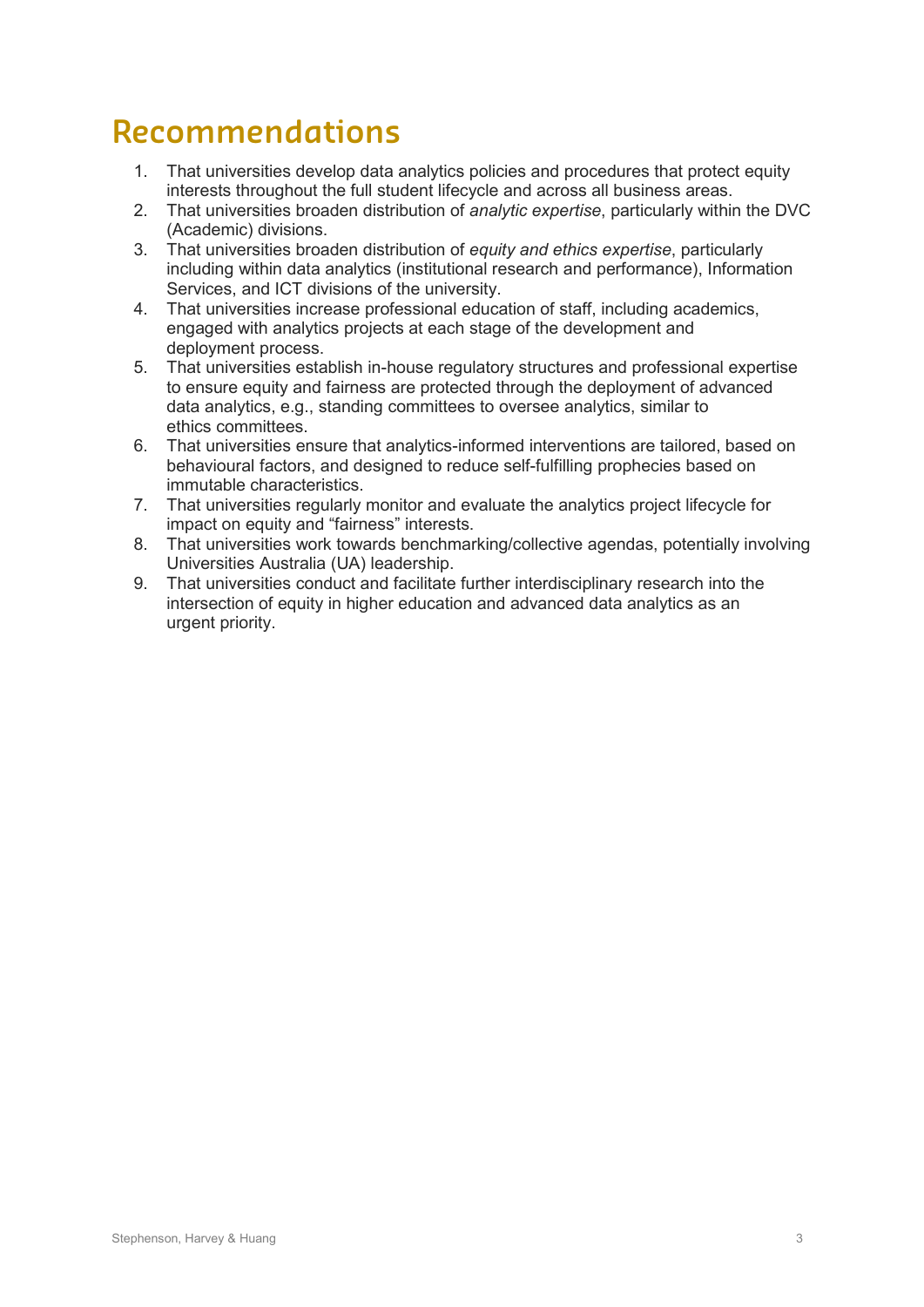# Recommendations

1. That universities develop data analytics policies and procedures that protect equity interests throughout the full student lifecycle and across all business areas.
2. That universities broaden distribution of *analytic expertise*, particularly within the DVC (Academic) divisions.
3. That universities broaden distribution of *equity and ethics expertise*, particularly including within data analytics (institutional research and performance), Information Services, and ICT divisions of the university.
4. That universities increase professional education of staff, including academics, engaged with analytics projects at each stage of the development and deployment process.
5. That universities establish in-house regulatory structures and professional expertise to ensure equity and fairness are protected through the deployment of advanced data analytics, e.g., standing committees to oversee analytics, similar to ethics committees.
6. That universities ensure that analytics-informed interventions are tailored, based on behavioural factors, and designed to reduce self-fulfilling prophecies based on immutable characteristics.
7. That universities regularly monitor and evaluate the analytics project lifecycle for impact on equity and "fairness" interests.
8. That universities work towards benchmarking/collective agendas, potentially involving Universities Australia (UA) leadership.
9. That universities conduct and facilitate further interdisciplinary research into the intersection of equity in higher education and advanced data analytics as an urgent priority.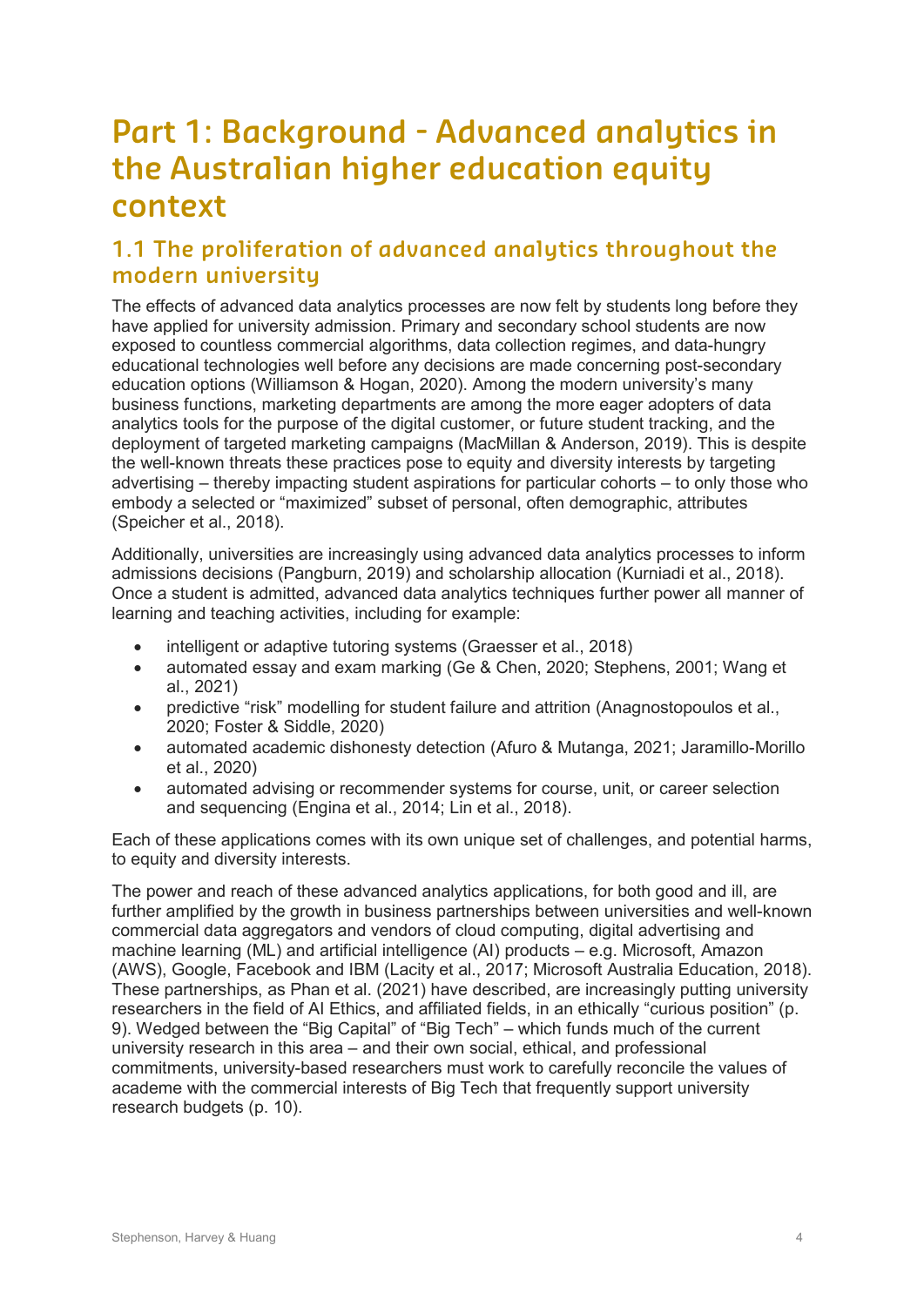# Part 1: Background - Advanced analytics in the Australian higher education equity context

## 1.1 The proliferation of advanced analytics throughout the modern university

The effects of advanced data analytics processes are now felt by students long before they have applied for university admission. Primary and secondary school students are now exposed to countless commercial algorithms, data collection regimes, and data-hungry educational technologies well before any decisions are made concerning post-secondary education options (Williamson & Hogan, 2020). Among the modern university's many business functions, marketing departments are among the more eager adopters of data analytics tools for the purpose of the digital customer, or future student tracking, and the deployment of targeted marketing campaigns (MacMillan & Anderson, 2019). This is despite the well-known threats these practices pose to equity and diversity interests by targeting advertising – thereby impacting student aspirations for particular cohorts – to only those who embody a selected or "maximized" subset of personal, often demographic, attributes (Speicher et al., 2018).

Additionally, universities are increasingly using advanced data analytics processes to inform admissions decisions (Pangburn, 2019) and scholarship allocation (Kurniadi et al., 2018). Once a student is admitted, advanced data analytics techniques further power all manner of learning and teaching activities, including for example:

- intelligent or adaptive tutoring systems (Graesser et al., 2018)
- automated essay and exam marking (Ge & Chen, 2020; Stephens, 2001; Wang et al., 2021)
- predictive "risk" modelling for student failure and attrition (Anagnostopoulos et al., 2020; Foster & Siddle, 2020)
- automated academic dishonesty detection (Afuro & Mutanga, 2021; Jaramillo-Morillo et al., 2020)
- automated advising or recommender systems for course, unit, or career selection and sequencing (Engina et al., 2014; Lin et al., 2018).

Each of these applications comes with its own unique set of challenges, and potential harms, to equity and diversity interests.

The power and reach of these advanced analytics applications, for both good and ill, are further amplified by the growth in business partnerships between universities and well-known commercial data aggregators and vendors of cloud computing, digital advertising and machine learning (ML) and artificial intelligence (AI) products – e.g. Microsoft, Amazon (AWS), Google, Facebook and IBM (Lacity et al., 2017; Microsoft Australia Education, 2018). These partnerships, as Phan et al. (2021) have described, are increasingly putting university researchers in the field of AI Ethics, and affiliated fields, in an ethically "curious position" (p. 9). Wedged between the "Big Capital" of "Big Tech" – which funds much of the current university research in this area – and their own social, ethical, and professional commitments, university-based researchers must work to carefully reconcile the values of academe with the commercial interests of Big Tech that frequently support university research budgets (p. 10).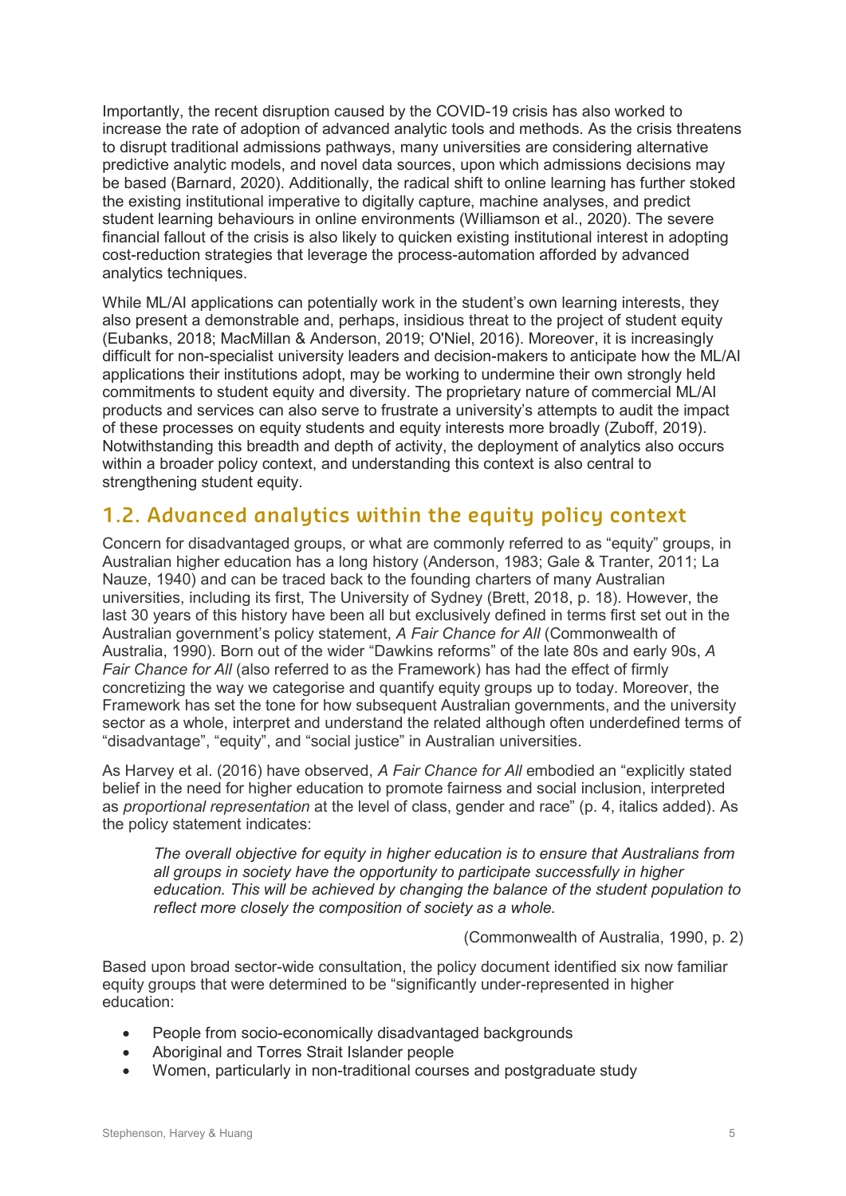Importantly, the recent disruption caused by the COVID-19 crisis has also worked to increase the rate of adoption of advanced analytic tools and methods. As the crisis threatens to disrupt traditional admissions pathways, many universities are considering alternative predictive analytic models, and novel data sources, upon which admissions decisions may be based (Barnard, 2020). Additionally, the radical shift to online learning has further stoked the existing institutional imperative to digitally capture, machine analyses, and predict student learning behaviours in online environments (Williamson et al., 2020). The severe financial fallout of the crisis is also likely to quicken existing institutional interest in adopting cost-reduction strategies that leverage the process-automation afforded by advanced analytics techniques.

While ML/AI applications can potentially work in the student's own learning interests, they also present a demonstrable and, perhaps, insidious threat to the project of student equity (Eubanks, 2018; MacMillan & Anderson, 2019; O'Niel, 2016). Moreover, it is increasingly difficult for non-specialist university leaders and decision-makers to anticipate how the ML/AI applications their institutions adopt, may be working to undermine their own strongly held commitments to student equity and diversity. The proprietary nature of commercial ML/AI products and services can also serve to frustrate a university's attempts to audit the impact of these processes on equity students and equity interests more broadly (Zuboff, 2019). Notwithstanding this breadth and depth of activity, the deployment of analytics also occurs within a broader policy context, and understanding this context is also central to strengthening student equity.

## 1.2. Advanced analytics within the equity policy context

Concern for disadvantaged groups, or what are commonly referred to as "equity" groups, in Australian higher education has a long history (Anderson, 1983; Gale & Tranter, 2011; La Nauze, 1940) and can be traced back to the founding charters of many Australian universities, including its first, The University of Sydney (Brett, 2018, p. 18). However, the last 30 years of this history have been all but exclusively defined in terms first set out in the Australian government's policy statement, *A Fair Chance for All* (Commonwealth of Australia, 1990). Born out of the wider "Dawkins reforms" of the late 80s and early 90s, *A Fair Chance for All* (also referred to as the Framework) has had the effect of firmly concretizing the way we categorise and quantify equity groups up to today. Moreover, the Framework has set the tone for how subsequent Australian governments, and the university sector as a whole, interpret and understand the related although often underdefined terms of "disadvantage", "equity", and "social justice" in Australian universities.

As Harvey et al. (2016) have observed, *A Fair Chance for All* embodied an "explicitly stated belief in the need for higher education to promote fairness and social inclusion, interpreted as *proportional representation* at the level of class, gender and race" (p. 4, italics added). As the policy statement indicates:

> *The overall objective for equity in higher education is to ensure that Australians from all groups in society have the opportunity to participate successfully in higher education. This will be achieved by changing the balance of the student population to reflect more closely the composition of society as a whole.*
>
> (Commonwealth of Australia, 1990, p. 2)

Based upon broad sector-wide consultation, the policy document identified six now familiar equity groups that were determined to be "significantly under-represented in higher education:

- People from socio-economically disadvantaged backgrounds
- Aboriginal and Torres Strait Islander people
- Women, particularly in non-traditional courses and postgraduate study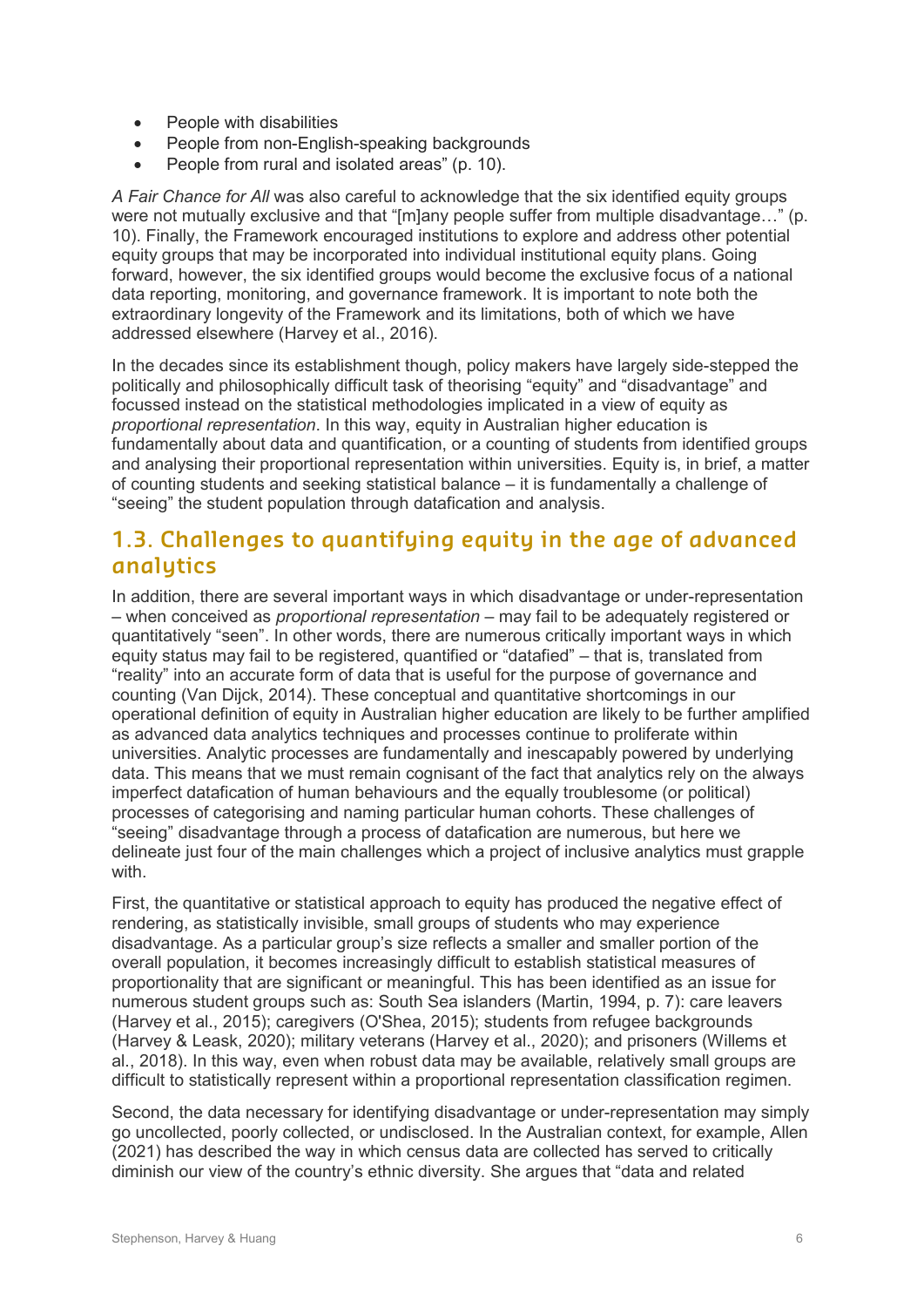- People with disabilities
- People from non-English-speaking backgrounds
- People from rural and isolated areas" (p. 10).

*A Fair Chance for All* was also careful to acknowledge that the six identified equity groups were not mutually exclusive and that "[m]any people suffer from multiple disadvantage…" (p. 10). Finally, the Framework encouraged institutions to explore and address other potential equity groups that may be incorporated into individual institutional equity plans. Going forward, however, the six identified groups would become the exclusive focus of a national data reporting, monitoring, and governance framework. It is important to note both the extraordinary longevity of the Framework and its limitations, both of which we have addressed elsewhere (Harvey et al., 2016).

In the decades since its establishment though, policy makers have largely side-stepped the politically and philosophically difficult task of theorising "equity" and "disadvantage" and focussed instead on the statistical methodologies implicated in a view of equity as *proportional representation*. In this way, equity in Australian higher education is fundamentally about data and quantification, or a counting of students from identified groups and analysing their proportional representation within universities. Equity is, in brief, a matter of counting students and seeking statistical balance – it is fundamentally a challenge of "seeing" the student population through datafication and analysis.

## 1.3. Challenges to quantifying equity in the age of advanced analytics

In addition, there are several important ways in which disadvantage or under-representation – when conceived as *proportional representation* – may fail to be adequately registered or quantitatively "seen". In other words, there are numerous critically important ways in which equity status may fail to be registered, quantified or "datafied" – that is, translated from "reality" into an accurate form of data that is useful for the purpose of governance and counting (Van Dijck, 2014). These conceptual and quantitative shortcomings in our operational definition of equity in Australian higher education are likely to be further amplified as advanced data analytics techniques and processes continue to proliferate within universities. Analytic processes are fundamentally and inescapably powered by underlying data. This means that we must remain cognisant of the fact that analytics rely on the always imperfect datafication of human behaviours and the equally troublesome (or political) processes of categorising and naming particular human cohorts. These challenges of "seeing" disadvantage through a process of datafication are numerous, but here we delineate just four of the main challenges which a project of inclusive analytics must grapple with.

First, the quantitative or statistical approach to equity has produced the negative effect of rendering, as statistically invisible, small groups of students who may experience disadvantage. As a particular group's size reflects a smaller and smaller portion of the overall population, it becomes increasingly difficult to establish statistical measures of proportionality that are significant or meaningful. This has been identified as an issue for numerous student groups such as: South Sea islanders (Martin, 1994, p. 7): care leavers (Harvey et al., 2015); caregivers (O'Shea, 2015); students from refugee backgrounds (Harvey & Leask, 2020); military veterans (Harvey et al., 2020); and prisoners (Willems et al., 2018). In this way, even when robust data may be available, relatively small groups are difficult to statistically represent within a proportional representation classification regimen.

Second, the data necessary for identifying disadvantage or under-representation may simply go uncollected, poorly collected, or undisclosed. In the Australian context, for example, Allen (2021) has described the way in which census data are collected has served to critically diminish our view of the country's ethnic diversity. She argues that "data and related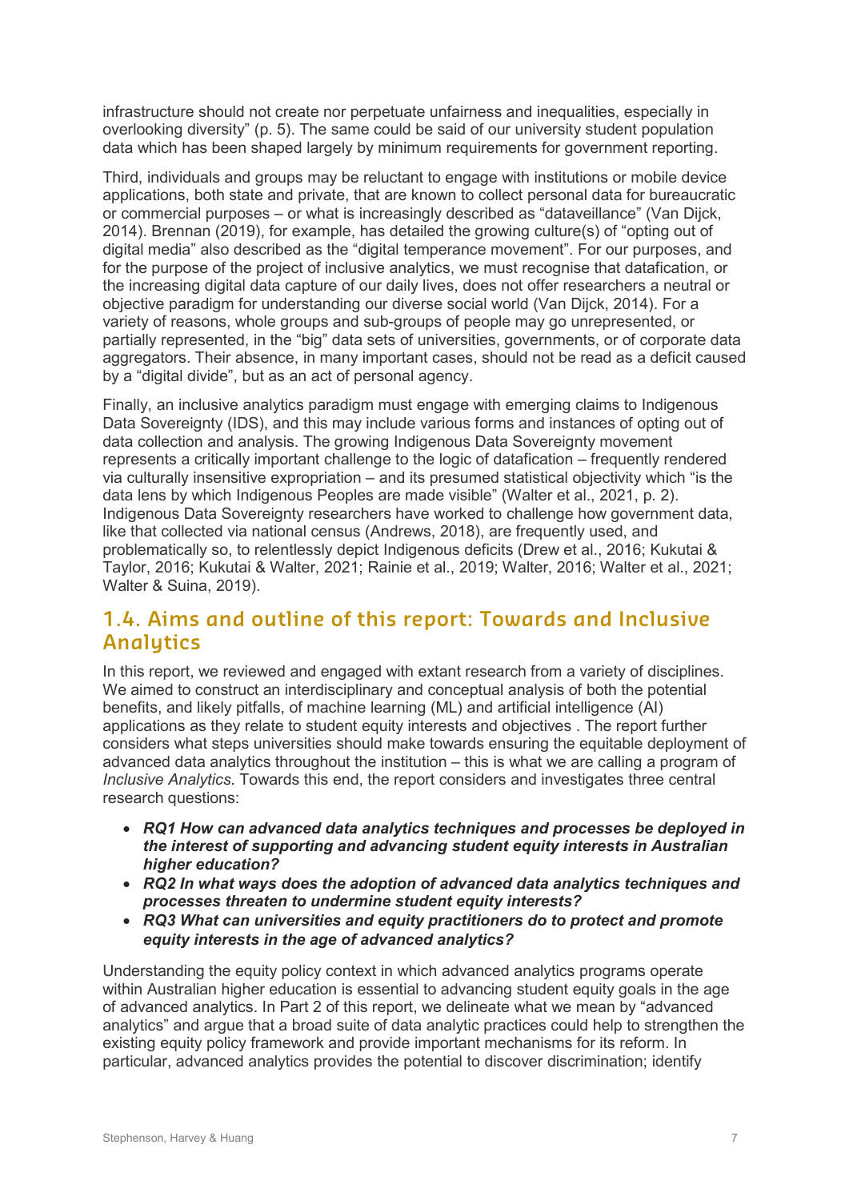infrastructure should not create nor perpetuate unfairness and inequalities, especially in overlooking diversity" (p. 5). The same could be said of our university student population data which has been shaped largely by minimum requirements for government reporting.

Third, individuals and groups may be reluctant to engage with institutions or mobile device applications, both state and private, that are known to collect personal data for bureaucratic or commercial purposes – or what is increasingly described as "dataveillance" (Van Dijck, 2014). Brennan (2019), for example, has detailed the growing culture(s) of "opting out of digital media" also described as the "digital temperance movement". For our purposes, and for the purpose of the project of inclusive analytics, we must recognise that datafication, or the increasing digital data capture of our daily lives, does not offer researchers a neutral or objective paradigm for understanding our diverse social world (Van Dijck, 2014). For a variety of reasons, whole groups and sub-groups of people may go unrepresented, or partially represented, in the "big" data sets of universities, governments, or of corporate data aggregators. Their absence, in many important cases, should not be read as a deficit caused by a "digital divide", but as an act of personal agency.

Finally, an inclusive analytics paradigm must engage with emerging claims to Indigenous Data Sovereignty (IDS), and this may include various forms and instances of opting out of data collection and analysis. The growing Indigenous Data Sovereignty movement represents a critically important challenge to the logic of datafication – frequently rendered via culturally insensitive expropriation – and its presumed statistical objectivity which "is the data lens by which Indigenous Peoples are made visible" (Walter et al., 2021, p. 2). Indigenous Data Sovereignty researchers have worked to challenge how government data, like that collected via national census (Andrews, 2018), are frequently used, and problematically so, to relentlessly depict Indigenous deficits (Drew et al., 2016; Kukutai & Taylor, 2016; Kukutai & Walter, 2021; Rainie et al., 2019; Walter, 2016; Walter et al., 2021; Walter & Suina, 2019).

## 1.4. Aims and outline of this report: Towards and Inclusive Analytics

In this report, we reviewed and engaged with extant research from a variety of disciplines. We aimed to construct an interdisciplinary and conceptual analysis of both the potential benefits, and likely pitfalls, of machine learning (ML) and artificial intelligence (AI) applications as they relate to student equity interests and objectives . The report further considers what steps universities should make towards ensuring the equitable deployment of advanced data analytics throughout the institution – this is what we are calling a program of *Inclusive Analytics*. Towards this end, the report considers and investigates three central research questions:

- ***RQ1 How can advanced data analytics techniques and processes be deployed in the interest of supporting and advancing student equity interests in Australian higher education?***
- ***RQ2 In what ways does the adoption of advanced data analytics techniques and processes threaten to undermine student equity interests?***
- ***RQ3 What can universities and equity practitioners do to protect and promote equity interests in the age of advanced analytics?***

Understanding the equity policy context in which advanced analytics programs operate within Australian higher education is essential to advancing student equity goals in the age of advanced analytics. In Part 2 of this report, we delineate what we mean by "advanced analytics" and argue that a broad suite of data analytic practices could help to strengthen the existing equity policy framework and provide important mechanisms for its reform. In particular, advanced analytics provides the potential to discover discrimination; identify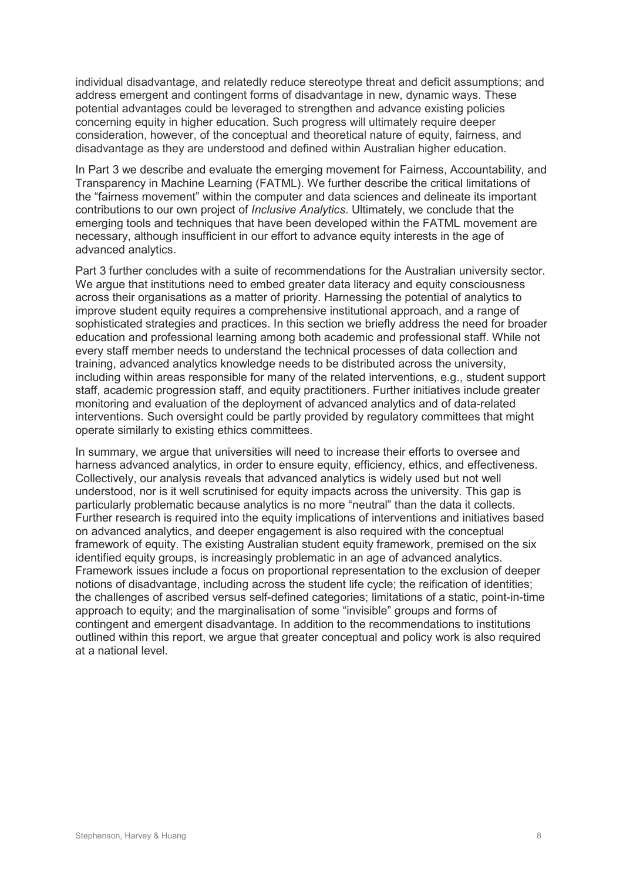individual disadvantage, and relatedly reduce stereotype threat and deficit assumptions; and address emergent and contingent forms of disadvantage in new, dynamic ways. These potential advantages could be leveraged to strengthen and advance existing policies concerning equity in higher education. Such progress will ultimately require deeper consideration, however, of the conceptual and theoretical nature of equity, fairness, and disadvantage as they are understood and defined within Australian higher education.

In Part 3 we describe and evaluate the emerging movement for Fairness, Accountability, and Transparency in Machine Learning (FATML). We further describe the critical limitations of the "fairness movement" within the computer and data sciences and delineate its important contributions to our own project of *Inclusive Analytics*. Ultimately, we conclude that the emerging tools and techniques that have been developed within the FATML movement are necessary, although insufficient in our effort to advance equity interests in the age of advanced analytics.

Part 3 further concludes with a suite of recommendations for the Australian university sector. We argue that institutions need to embed greater data literacy and equity consciousness across their organisations as a matter of priority. Harnessing the potential of analytics to improve student equity requires a comprehensive institutional approach, and a range of sophisticated strategies and practices. In this section we briefly address the need for broader education and professional learning among both academic and professional staff. While not every staff member needs to understand the technical processes of data collection and training, advanced analytics knowledge needs to be distributed across the university, including within areas responsible for many of the related interventions, e.g., student support staff, academic progression staff, and equity practitioners. Further initiatives include greater monitoring and evaluation of the deployment of advanced analytics and of data-related interventions. Such oversight could be partly provided by regulatory committees that might operate similarly to existing ethics committees.

In summary, we argue that universities will need to increase their efforts to oversee and harness advanced analytics, in order to ensure equity, efficiency, ethics, and effectiveness. Collectively, our analysis reveals that advanced analytics is widely used but not well understood, nor is it well scrutinised for equity impacts across the university. This gap is particularly problematic because analytics is no more "neutral" than the data it collects. Further research is required into the equity implications of interventions and initiatives based on advanced analytics, and deeper engagement is also required with the conceptual framework of equity. The existing Australian student equity framework, premised on the six identified equity groups, is increasingly problematic in an age of advanced analytics. Framework issues include a focus on proportional representation to the exclusion of deeper notions of disadvantage, including across the student life cycle; the reification of identities; the challenges of ascribed versus self-defined categories; limitations of a static, point-in-time approach to equity; and the marginalisation of some "invisible" groups and forms of contingent and emergent disadvantage. In addition to the recommendations to institutions outlined within this report, we argue that greater conceptual and policy work is also required at a national level.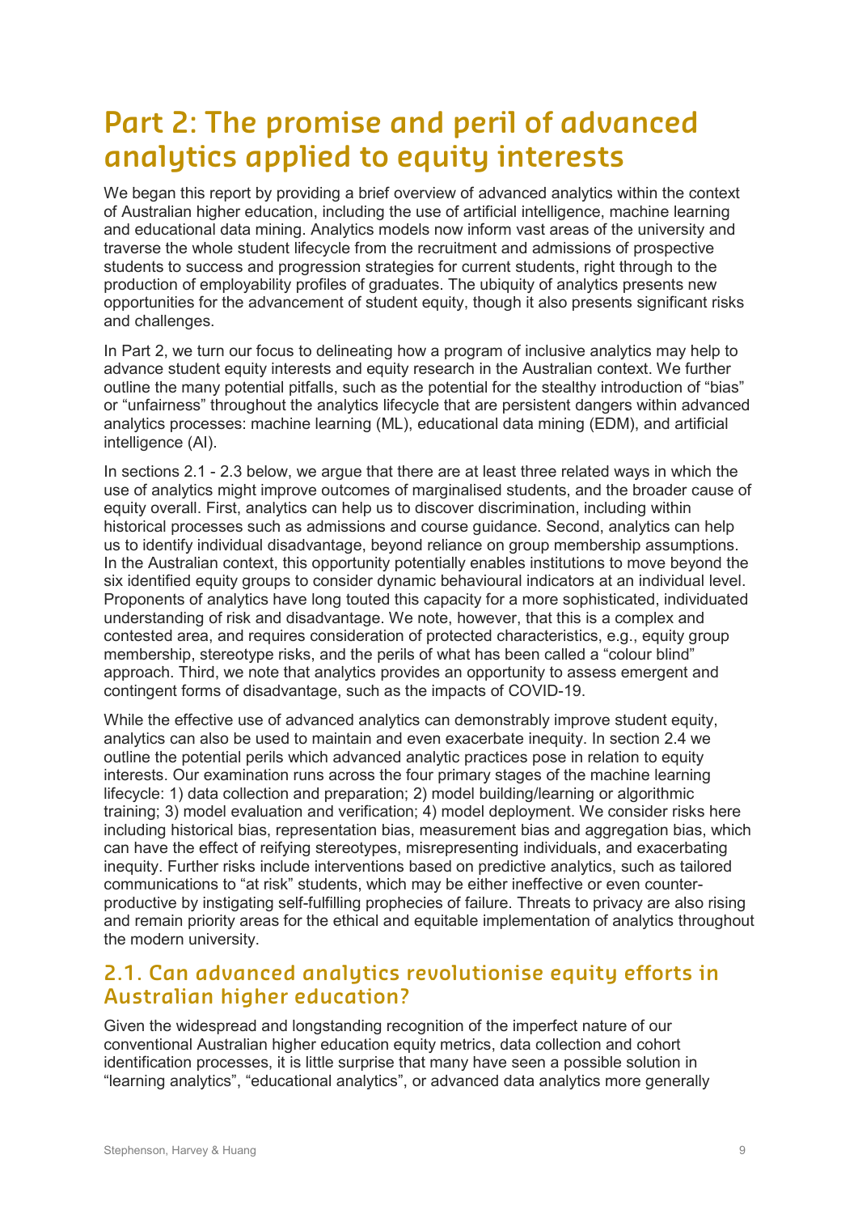# Part 2: The promise and peril of advanced analytics applied to equity interests

We began this report by providing a brief overview of advanced analytics within the context of Australian higher education, including the use of artificial intelligence, machine learning and educational data mining. Analytics models now inform vast areas of the university and traverse the whole student lifecycle from the recruitment and admissions of prospective students to success and progression strategies for current students, right through to the production of employability profiles of graduates. The ubiquity of analytics presents new opportunities for the advancement of student equity, though it also presents significant risks and challenges.

In Part 2, we turn our focus to delineating how a program of inclusive analytics may help to advance student equity interests and equity research in the Australian context. We further outline the many potential pitfalls, such as the potential for the stealthy introduction of "bias" or "unfairness" throughout the analytics lifecycle that are persistent dangers within advanced analytics processes: machine learning (ML), educational data mining (EDM), and artificial intelligence (AI).

In sections 2.1 - 2.3 below, we argue that there are at least three related ways in which the use of analytics might improve outcomes of marginalised students, and the broader cause of equity overall. First, analytics can help us to discover discrimination, including within historical processes such as admissions and course guidance. Second, analytics can help us to identify individual disadvantage, beyond reliance on group membership assumptions. In the Australian context, this opportunity potentially enables institutions to move beyond the six identified equity groups to consider dynamic behavioural indicators at an individual level. Proponents of analytics have long touted this capacity for a more sophisticated, individuated understanding of risk and disadvantage. We note, however, that this is a complex and contested area, and requires consideration of protected characteristics, e.g., equity group membership, stereotype risks, and the perils of what has been called a "colour blind" approach. Third, we note that analytics provides an opportunity to assess emergent and contingent forms of disadvantage, such as the impacts of COVID-19.

While the effective use of advanced analytics can demonstrably improve student equity, analytics can also be used to maintain and even exacerbate inequity. In section 2.4 we outline the potential perils which advanced analytic practices pose in relation to equity interests. Our examination runs across the four primary stages of the machine learning lifecycle: 1) data collection and preparation; 2) model building/learning or algorithmic training; 3) model evaluation and verification; 4) model deployment. We consider risks here including historical bias, representation bias, measurement bias and aggregation bias, which can have the effect of reifying stereotypes, misrepresenting individuals, and exacerbating inequity. Further risks include interventions based on predictive analytics, such as tailored communications to "at risk" students, which may be either ineffective or even counter-productive by instigating self-fulfilling prophecies of failure. Threats to privacy are also rising and remain priority areas for the ethical and equitable implementation of analytics throughout the modern university.

## 2.1. Can advanced analytics revolutionise equity efforts in Australian higher education?

Given the widespread and longstanding recognition of the imperfect nature of our conventional Australian higher education equity metrics, data collection and cohort identification processes, it is little surprise that many have seen a possible solution in "learning analytics", "educational analytics", or advanced data analytics more generally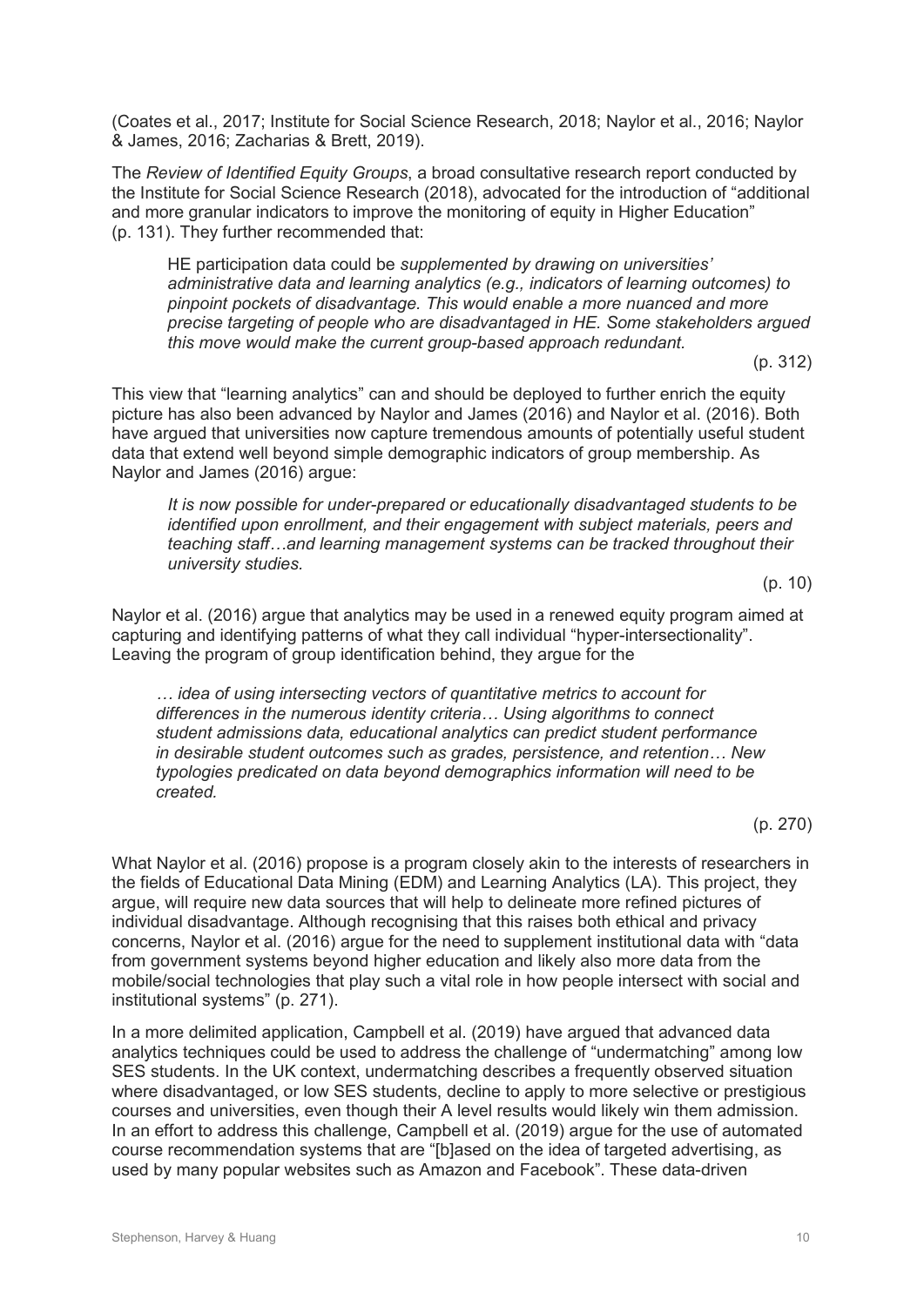(Coates et al., 2017; Institute for Social Science Research, 2018; Naylor et al., 2016; Naylor & James, 2016; Zacharias & Brett, 2019).

The *Review of Identified Equity Groups*, a broad consultative research report conducted by the Institute for Social Science Research (2018), advocated for the introduction of "additional and more granular indicators to improve the monitoring of equity in Higher Education" (p. 131). They further recommended that:

> HE participation data could be *supplemented by drawing on universities' administrative data and learning analytics (e.g., indicators of learning outcomes) to pinpoint pockets of disadvantage. This would enable a more nuanced and more precise targeting of people who are disadvantaged in HE. Some stakeholders argued this move would make the current group-based approach redundant.*
>
> (p. 312)

This view that "learning analytics" can and should be deployed to further enrich the equity picture has also been advanced by Naylor and James (2016) and Naylor et al. (2016). Both have argued that universities now capture tremendous amounts of potentially useful student data that extend well beyond simple demographic indicators of group membership. As Naylor and James (2016) argue:

> *It is now possible for under-prepared or educationally disadvantaged students to be identified upon enrollment, and their engagement with subject materials, peers and teaching staff…and learning management systems can be tracked throughout their university studies.*
>
> (p. 10)

Naylor et al. (2016) argue that analytics may be used in a renewed equity program aimed at capturing and identifying patterns of what they call individual "hyper-intersectionality". Leaving the program of group identification behind, they argue for the

> *… idea of using intersecting vectors of quantitative metrics to account for differences in the numerous identity criteria… Using algorithms to connect student admissions data, educational analytics can predict student performance in desirable student outcomes such as grades, persistence, and retention… New typologies predicated on data beyond demographics information will need to be created.*
>
> (p. 270)

What Naylor et al. (2016) propose is a program closely akin to the interests of researchers in the fields of Educational Data Mining (EDM) and Learning Analytics (LA). This project, they argue, will require new data sources that will help to delineate more refined pictures of individual disadvantage. Although recognising that this raises both ethical and privacy concerns, Naylor et al. (2016) argue for the need to supplement institutional data with "data from government systems beyond higher education and likely also more data from the mobile/social technologies that play such a vital role in how people intersect with social and institutional systems" (p. 271).

In a more delimited application, Campbell et al. (2019) have argued that advanced data analytics techniques could be used to address the challenge of "undermatching" among low SES students. In the UK context, undermatching describes a frequently observed situation where disadvantaged, or low SES students, decline to apply to more selective or prestigious courses and universities, even though their A level results would likely win them admission. In an effort to address this challenge, Campbell et al. (2019) argue for the use of automated course recommendation systems that are "[b]ased on the idea of targeted advertising, as used by many popular websites such as Amazon and Facebook". These data-driven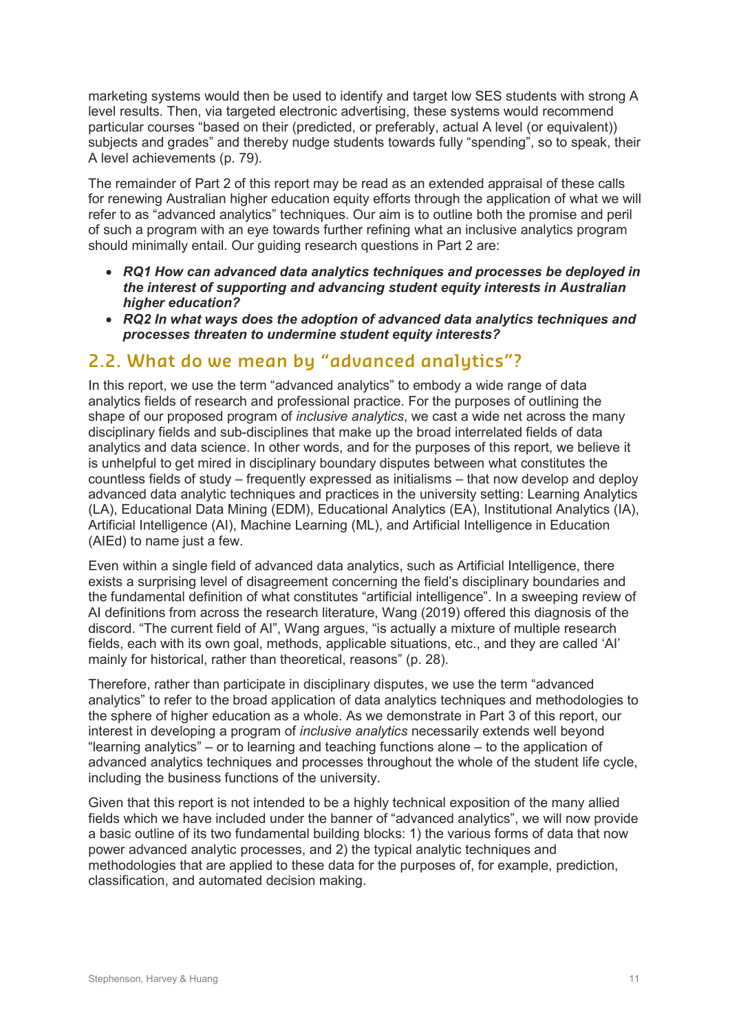marketing systems would then be used to identify and target low SES students with strong A level results. Then, via targeted electronic advertising, these systems would recommend particular courses "based on their (predicted, or preferably, actual A level (or equivalent)) subjects and grades" and thereby nudge students towards fully "spending", so to speak, their A level achievements (p. 79).

The remainder of Part 2 of this report may be read as an extended appraisal of these calls for renewing Australian higher education equity efforts through the application of what we will refer to as "advanced analytics" techniques. Our aim is to outline both the promise and peril of such a program with an eye towards further refining what an inclusive analytics program should minimally entail. Our guiding research questions in Part 2 are:

- ***RQ1 How can advanced data analytics techniques and processes be deployed in the interest of supporting and advancing student equity interests in Australian higher education?***
- ***RQ2 In what ways does the adoption of advanced data analytics techniques and processes threaten to undermine student equity interests?***

## 2.2. What do we mean by "advanced analytics"?

In this report, we use the term "advanced analytics" to embody a wide range of data analytics fields of research and professional practice. For the purposes of outlining the shape of our proposed program of *inclusive analytics*, we cast a wide net across the many disciplinary fields and sub-disciplines that make up the broad interrelated fields of data analytics and data science. In other words, and for the purposes of this report, we believe it is unhelpful to get mired in disciplinary boundary disputes between what constitutes the countless fields of study – frequently expressed as initialisms – that now develop and deploy advanced data analytic techniques and practices in the university setting: Learning Analytics (LA), Educational Data Mining (EDM), Educational Analytics (EA), Institutional Analytics (IA), Artificial Intelligence (AI), Machine Learning (ML), and Artificial Intelligence in Education (AIEd) to name just a few.

Even within a single field of advanced data analytics, such as Artificial Intelligence, there exists a surprising level of disagreement concerning the field's disciplinary boundaries and the fundamental definition of what constitutes "artificial intelligence". In a sweeping review of AI definitions from across the research literature, Wang (2019) offered this diagnosis of the discord. "The current field of AI", Wang argues, "is actually a mixture of multiple research fields, each with its own goal, methods, applicable situations, etc., and they are called 'AI' mainly for historical, rather than theoretical, reasons" (p. 28).

Therefore, rather than participate in disciplinary disputes, we use the term "advanced analytics" to refer to the broad application of data analytics techniques and methodologies to the sphere of higher education as a whole. As we demonstrate in Part 3 of this report, our interest in developing a program of *inclusive analytics* necessarily extends well beyond "learning analytics" – or to learning and teaching functions alone – to the application of advanced analytics techniques and processes throughout the whole of the student life cycle, including the business functions of the university.

Given that this report is not intended to be a highly technical exposition of the many allied fields which we have included under the banner of "advanced analytics", we will now provide a basic outline of its two fundamental building blocks: 1) the various forms of data that now power advanced analytic processes, and 2) the typical analytic techniques and methodologies that are applied to these data for the purposes of, for example, prediction, classification, and automated decision making.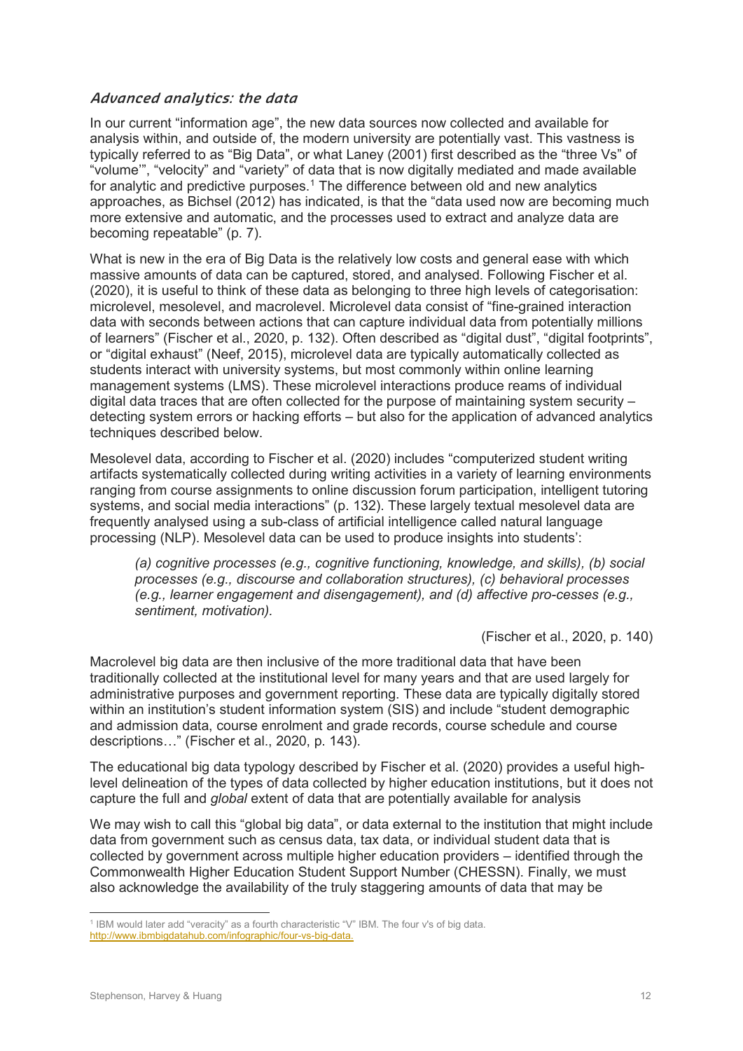### *Advanced analytics: the data*

In our current "information age", the new data sources now collected and available for analysis within, and outside of, the modern university are potentially vast. This vastness is typically referred to as "Big Data", or what Laney (2001) first described as the "three Vs" of "volume'", "velocity" and "variety" of data that is now digitally mediated and made available for analytic and predictive purposes.[1] The difference between old and new analytics approaches, as Bichsel (2012) has indicated, is that the "data used now are becoming much more extensive and automatic, and the processes used to extract and analyze data are becoming repeatable" (p. 7).

What is new in the era of Big Data is the relatively low costs and general ease with which massive amounts of data can be captured, stored, and analysed. Following Fischer et al. (2020), it is useful to think of these data as belonging to three high levels of categorisation: microlevel, mesolevel, and macrolevel. Microlevel data consist of "fine-grained interaction data with seconds between actions that can capture individual data from potentially millions of learners" (Fischer et al., 2020, p. 132). Often described as "digital dust", "digital footprints", or "digital exhaust" (Neef, 2015), microlevel data are typically automatically collected as students interact with university systems, but most commonly within online learning management systems (LMS). These microlevel interactions produce reams of individual digital data traces that are often collected for the purpose of maintaining system security – detecting system errors or hacking efforts – but also for the application of advanced analytics techniques described below.

Mesolevel data, according to Fischer et al. (2020) includes "computerized student writing artifacts systematically collected during writing activities in a variety of learning environments ranging from course assignments to online discussion forum participation, intelligent tutoring systems, and social media interactions" (p. 132). These largely textual mesolevel data are frequently analysed using a sub-class of artificial intelligence called natural language processing (NLP). Mesolevel data can be used to produce insights into students':

> *(a) cognitive processes (e.g., cognitive functioning, knowledge, and skills), (b) social processes (e.g., discourse and collaboration structures), (c) behavioral processes (e.g., learner engagement and disengagement), and (d) affective pro-cesses (e.g., sentiment, motivation).*
>
> (Fischer et al., 2020, p. 140)

Macrolevel big data are then inclusive of the more traditional data that have been traditionally collected at the institutional level for many years and that are used largely for administrative purposes and government reporting. These data are typically digitally stored within an institution's student information system (SIS) and include "student demographic and admission data, course enrolment and grade records, course schedule and course descriptions…" (Fischer et al., 2020, p. 143).

The educational big data typology described by Fischer et al. (2020) provides a useful high-level delineation of the types of data collected by higher education institutions, but it does not capture the full and *global* extent of data that are potentially available for analysis

We may wish to call this "global big data", or data external to the institution that might include data from government such as census data, tax data, or individual student data that is collected by government across multiple higher education providers – identified through the Commonwealth Higher Education Student Support Number (CHESSN). Finally, we must also acknowledge the availability of the truly staggering amounts of data that may be

[1] IBM would later add "veracity" as a fourth characteristic "V" IBM. The four v's of big data. http://www.ibmbigdatahub.com/infographic/four-vs-big-data.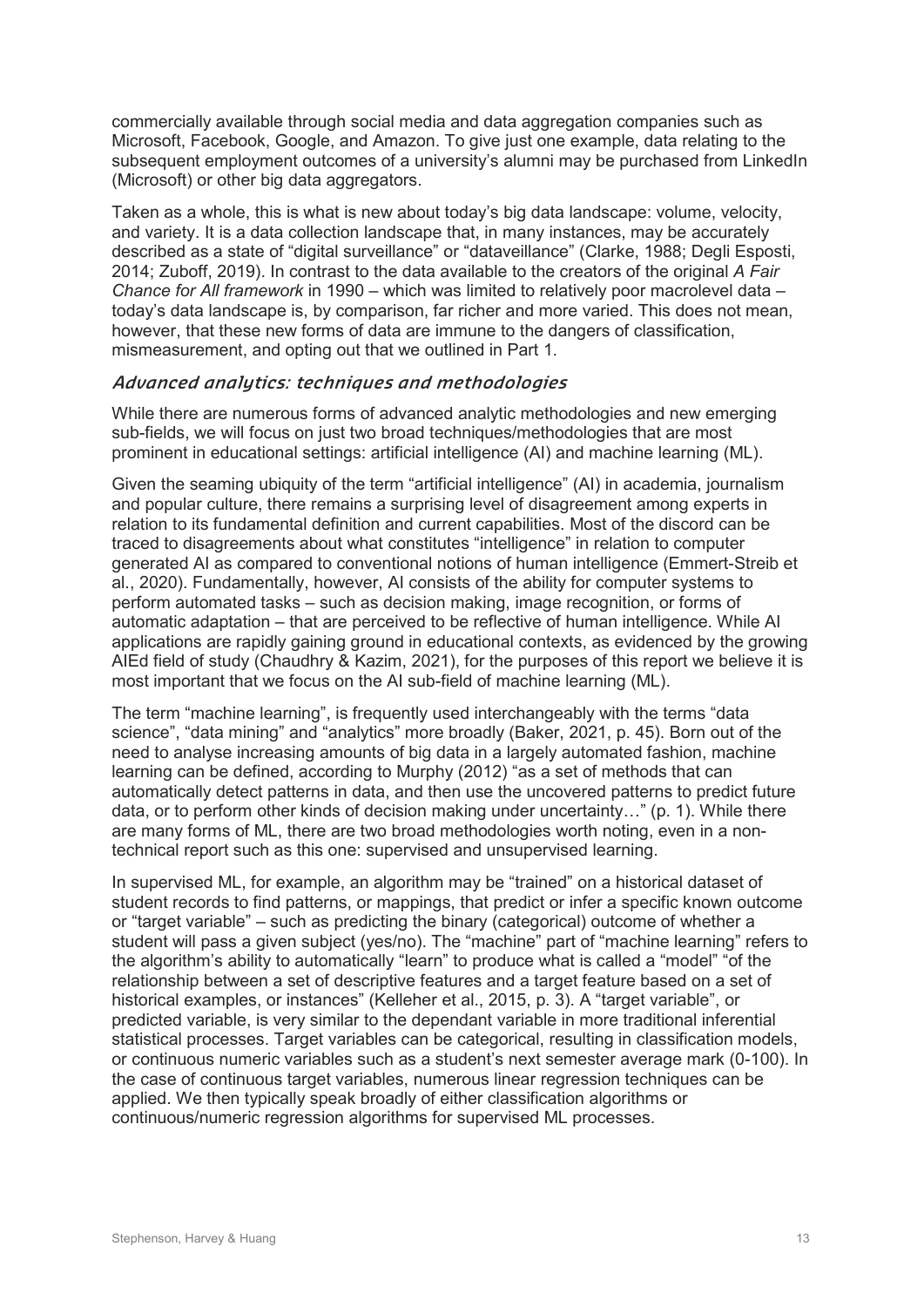commercially available through social media and data aggregation companies such as Microsoft, Facebook, Google, and Amazon. To give just one example, data relating to the subsequent employment outcomes of a university's alumni may be purchased from LinkedIn (Microsoft) or other big data aggregators.

Taken as a whole, this is what is new about today's big data landscape: volume, velocity, and variety. It is a data collection landscape that, in many instances, may be accurately described as a state of "digital surveillance" or "dataveillance" (Clarke, 1988; Degli Esposti, 2014; Zuboff, 2019). In contrast to the data available to the creators of the original *A Fair Chance for All framework* in 1990 – which was limited to relatively poor macrolevel data – today's data landscape is, by comparison, far richer and more varied. This does not mean, however, that these new forms of data are immune to the dangers of classification, mismeasurement, and opting out that we outlined in Part 1.

### *Advanced analytics: techniques and methodologies*

While there are numerous forms of advanced analytic methodologies and new emerging sub-fields, we will focus on just two broad techniques/methodologies that are most prominent in educational settings: artificial intelligence (AI) and machine learning (ML).

Given the seaming ubiquity of the term "artificial intelligence" (AI) in academia, journalism and popular culture, there remains a surprising level of disagreement among experts in relation to its fundamental definition and current capabilities. Most of the discord can be traced to disagreements about what constitutes "intelligence" in relation to computer generated AI as compared to conventional notions of human intelligence (Emmert-Streib et al., 2020). Fundamentally, however, AI consists of the ability for computer systems to perform automated tasks – such as decision making, image recognition, or forms of automatic adaptation – that are perceived to be reflective of human intelligence. While AI applications are rapidly gaining ground in educational contexts, as evidenced by the growing AIEd field of study (Chaudhry & Kazim, 2021), for the purposes of this report we believe it is most important that we focus on the AI sub-field of machine learning (ML).

The term "machine learning", is frequently used interchangeably with the terms "data science", "data mining" and "analytics" more broadly (Baker, 2021, p. 45). Born out of the need to analyse increasing amounts of big data in a largely automated fashion, machine learning can be defined, according to Murphy (2012) "as a set of methods that can automatically detect patterns in data, and then use the uncovered patterns to predict future data, or to perform other kinds of decision making under uncertainty…" (p. 1). While there are many forms of ML, there are two broad methodologies worth noting, even in a non-technical report such as this one: supervised and unsupervised learning.

In supervised ML, for example, an algorithm may be "trained" on a historical dataset of student records to find patterns, or mappings, that predict or infer a specific known outcome or "target variable" – such as predicting the binary (categorical) outcome of whether a student will pass a given subject (yes/no). The "machine" part of "machine learning" refers to the algorithm's ability to automatically "learn" to produce what is called a "model" "of the relationship between a set of descriptive features and a target feature based on a set of historical examples, or instances" (Kelleher et al., 2015, p. 3). A "target variable", or predicted variable, is very similar to the dependant variable in more traditional inferential statistical processes. Target variables can be categorical, resulting in classification models, or continuous numeric variables such as a student's next semester average mark (0-100). In the case of continuous target variables, numerous linear regression techniques can be applied. We then typically speak broadly of either classification algorithms or continuous/numeric regression algorithms for supervised ML processes.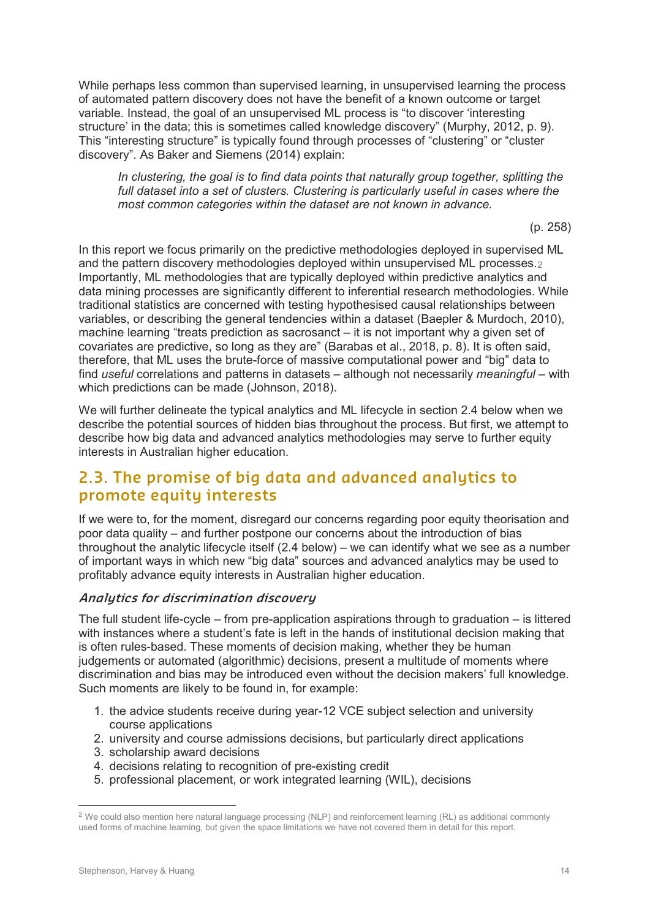While perhaps less common than supervised learning, in unsupervised learning the process of automated pattern discovery does not have the benefit of a known outcome or target variable. Instead, the goal of an unsupervised ML process is "to discover 'interesting structure' in the data; this is sometimes called knowledge discovery" (Murphy, 2012, p. 9). This "interesting structure" is typically found through processes of "clustering" or "cluster discovery". As Baker and Siemens (2014) explain:

> *In clustering, the goal is to find data points that naturally group together, splitting the full dataset into a set of clusters. Clustering is particularly useful in cases where the most common categories within the dataset are not known in advance.*
>
> (p. 258)

In this report we focus primarily on the predictive methodologies deployed in supervised ML and the pattern discovery methodologies deployed within unsupervised ML processes.[2] Importantly, ML methodologies that are typically deployed within predictive analytics and data mining processes are significantly different to inferential research methodologies. While traditional statistics are concerned with testing hypothesised causal relationships between variables, or describing the general tendencies within a dataset (Baepler & Murdoch, 2010), machine learning "treats prediction as sacrosanct – it is not important why a given set of covariates are predictive, so long as they are" (Barabas et al., 2018, p. 8). It is often said, therefore, that ML uses the brute-force of massive computational power and "big" data to find *useful* correlations and patterns in datasets – although not necessarily *meaningful* – with which predictions can be made (Johnson, 2018).

We will further delineate the typical analytics and ML lifecycle in section 2.4 below when we describe the potential sources of hidden bias throughout the process. But first, we attempt to describe how big data and advanced analytics methodologies may serve to further equity interests in Australian higher education.

## 2.3. The promise of big data and advanced analytics to promote equity interests

If we were to, for the moment, disregard our concerns regarding poor equity theorisation and poor data quality – and further postpone our concerns about the introduction of bias throughout the analytic lifecycle itself (2.4 below) – we can identify what we see as a number of important ways in which new "big data" sources and advanced analytics may be used to profitably advance equity interests in Australian higher education.

### *Analytics for discrimination discovery*

The full student life-cycle – from pre-application aspirations through to graduation – is littered with instances where a student's fate is left in the hands of institutional decision making that is often rules-based. These moments of decision making, whether they be human judgements or automated (algorithmic) decisions, present a multitude of moments where discrimination and bias may be introduced even without the decision makers' full knowledge. Such moments are likely to be found in, for example:

1. the advice students receive during year-12 VCE subject selection and university course applications
2. university and course admissions decisions, but particularly direct applications
3. scholarship award decisions
4. decisions relating to recognition of pre-existing credit
5. professional placement, or work integrated learning (WIL), decisions

---

[2] We could also mention here natural language processing (NLP) and reinforcement learning (RL) as additional commonly used forms of machine learning, but given the space limitations we have not covered them in detail for this report.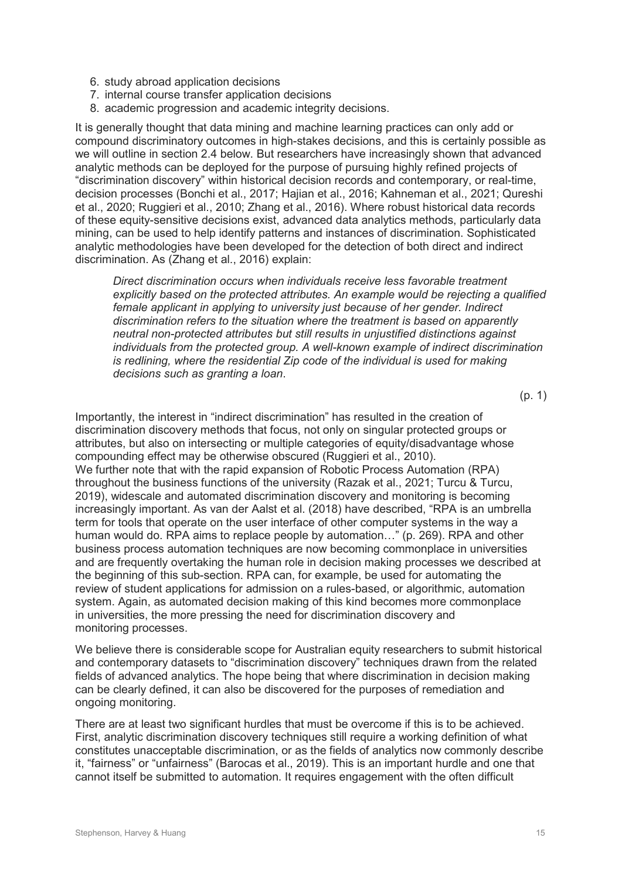6. study abroad application decisions
7. internal course transfer application decisions
8. academic progression and academic integrity decisions.

It is generally thought that data mining and machine learning practices can only add or compound discriminatory outcomes in high-stakes decisions, and this is certainly possible as we will outline in section 2.4 below. But researchers have increasingly shown that advanced analytic methods can be deployed for the purpose of pursuing highly refined projects of "discrimination discovery" within historical decision records and contemporary, or real-time, decision processes (Bonchi et al., 2017; Hajian et al., 2016; Kahneman et al., 2021; Qureshi et al., 2020; Ruggieri et al., 2010; Zhang et al., 2016). Where robust historical data records of these equity-sensitive decisions exist, advanced data analytics methods, particularly data mining, can be used to help identify patterns and instances of discrimination. Sophisticated analytic methodologies have been developed for the detection of both direct and indirect discrimination. As (Zhang et al., 2016) explain:

> *Direct discrimination occurs when individuals receive less favorable treatment explicitly based on the protected attributes. An example would be rejecting a qualified female applicant in applying to university just because of her gender. Indirect discrimination refers to the situation where the treatment is based on apparently neutral non-protected attributes but still results in unjustified distinctions against individuals from the protected group. A well-known example of indirect discrimination is redlining, where the residential Zip code of the individual is used for making decisions such as granting a loan.*
>
> (p. 1)

Importantly, the interest in "indirect discrimination" has resulted in the creation of discrimination discovery methods that focus, not only on singular protected groups or attributes, but also on intersecting or multiple categories of equity/disadvantage whose compounding effect may be otherwise obscured (Ruggieri et al., 2010).
We further note that with the rapid expansion of Robotic Process Automation (RPA) throughout the business functions of the university (Razak et al., 2021; Turcu & Turcu, 2019), widescale and automated discrimination discovery and monitoring is becoming increasingly important. As van der Aalst et al. (2018) have described, "RPA is an umbrella term for tools that operate on the user interface of other computer systems in the way a human would do. RPA aims to replace people by automation…" (p. 269). RPA and other business process automation techniques are now becoming commonplace in universities and are frequently overtaking the human role in decision making processes we described at the beginning of this sub-section. RPA can, for example, be used for automating the review of student applications for admission on a rules-based, or algorithmic, automation system. Again, as automated decision making of this kind becomes more commonplace in universities, the more pressing the need for discrimination discovery and monitoring processes.

We believe there is considerable scope for Australian equity researchers to submit historical and contemporary datasets to "discrimination discovery" techniques drawn from the related fields of advanced analytics. The hope being that where discrimination in decision making can be clearly defined, it can also be discovered for the purposes of remediation and ongoing monitoring.

There are at least two significant hurdles that must be overcome if this is to be achieved. First, analytic discrimination discovery techniques still require a working definition of what constitutes unacceptable discrimination, or as the fields of analytics now commonly describe it, "fairness" or "unfairness" (Barocas et al., 2019). This is an important hurdle and one that cannot itself be submitted to automation. It requires engagement with the often difficult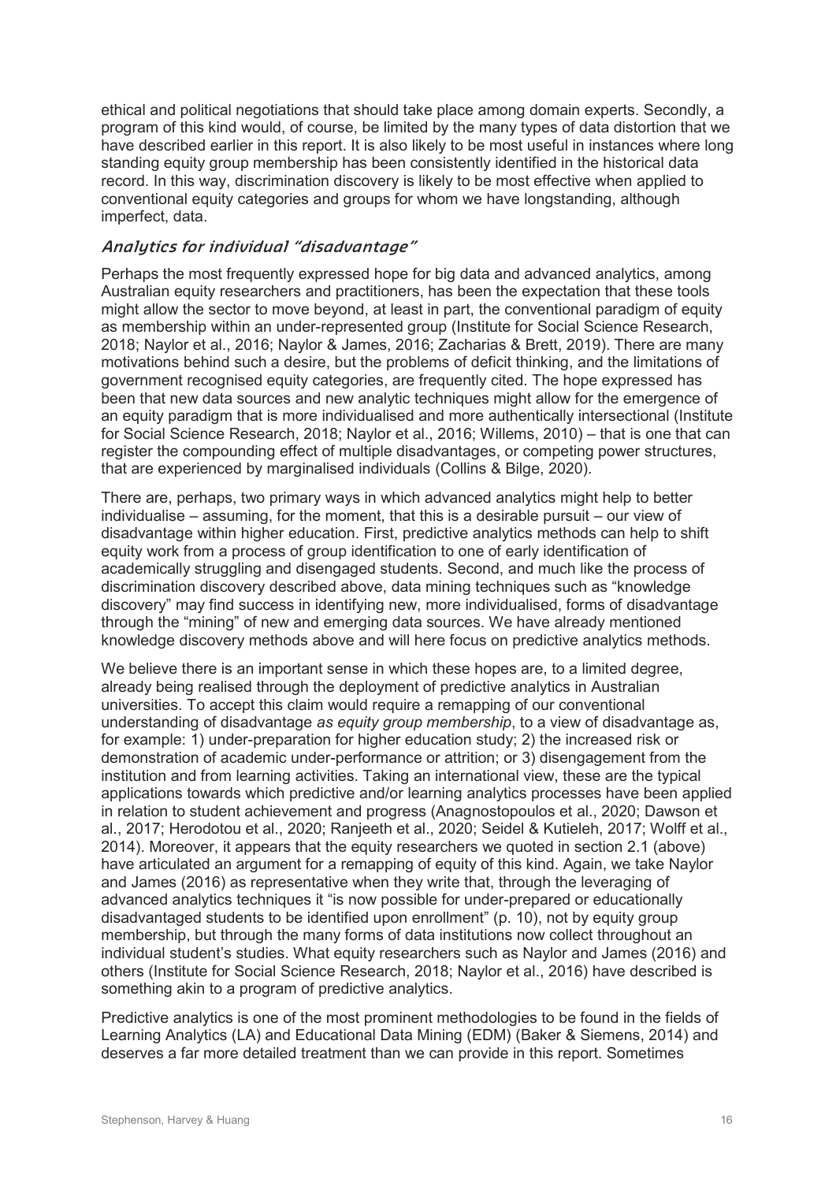ethical and political negotiations that should take place among domain experts. Secondly, a program of this kind would, of course, be limited by the many types of data distortion that we have described earlier in this report. It is also likely to be most useful in instances where long standing equity group membership has been consistently identified in the historical data record. In this way, discrimination discovery is likely to be most effective when applied to conventional equity categories and groups for whom we have longstanding, although imperfect, data.

### *Analytics for individual "disadvantage"*

Perhaps the most frequently expressed hope for big data and advanced analytics, among Australian equity researchers and practitioners, has been the expectation that these tools might allow the sector to move beyond, at least in part, the conventional paradigm of equity as membership within an under-represented group (Institute for Social Science Research, 2018; Naylor et al., 2016; Naylor & James, 2016; Zacharias & Brett, 2019). There are many motivations behind such a desire, but the problems of deficit thinking, and the limitations of government recognised equity categories, are frequently cited. The hope expressed has been that new data sources and new analytic techniques might allow for the emergence of an equity paradigm that is more individualised and more authentically intersectional (Institute for Social Science Research, 2018; Naylor et al., 2016; Willems, 2010) – that is one that can register the compounding effect of multiple disadvantages, or competing power structures, that are experienced by marginalised individuals (Collins & Bilge, 2020).

There are, perhaps, two primary ways in which advanced analytics might help to better individualise – assuming, for the moment, that this is a desirable pursuit – our view of disadvantage within higher education. First, predictive analytics methods can help to shift equity work from a process of group identification to one of early identification of academically struggling and disengaged students. Second, and much like the process of discrimination discovery described above, data mining techniques such as "knowledge discovery" may find success in identifying new, more individualised, forms of disadvantage through the "mining" of new and emerging data sources. We have already mentioned knowledge discovery methods above and will here focus on predictive analytics methods.

We believe there is an important sense in which these hopes are, to a limited degree, already being realised through the deployment of predictive analytics in Australian universities. To accept this claim would require a remapping of our conventional understanding of disadvantage *as equity group membership*, to a view of disadvantage as, for example: 1) under-preparation for higher education study; 2) the increased risk or demonstration of academic under-performance or attrition; or 3) disengagement from the institution and from learning activities. Taking an international view, these are the typical applications towards which predictive and/or learning analytics processes have been applied in relation to student achievement and progress (Anagnostopoulos et al., 2020; Dawson et al., 2017; Herodotou et al., 2020; Ranjeeth et al., 2020; Seidel & Kutieleh, 2017; Wolff et al., 2014). Moreover, it appears that the equity researchers we quoted in section 2.1 (above) have articulated an argument for a remapping of equity of this kind. Again, we take Naylor and James (2016) as representative when they write that, through the leveraging of advanced analytics techniques it "is now possible for under-prepared or educationally disadvantaged students to be identified upon enrollment" (p. 10), not by equity group membership, but through the many forms of data institutions now collect throughout an individual student's studies. What equity researchers such as Naylor and James (2016) and others (Institute for Social Science Research, 2018; Naylor et al., 2016) have described is something akin to a program of predictive analytics.

Predictive analytics is one of the most prominent methodologies to be found in the fields of Learning Analytics (LA) and Educational Data Mining (EDM) (Baker & Siemens, 2014) and deserves a far more detailed treatment than we can provide in this report. Sometimes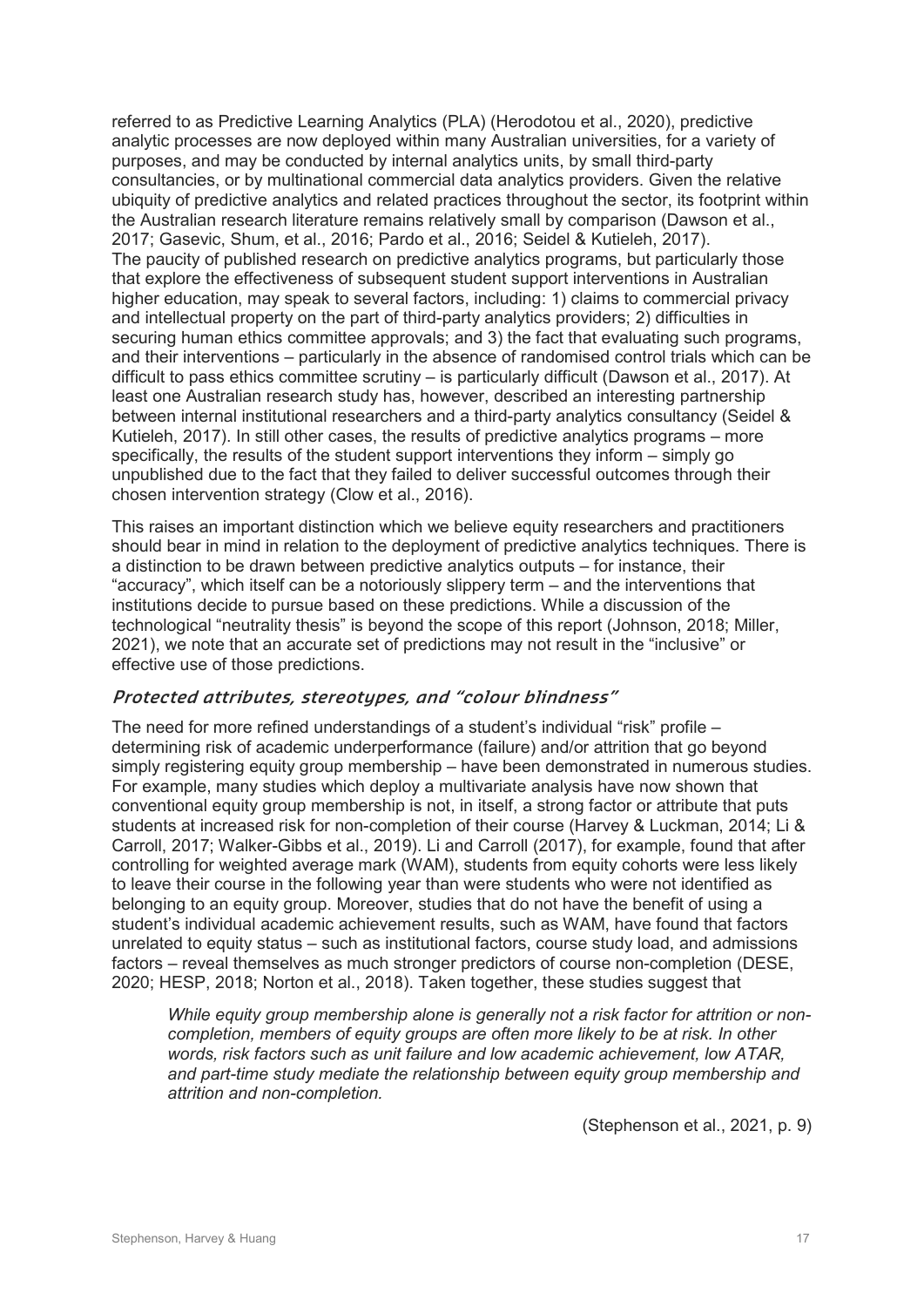referred to as Predictive Learning Analytics (PLA) (Herodotou et al., 2020), predictive analytic processes are now deployed within many Australian universities, for a variety of purposes, and may be conducted by internal analytics units, by small third-party consultancies, or by multinational commercial data analytics providers. Given the relative ubiquity of predictive analytics and related practices throughout the sector, its footprint within the Australian research literature remains relatively small by comparison (Dawson et al., 2017; Gasevic, Shum, et al., 2016; Pardo et al., 2016; Seidel & Kutieleh, 2017). The paucity of published research on predictive analytics programs, but particularly those that explore the effectiveness of subsequent student support interventions in Australian higher education, may speak to several factors, including: 1) claims to commercial privacy and intellectual property on the part of third-party analytics providers; 2) difficulties in securing human ethics committee approvals; and 3) the fact that evaluating such programs, and their interventions – particularly in the absence of randomised control trials which can be difficult to pass ethics committee scrutiny – is particularly difficult (Dawson et al., 2017). At least one Australian research study has, however, described an interesting partnership between internal institutional researchers and a third-party analytics consultancy (Seidel & Kutieleh, 2017). In still other cases, the results of predictive analytics programs – more specifically, the results of the student support interventions they inform – simply go unpublished due to the fact that they failed to deliver successful outcomes through their chosen intervention strategy (Clow et al., 2016).

This raises an important distinction which we believe equity researchers and practitioners should bear in mind in relation to the deployment of predictive analytics techniques. There is a distinction to be drawn between predictive analytics outputs – for instance, their "accuracy", which itself can be a notoriously slippery term – and the interventions that institutions decide to pursue based on these predictions. While a discussion of the technological "neutrality thesis" is beyond the scope of this report (Johnson, 2018; Miller, 2021), we note that an accurate set of predictions may not result in the "inclusive" or effective use of those predictions.

### *Protected attributes, stereotypes, and "colour blindness"*

The need for more refined understandings of a student's individual "risk" profile – determining risk of academic underperformance (failure) and/or attrition that go beyond simply registering equity group membership – have been demonstrated in numerous studies. For example, many studies which deploy a multivariate analysis have now shown that conventional equity group membership is not, in itself, a strong factor or attribute that puts students at increased risk for non-completion of their course (Harvey & Luckman, 2014; Li & Carroll, 2017; Walker-Gibbs et al., 2019). Li and Carroll (2017), for example, found that after controlling for weighted average mark (WAM), students from equity cohorts were less likely to leave their course in the following year than were students who were not identified as belonging to an equity group. Moreover, studies that do not have the benefit of using a student's individual academic achievement results, such as WAM, have found that factors unrelated to equity status – such as institutional factors, course study load, and admissions factors – reveal themselves as much stronger predictors of course non-completion (DESE, 2020; HESP, 2018; Norton et al., 2018). Taken together, these studies suggest that

> *While equity group membership alone is generally not a risk factor for attrition or non-completion, members of equity groups are often more likely to be at risk. In other words, risk factors such as unit failure and low academic achievement, low ATAR, and part-time study mediate the relationship between equity group membership and attrition and non-completion.*
>
> (Stephenson et al., 2021, p. 9)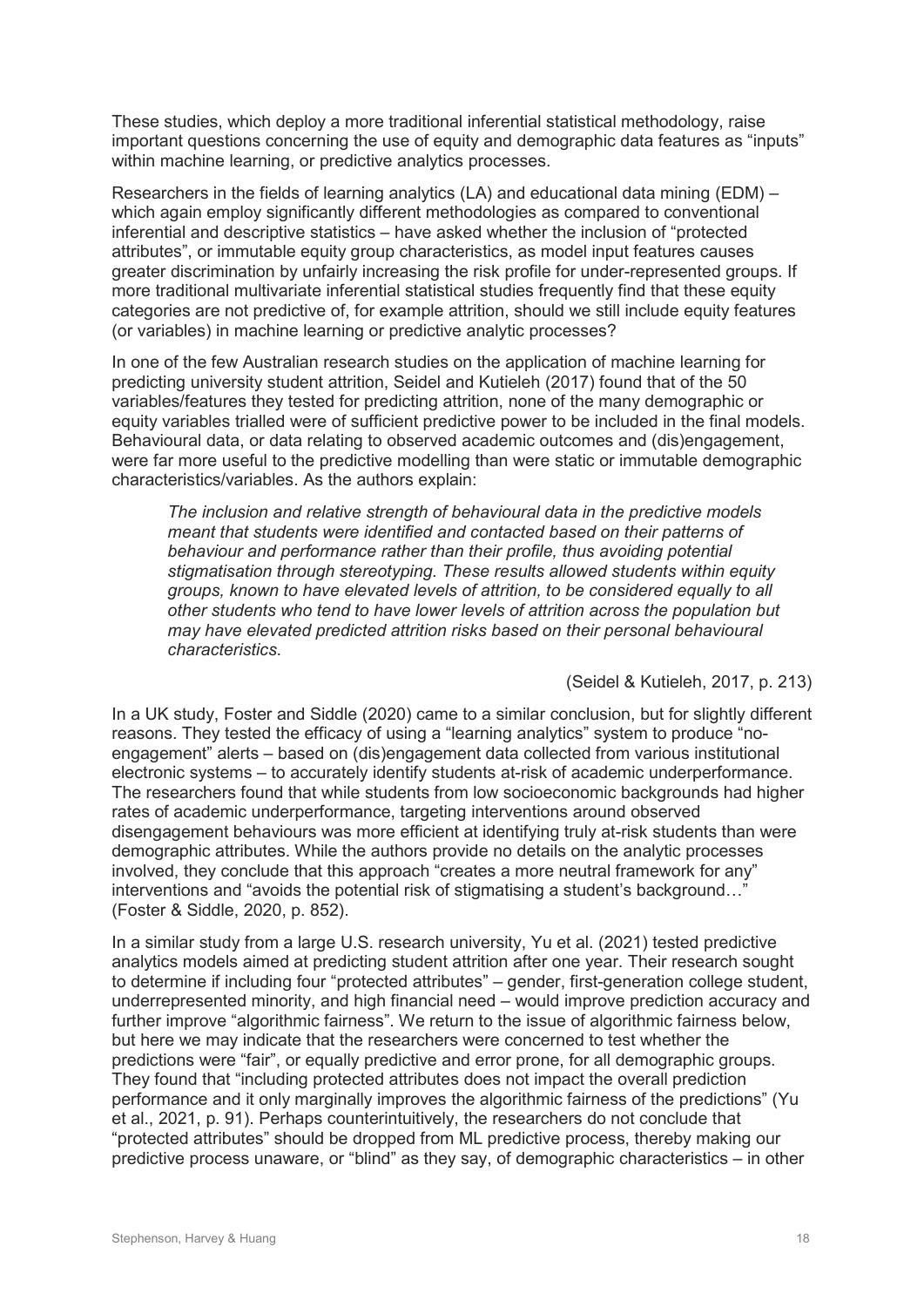These studies, which deploy a more traditional inferential statistical methodology, raise important questions concerning the use of equity and demographic data features as "inputs" within machine learning, or predictive analytics processes.

Researchers in the fields of learning analytics (LA) and educational data mining (EDM) – which again employ significantly different methodologies as compared to conventional inferential and descriptive statistics – have asked whether the inclusion of "protected attributes", or immutable equity group characteristics, as model input features causes greater discrimination by unfairly increasing the risk profile for under-represented groups. If more traditional multivariate inferential statistical studies frequently find that these equity categories are not predictive of, for example attrition, should we still include equity features (or variables) in machine learning or predictive analytic processes?

In one of the few Australian research studies on the application of machine learning for predicting university student attrition, Seidel and Kutieleh (2017) found that of the 50 variables/features they tested for predicting attrition, none of the many demographic or equity variables trialled were of sufficient predictive power to be included in the final models. Behavioural data, or data relating to observed academic outcomes and (dis)engagement, were far more useful to the predictive modelling than were static or immutable demographic characteristics/variables. As the authors explain:

> *The inclusion and relative strength of behavioural data in the predictive models meant that students were identified and contacted based on their patterns of behaviour and performance rather than their profile, thus avoiding potential stigmatisation through stereotyping. These results allowed students within equity groups, known to have elevated levels of attrition, to be considered equally to all other students who tend to have lower levels of attrition across the population but may have elevated predicted attrition risks based on their personal behavioural characteristics.*
>
> (Seidel & Kutieleh, 2017, p. 213)

In a UK study, Foster and Siddle (2020) came to a similar conclusion, but for slightly different reasons. They tested the efficacy of using a "learning analytics" system to produce "no-engagement" alerts – based on (dis)engagement data collected from various institutional electronic systems – to accurately identify students at-risk of academic underperformance. The researchers found that while students from low socioeconomic backgrounds had higher rates of academic underperformance, targeting interventions around observed disengagement behaviours was more efficient at identifying truly at-risk students than were demographic attributes. While the authors provide no details on the analytic processes involved, they conclude that this approach "creates a more neutral framework for any" interventions and "avoids the potential risk of stigmatising a student's background…" (Foster & Siddle, 2020, p. 852).

In a similar study from a large U.S. research university, Yu et al. (2021) tested predictive analytics models aimed at predicting student attrition after one year. Their research sought to determine if including four "protected attributes" – gender, first-generation college student, underrepresented minority, and high financial need – would improve prediction accuracy and further improve "algorithmic fairness". We return to the issue of algorithmic fairness below, but here we may indicate that the researchers were concerned to test whether the predictions were "fair", or equally predictive and error prone, for all demographic groups. They found that "including protected attributes does not impact the overall prediction performance and it only marginally improves the algorithmic fairness of the predictions" (Yu et al., 2021, p. 91). Perhaps counterintuitively, the researchers do not conclude that "protected attributes" should be dropped from ML predictive process, thereby making our predictive process unaware, or "blind" as they say, of demographic characteristics – in other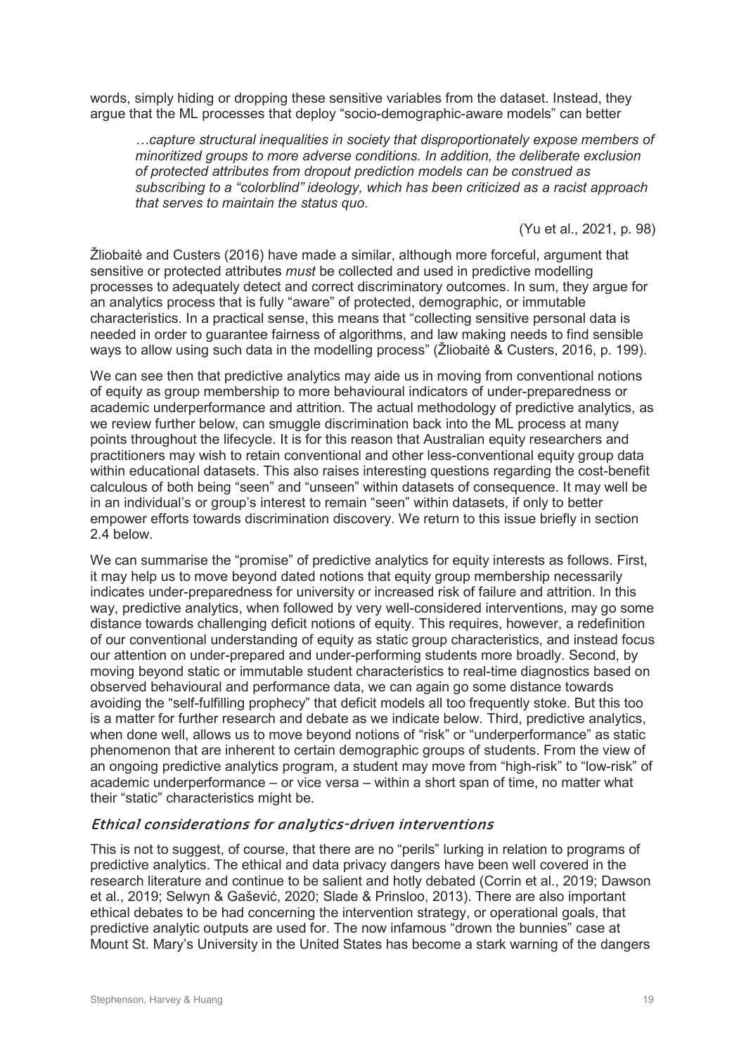words, simply hiding or dropping these sensitive variables from the dataset. Instead, they argue that the ML processes that deploy "socio-demographic-aware models" can better

> *…capture structural inequalities in society that disproportionately expose members of minoritized groups to more adverse conditions. In addition, the deliberate exclusion of protected attributes from dropout prediction models can be construed as subscribing to a "colorblind" ideology, which has been criticized as a racist approach that serves to maintain the status quo.*
>
> (Yu et al., 2021, p. 98)

Žliobaitė and Custers (2016) have made a similar, although more forceful, argument that sensitive or protected attributes *must* be collected and used in predictive modelling processes to adequately detect and correct discriminatory outcomes. In sum, they argue for an analytics process that is fully "aware" of protected, demographic, or immutable characteristics. In a practical sense, this means that "collecting sensitive personal data is needed in order to guarantee fairness of algorithms, and law making needs to find sensible ways to allow using such data in the modelling process" (Žliobaitė & Custers, 2016, p. 199).

We can see then that predictive analytics may aide us in moving from conventional notions of equity as group membership to more behavioural indicators of under-preparedness or academic underperformance and attrition. The actual methodology of predictive analytics, as we review further below, can smuggle discrimination back into the ML process at many points throughout the lifecycle. It is for this reason that Australian equity researchers and practitioners may wish to retain conventional and other less-conventional equity group data within educational datasets. This also raises interesting questions regarding the cost-benefit calculous of both being "seen" and "unseen" within datasets of consequence. It may well be in an individual's or group's interest to remain "seen" within datasets, if only to better empower efforts towards discrimination discovery. We return to this issue briefly in section 2.4 below.

We can summarise the "promise" of predictive analytics for equity interests as follows. First, it may help us to move beyond dated notions that equity group membership necessarily indicates under-preparedness for university or increased risk of failure and attrition. In this way, predictive analytics, when followed by very well-considered interventions, may go some distance towards challenging deficit notions of equity. This requires, however, a redefinition of our conventional understanding of equity as static group characteristics, and instead focus our attention on under-prepared and under-performing students more broadly. Second, by moving beyond static or immutable student characteristics to real-time diagnostics based on observed behavioural and performance data, we can again go some distance towards avoiding the "self-fulfilling prophecy" that deficit models all too frequently stoke. But this too is a matter for further research and debate as we indicate below. Third, predictive analytics, when done well, allows us to move beyond notions of "risk" or "underperformance" as static phenomenon that are inherent to certain demographic groups of students. From the view of an ongoing predictive analytics program, a student may move from "high-risk" to "low-risk" of academic underperformance – or vice versa – within a short span of time, no matter what their "static" characteristics might be.

### *Ethical considerations for analytics-driven interventions*

This is not to suggest, of course, that there are no "perils" lurking in relation to programs of predictive analytics. The ethical and data privacy dangers have been well covered in the research literature and continue to be salient and hotly debated (Corrin et al., 2019; Dawson et al., 2019; Selwyn & Gašević, 2020; Slade & Prinsloo, 2013). There are also important ethical debates to be had concerning the intervention strategy, or operational goals, that predictive analytic outputs are used for. The now infamous "drown the bunnies" case at Mount St. Mary's University in the United States has become a stark warning of the dangers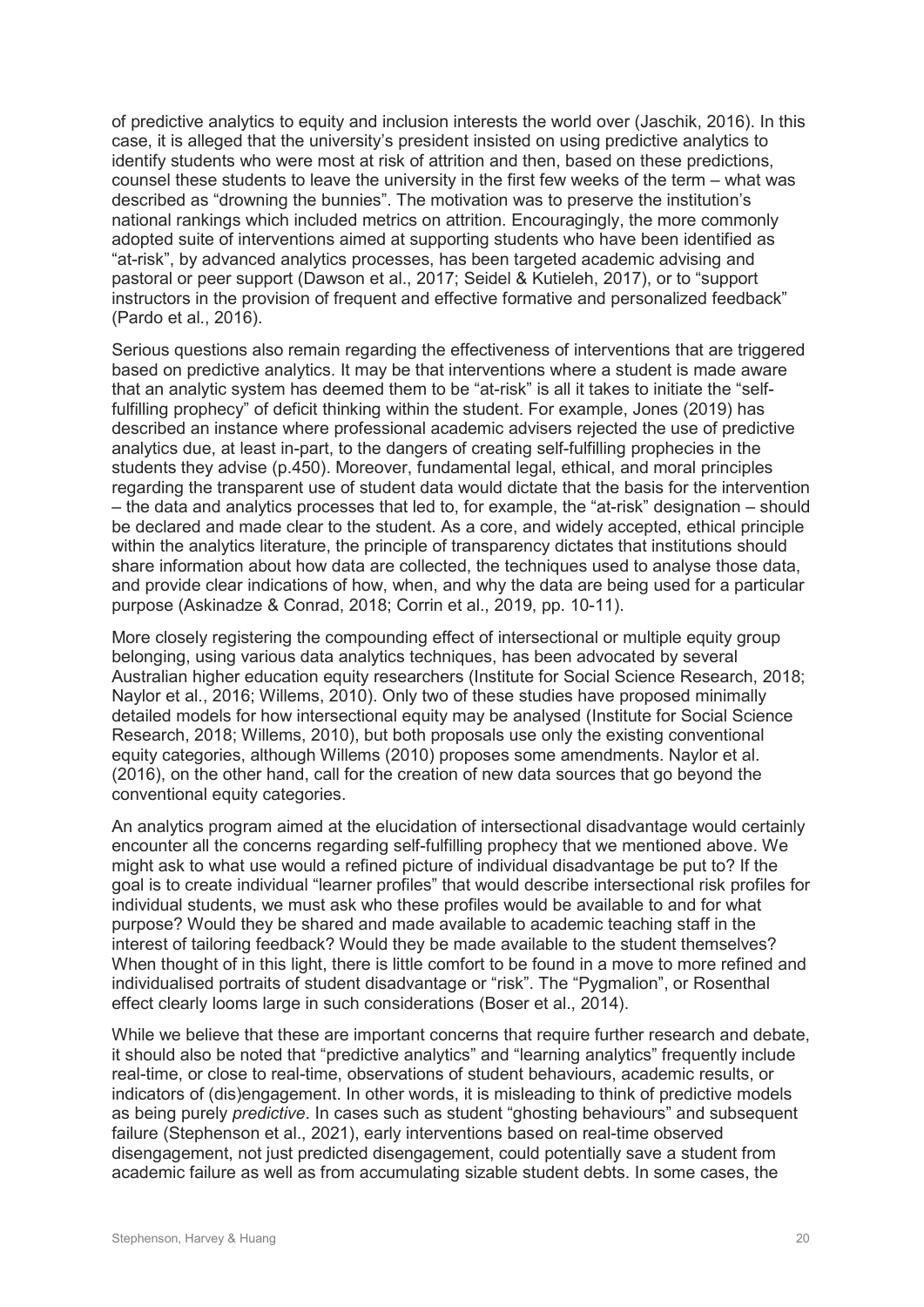of predictive analytics to equity and inclusion interests the world over (Jaschik, 2016). In this case, it is alleged that the university's president insisted on using predictive analytics to identify students who were most at risk of attrition and then, based on these predictions, counsel these students to leave the university in the first few weeks of the term – what was described as "drowning the bunnies". The motivation was to preserve the institution's national rankings which included metrics on attrition. Encouragingly, the more commonly adopted suite of interventions aimed at supporting students who have been identified as "at-risk", by advanced analytics processes, has been targeted academic advising and pastoral or peer support (Dawson et al., 2017; Seidel & Kutieleh, 2017), or to "support instructors in the provision of frequent and effective formative and personalized feedback" (Pardo et al., 2016).

Serious questions also remain regarding the effectiveness of interventions that are triggered based on predictive analytics. It may be that interventions where a student is made aware that an analytic system has deemed them to be "at-risk" is all it takes to initiate the "self-fulfilling prophecy" of deficit thinking within the student. For example, Jones (2019) has described an instance where professional academic advisers rejected the use of predictive analytics due, at least in-part, to the dangers of creating self-fulfilling prophecies in the students they advise (p.450). Moreover, fundamental legal, ethical, and moral principles regarding the transparent use of student data would dictate that the basis for the intervention – the data and analytics processes that led to, for example, the "at-risk" designation – should be declared and made clear to the student. As a core, and widely accepted, ethical principle within the analytics literature, the principle of transparency dictates that institutions should share information about how data are collected, the techniques used to analyse those data, and provide clear indications of how, when, and why the data are being used for a particular purpose (Askinadze & Conrad, 2018; Corrin et al., 2019, pp. 10-11).

More closely registering the compounding effect of intersectional or multiple equity group belonging, using various data analytics techniques, has been advocated by several Australian higher education equity researchers (Institute for Social Science Research, 2018; Naylor et al., 2016; Willems, 2010). Only two of these studies have proposed minimally detailed models for how intersectional equity may be analysed (Institute for Social Science Research, 2018; Willems, 2010), but both proposals use only the existing conventional equity categories, although Willems (2010) proposes some amendments. Naylor et al. (2016), on the other hand, call for the creation of new data sources that go beyond the conventional equity categories.

An analytics program aimed at the elucidation of intersectional disadvantage would certainly encounter all the concerns regarding self-fulfilling prophecy that we mentioned above. We might ask to what use would a refined picture of individual disadvantage be put to? If the goal is to create individual "learner profiles" that would describe intersectional risk profiles for individual students, we must ask who these profiles would be available to and for what purpose? Would they be shared and made available to academic teaching staff in the interest of tailoring feedback? Would they be made available to the student themselves? When thought of in this light, there is little comfort to be found in a move to more refined and individualised portraits of student disadvantage or "risk". The "Pygmalion", or Rosenthal effect clearly looms large in such considerations (Boser et al., 2014).

While we believe that these are important concerns that require further research and debate, it should also be noted that "predictive analytics" and "learning analytics" frequently include real-time, or close to real-time, observations of student behaviours, academic results, or indicators of (dis)engagement. In other words, it is misleading to think of predictive models as being purely *predictive*. In cases such as student "ghosting behaviours" and subsequent failure (Stephenson et al., 2021), early interventions based on real-time observed disengagement, not just predicted disengagement, could potentially save a student from academic failure as well as from accumulating sizable student debts. In some cases, the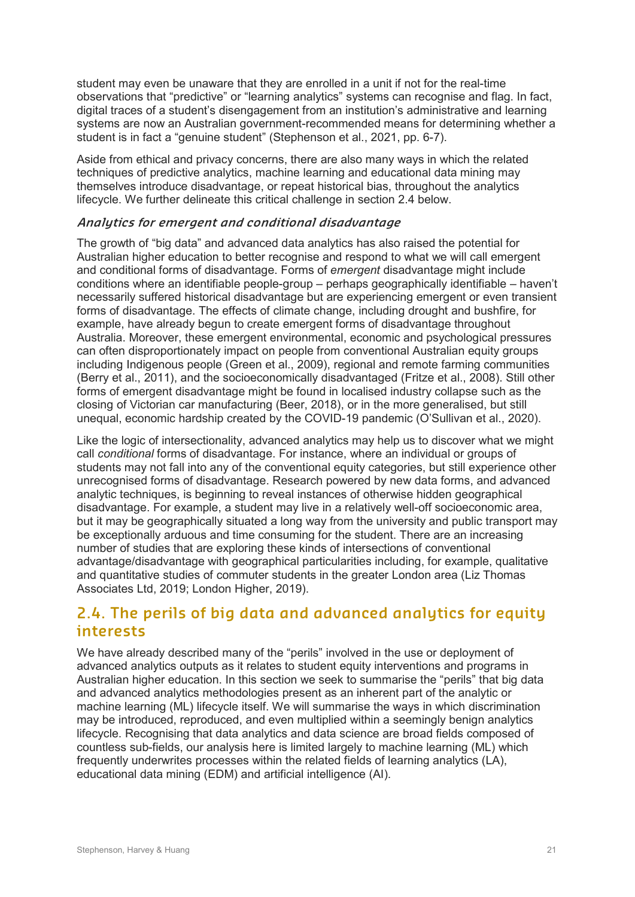student may even be unaware that they are enrolled in a unit if not for the real-time observations that "predictive" or "learning analytics" systems can recognise and flag. In fact, digital traces of a student's disengagement from an institution's administrative and learning systems are now an Australian government-recommended means for determining whether a student is in fact a "genuine student" (Stephenson et al., 2021, pp. 6-7).

Aside from ethical and privacy concerns, there are also many ways in which the related techniques of predictive analytics, machine learning and educational data mining may themselves introduce disadvantage, or repeat historical bias, throughout the analytics lifecycle. We further delineate this critical challenge in section 2.4 below.

### *Analytics for emergent and conditional disadvantage*

The growth of "big data" and advanced data analytics has also raised the potential for Australian higher education to better recognise and respond to what we will call emergent and conditional forms of disadvantage. Forms of *emergent* disadvantage might include conditions where an identifiable people-group – perhaps geographically identifiable – haven't necessarily suffered historical disadvantage but are experiencing emergent or even transient forms of disadvantage. The effects of climate change, including drought and bushfire, for example, have already begun to create emergent forms of disadvantage throughout Australia. Moreover, these emergent environmental, economic and psychological pressures can often disproportionately impact on people from conventional Australian equity groups including Indigenous people (Green et al., 2009), regional and remote farming communities (Berry et al., 2011), and the socioeconomically disadvantaged (Fritze et al., 2008). Still other forms of emergent disadvantage might be found in localised industry collapse such as the closing of Victorian car manufacturing (Beer, 2018), or in the more generalised, but still unequal, economic hardship created by the COVID-19 pandemic (O'Sullivan et al., 2020).

Like the logic of intersectionality, advanced analytics may help us to discover what we might call *conditional* forms of disadvantage. For instance, where an individual or groups of students may not fall into any of the conventional equity categories, but still experience other unrecognised forms of disadvantage. Research powered by new data forms, and advanced analytic techniques, is beginning to reveal instances of otherwise hidden geographical disadvantage. For example, a student may live in a relatively well-off socioeconomic area, but it may be geographically situated a long way from the university and public transport may be exceptionally arduous and time consuming for the student. There are an increasing number of studies that are exploring these kinds of intersections of conventional advantage/disadvantage with geographical particularities including, for example, qualitative and quantitative studies of commuter students in the greater London area (Liz Thomas Associates Ltd, 2019; London Higher, 2019).

## 2.4. The perils of big data and advanced analytics for equity interests

We have already described many of the "perils" involved in the use or deployment of advanced analytics outputs as it relates to student equity interventions and programs in Australian higher education. In this section we seek to summarise the "perils" that big data and advanced analytics methodologies present as an inherent part of the analytic or machine learning (ML) lifecycle itself. We will summarise the ways in which discrimination may be introduced, reproduced, and even multiplied within a seemingly benign analytics lifecycle. Recognising that data analytics and data science are broad fields composed of countless sub-fields, our analysis here is limited largely to machine learning (ML) which frequently underwrites processes within the related fields of learning analytics (LA), educational data mining (EDM) and artificial intelligence (AI).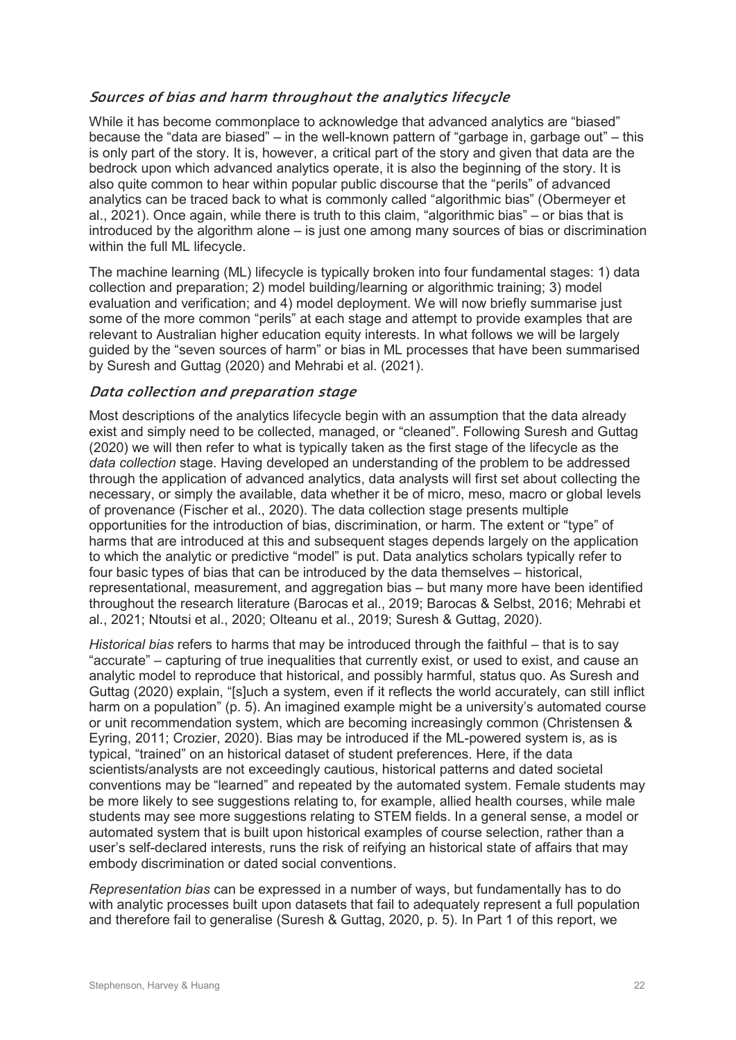### *Sources of bias and harm throughout the analytics lifecycle*

While it has become commonplace to acknowledge that advanced analytics are "biased" because the "data are biased" – in the well-known pattern of "garbage in, garbage out" – this is only part of the story. It is, however, a critical part of the story and given that data are the bedrock upon which advanced analytics operate, it is also the beginning of the story. It is also quite common to hear within popular public discourse that the "perils" of advanced analytics can be traced back to what is commonly called "algorithmic bias" (Obermeyer et al., 2021). Once again, while there is truth to this claim, "algorithmic bias" – or bias that is introduced by the algorithm alone – is just one among many sources of bias or discrimination within the full ML lifecycle.

The machine learning (ML) lifecycle is typically broken into four fundamental stages: 1) data collection and preparation; 2) model building/learning or algorithmic training; 3) model evaluation and verification; and 4) model deployment. We will now briefly summarise just some of the more common "perils" at each stage and attempt to provide examples that are relevant to Australian higher education equity interests. In what follows we will be largely guided by the "seven sources of harm" or bias in ML processes that have been summarised by Suresh and Guttag (2020) and Mehrabi et al. (2021).

### *Data collection and preparation stage*

Most descriptions of the analytics lifecycle begin with an assumption that the data already exist and simply need to be collected, managed, or "cleaned". Following Suresh and Guttag (2020) we will then refer to what is typically taken as the first stage of the lifecycle as the *data collection* stage. Having developed an understanding of the problem to be addressed through the application of advanced analytics, data analysts will first set about collecting the necessary, or simply the available, data whether it be of micro, meso, macro or global levels of provenance (Fischer et al., 2020). The data collection stage presents multiple opportunities for the introduction of bias, discrimination, or harm. The extent or "type" of harms that are introduced at this and subsequent stages depends largely on the application to which the analytic or predictive "model" is put. Data analytics scholars typically refer to four basic types of bias that can be introduced by the data themselves – historical, representational, measurement, and aggregation bias – but many more have been identified throughout the research literature (Barocas et al., 2019; Barocas & Selbst, 2016; Mehrabi et al., 2021; Ntoutsi et al., 2020; Olteanu et al., 2019; Suresh & Guttag, 2020).

*Historical bias* refers to harms that may be introduced through the faithful – that is to say "accurate" – capturing of true inequalities that currently exist, or used to exist, and cause an analytic model to reproduce that historical, and possibly harmful, status quo. As Suresh and Guttag (2020) explain, "[s]uch a system, even if it reflects the world accurately, can still inflict harm on a population" (p. 5). An imagined example might be a university's automated course or unit recommendation system, which are becoming increasingly common (Christensen & Eyring, 2011; Crozier, 2020). Bias may be introduced if the ML-powered system is, as is typical, "trained" on an historical dataset of student preferences. Here, if the data scientists/analysts are not exceedingly cautious, historical patterns and dated societal conventions may be "learned" and repeated by the automated system. Female students may be more likely to see suggestions relating to, for example, allied health courses, while male students may see more suggestions relating to STEM fields. In a general sense, a model or automated system that is built upon historical examples of course selection, rather than a user's self-declared interests, runs the risk of reifying an historical state of affairs that may embody discrimination or dated social conventions.

*Representation bias* can be expressed in a number of ways, but fundamentally has to do with analytic processes built upon datasets that fail to adequately represent a full population and therefore fail to generalise (Suresh & Guttag, 2020, p. 5). In Part 1 of this report, we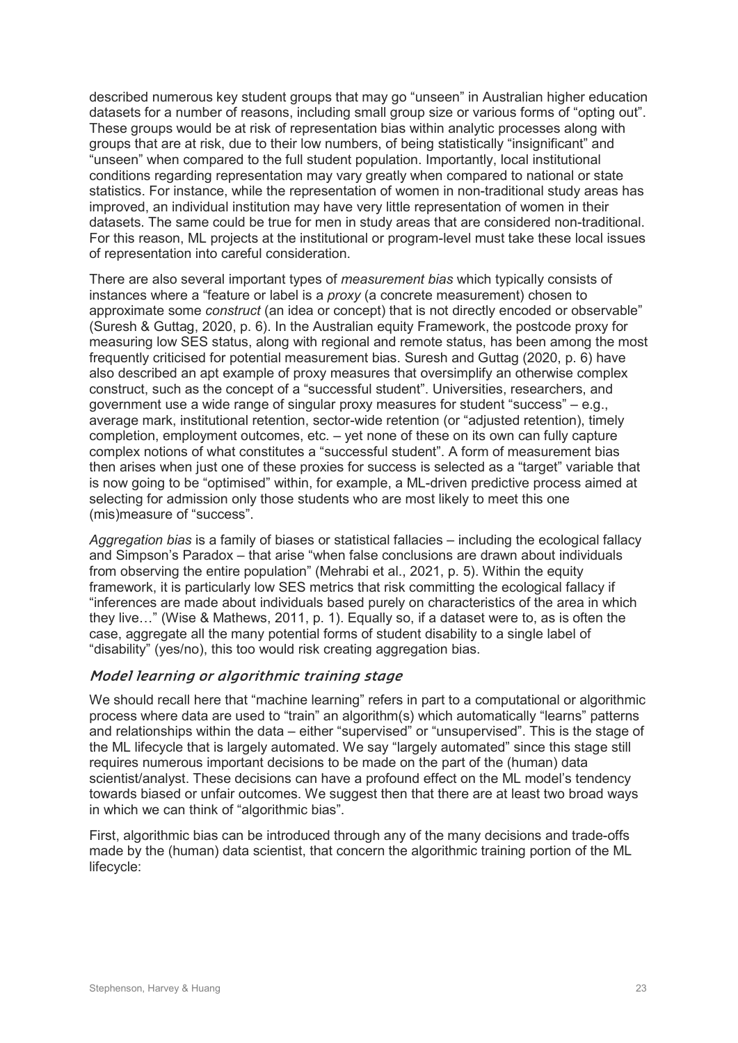described numerous key student groups that may go “unseen” in Australian higher education datasets for a number of reasons, including small group size or various forms of “opting out”. These groups would be at risk of representation bias within analytic processes along with groups that are at risk, due to their low numbers, of being statistically “insignificant” and “unseen” when compared to the full student population. Importantly, local institutional conditions regarding representation may vary greatly when compared to national or state statistics. For instance, while the representation of women in non-traditional study areas has improved, an individual institution may have very little representation of women in their datasets. The same could be true for men in study areas that are considered non-traditional. For this reason, ML projects at the institutional or program-level must take these local issues of representation into careful consideration.

There are also several important types of *measurement bias* which typically consists of instances where a “feature or label is a *proxy* (a concrete measurement) chosen to approximate some *construct* (an idea or concept) that is not directly encoded or observable” (Suresh & Guttag, 2020, p. 6). In the Australian equity Framework, the postcode proxy for measuring low SES status, along with regional and remote status, has been among the most frequently criticised for potential measurement bias. Suresh and Guttag (2020, p. 6) have also described an apt example of proxy measures that oversimplify an otherwise complex construct, such as the concept of a “successful student”. Universities, researchers, and government use a wide range of singular proxy measures for student “success” – e.g., average mark, institutional retention, sector-wide retention (or “adjusted retention), timely completion, employment outcomes, etc. – yet none of these on its own can fully capture complex notions of what constitutes a “successful student”. A form of measurement bias then arises when just one of these proxies for success is selected as a “target” variable that is now going to be “optimised” within, for example, a ML-driven predictive process aimed at selecting for admission only those students who are most likely to meet this one (mis)measure of “success”.

*Aggregation bias* is a family of biases or statistical fallacies – including the ecological fallacy and Simpson’s Paradox – that arise “when false conclusions are drawn about individuals from observing the entire population” (Mehrabi et al., 2021, p. 5). Within the equity framework, it is particularly low SES metrics that risk committing the ecological fallacy if “inferences are made about individuals based purely on characteristics of the area in which they live…” (Wise & Mathews, 2011, p. 1). Equally so, if a dataset were to, as is often the case, aggregate all the many potential forms of student disability to a single label of “disability” (yes/no), this too would risk creating aggregation bias.

### Model learning or algorithmic training stage

We should recall here that “machine learning” refers in part to a computational or algorithmic process where data are used to “train” an algorithm(s) which automatically “learns” patterns and relationships within the data – either “supervised” or “unsupervised”. This is the stage of the ML lifecycle that is largely automated. We say “largely automated” since this stage still requires numerous important decisions to be made on the part of the (human) data scientist/analyst. These decisions can have a profound effect on the ML model’s tendency towards biased or unfair outcomes. We suggest then that there are at least two broad ways in which we can think of “algorithmic bias”.

First, algorithmic bias can be introduced through any of the many decisions and trade-offs made by the (human) data scientist, that concern the algorithmic training portion of the ML lifecycle: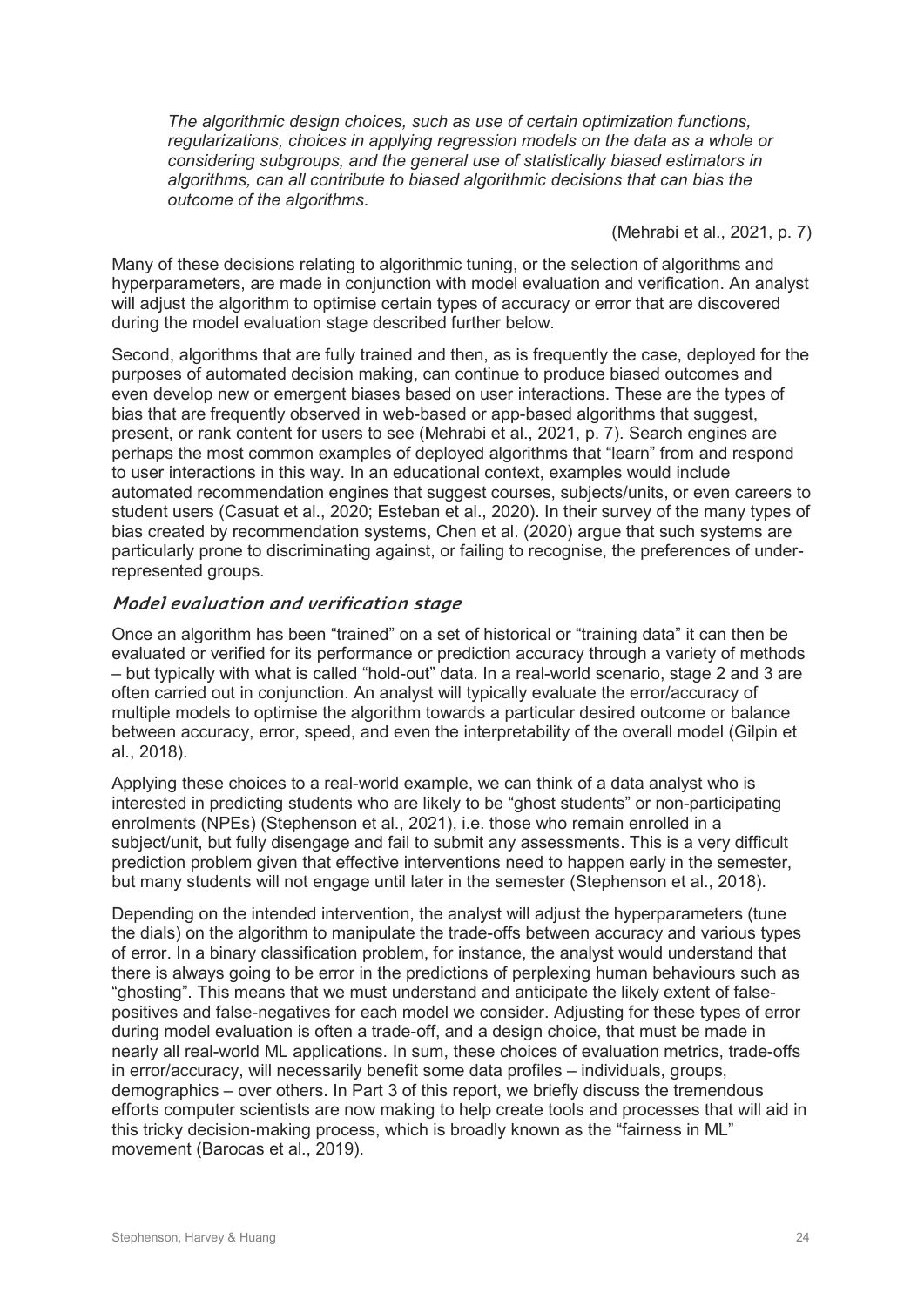*The algorithmic design choices, such as use of certain optimization functions, regularizations, choices in applying regression models on the data as a whole or considering subgroups, and the general use of statistically biased estimators in algorithms, can all contribute to biased algorithmic decisions that can bias the outcome of the algorithms*.

(Mehrabi et al., 2021, p. 7)

Many of these decisions relating to algorithmic tuning, or the selection of algorithms and hyperparameters, are made in conjunction with model evaluation and verification. An analyst will adjust the algorithm to optimise certain types of accuracy or error that are discovered during the model evaluation stage described further below.

Second, algorithms that are fully trained and then, as is frequently the case, deployed for the purposes of automated decision making, can continue to produce biased outcomes and even develop new or emergent biases based on user interactions. These are the types of bias that are frequently observed in web-based or app-based algorithms that suggest, present, or rank content for users to see (Mehrabi et al., 2021, p. 7). Search engines are perhaps the most common examples of deployed algorithms that "learn" from and respond to user interactions in this way. In an educational context, examples would include automated recommendation engines that suggest courses, subjects/units, or even careers to student users (Casuat et al., 2020; Esteban et al., 2020). In their survey of the many types of bias created by recommendation systems, Chen et al. (2020) argue that such systems are particularly prone to discriminating against, or failing to recognise, the preferences of under-represented groups.

### *Model evaluation and verification stage*

Once an algorithm has been "trained" on a set of historical or "training data" it can then be evaluated or verified for its performance or prediction accuracy through a variety of methods – but typically with what is called "hold-out" data. In a real-world scenario, stage 2 and 3 are often carried out in conjunction. An analyst will typically evaluate the error/accuracy of multiple models to optimise the algorithm towards a particular desired outcome or balance between accuracy, error, speed, and even the interpretability of the overall model (Gilpin et al., 2018).

Applying these choices to a real-world example, we can think of a data analyst who is interested in predicting students who are likely to be "ghost students" or non-participating enrolments (NPEs) (Stephenson et al., 2021), i.e. those who remain enrolled in a subject/unit, but fully disengage and fail to submit any assessments. This is a very difficult prediction problem given that effective interventions need to happen early in the semester, but many students will not engage until later in the semester (Stephenson et al., 2018).

Depending on the intended intervention, the analyst will adjust the hyperparameters (tune the dials) on the algorithm to manipulate the trade-offs between accuracy and various types of error. In a binary classification problem, for instance, the analyst would understand that there is always going to be error in the predictions of perplexing human behaviours such as "ghosting". This means that we must understand and anticipate the likely extent of false-positives and false-negatives for each model we consider. Adjusting for these types of error during model evaluation is often a trade-off, and a design choice, that must be made in nearly all real-world ML applications. In sum, these choices of evaluation metrics, trade-offs in error/accuracy, will necessarily benefit some data profiles – individuals, groups, demographics – over others. In Part 3 of this report, we briefly discuss the tremendous efforts computer scientists are now making to help create tools and processes that will aid in this tricky decision-making process, which is broadly known as the "fairness in ML" movement (Barocas et al., 2019).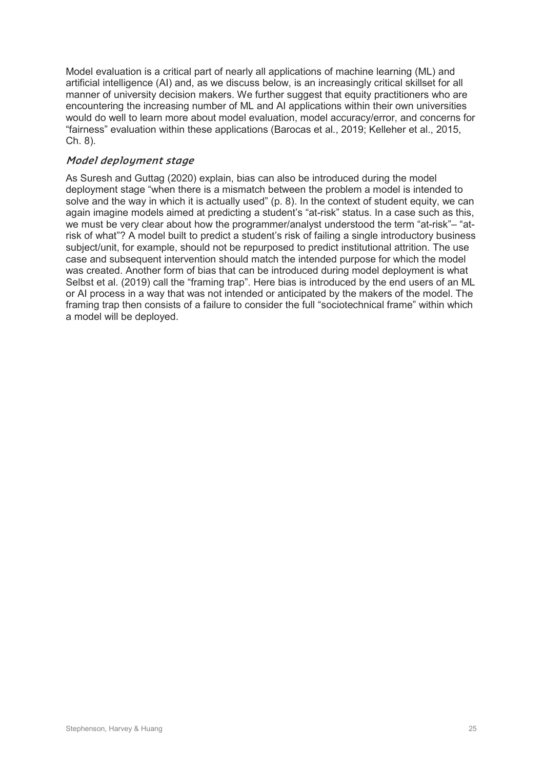Model evaluation is a critical part of nearly all applications of machine learning (ML) and artificial intelligence (AI) and, as we discuss below, is an increasingly critical skillset for all manner of university decision makers. We further suggest that equity practitioners who are encountering the increasing number of ML and AI applications within their own universities would do well to learn more about model evaluation, model accuracy/error, and concerns for "fairness" evaluation within these applications (Barocas et al., 2019; Kelleher et al., 2015, Ch. 8).

### *Model deployment stage*

As Suresh and Guttag (2020) explain, bias can also be introduced during the model deployment stage "when there is a mismatch between the problem a model is intended to solve and the way in which it is actually used" (p. 8). In the context of student equity, we can again imagine models aimed at predicting a student's "at-risk" status. In a case such as this, we must be very clear about how the programmer/analyst understood the term "at-risk"– "at-risk of what"? A model built to predict a student's risk of failing a single introductory business subject/unit, for example, should not be repurposed to predict institutional attrition. The use case and subsequent intervention should match the intended purpose for which the model was created. Another form of bias that can be introduced during model deployment is what Selbst et al. (2019) call the "framing trap". Here bias is introduced by the end users of an ML or AI process in a way that was not intended or anticipated by the makers of the model. The framing trap then consists of a failure to consider the full "sociotechnical frame" within which a model will be deployed.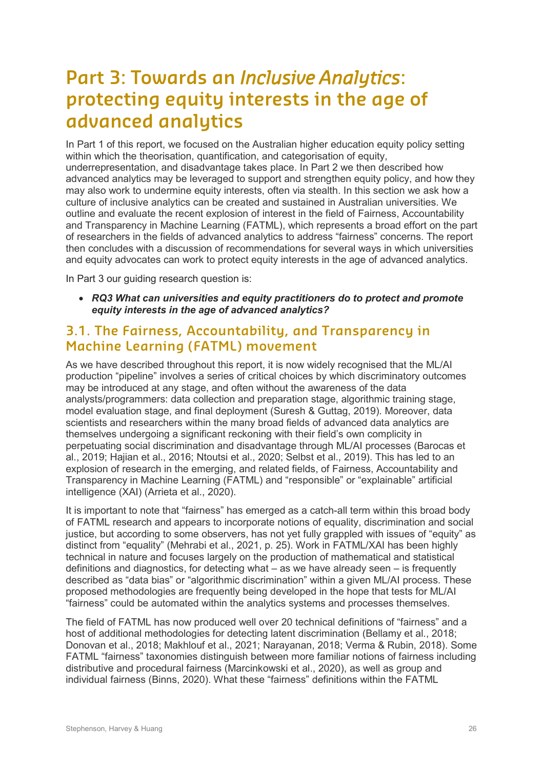# Part 3: Towards an *Inclusive Analytics*: protecting equity interests in the age of advanced analytics

In Part 1 of this report, we focused on the Australian higher education equity policy setting within which the theorisation, quantification, and categorisation of equity, underrepresentation, and disadvantage takes place. In Part 2 we then described how advanced analytics may be leveraged to support and strengthen equity policy, and how they may also work to undermine equity interests, often via stealth. In this section we ask how a culture of inclusive analytics can be created and sustained in Australian universities. We outline and evaluate the recent explosion of interest in the field of Fairness, Accountability and Transparency in Machine Learning (FATML), which represents a broad effort on the part of researchers in the fields of advanced analytics to address "fairness" concerns. The report then concludes with a discussion of recommendations for several ways in which universities and equity advocates can work to protect equity interests in the age of advanced analytics.

In Part 3 our guiding research question is:

- ***RQ3 What can universities and equity practitioners do to protect and promote equity interests in the age of advanced analytics?***

## 3.1. The Fairness, Accountability, and Transparency in Machine Learning (FATML) movement

As we have described throughout this report, it is now widely recognised that the ML/AI production "pipeline" involves a series of critical choices by which discriminatory outcomes may be introduced at any stage, and often without the awareness of the data analysts/programmers: data collection and preparation stage, algorithmic training stage, model evaluation stage, and final deployment (Suresh & Guttag, 2019). Moreover, data scientists and researchers within the many broad fields of advanced data analytics are themselves undergoing a significant reckoning with their field's own complicity in perpetuating social discrimination and disadvantage through ML/AI processes (Barocas et al., 2019; Hajian et al., 2016; Ntoutsi et al., 2020; Selbst et al., 2019). This has led to an explosion of research in the emerging, and related fields, of Fairness, Accountability and Transparency in Machine Learning (FATML) and "responsible" or "explainable" artificial intelligence (XAI) (Arrieta et al., 2020).

It is important to note that "fairness" has emerged as a catch-all term within this broad body of FATML research and appears to incorporate notions of equality, discrimination and social justice, but according to some observers, has not yet fully grappled with issues of "equity" as distinct from "equality" (Mehrabi et al., 2021, p. 25). Work in FATML/XAI has been highly technical in nature and focuses largely on the production of mathematical and statistical definitions and diagnostics, for detecting what – as we have already seen – is frequently described as "data bias" or "algorithmic discrimination" within a given ML/AI process. These proposed methodologies are frequently being developed in the hope that tests for ML/AI "fairness" could be automated within the analytics systems and processes themselves.

The field of FATML has now produced well over 20 technical definitions of "fairness" and a host of additional methodologies for detecting latent discrimination (Bellamy et al., 2018; Donovan et al., 2018; Makhlouf et al., 2021; Narayanan, 2018; Verma & Rubin, 2018). Some FATML "fairness" taxonomies distinguish between more familiar notions of fairness including distributive and procedural fairness (Marcinkowski et al., 2020), as well as group and individual fairness (Binns, 2020). What these "fairness" definitions within the FATML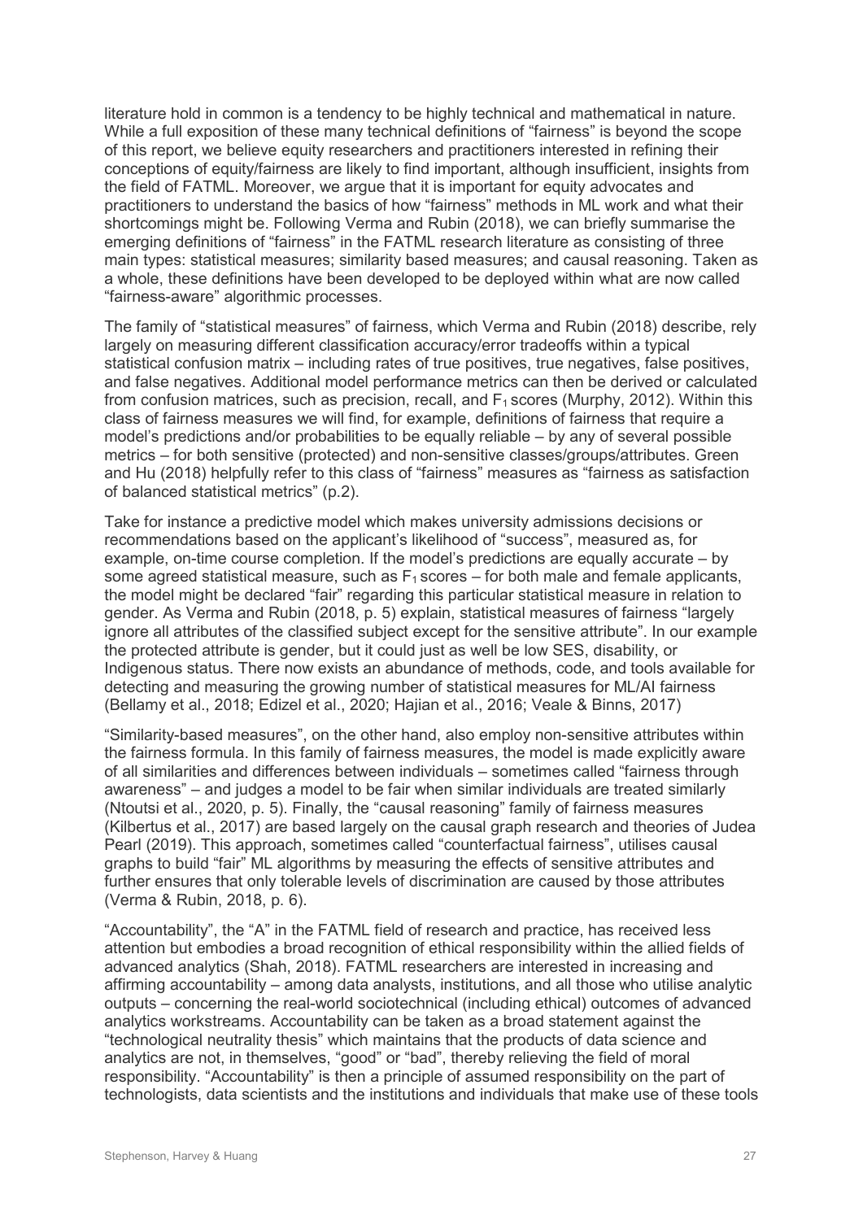literature hold in common is a tendency to be highly technical and mathematical in nature. While a full exposition of these many technical definitions of "fairness" is beyond the scope of this report, we believe equity researchers and practitioners interested in refining their conceptions of equity/fairness are likely to find important, although insufficient, insights from the field of FATML. Moreover, we argue that it is important for equity advocates and practitioners to understand the basics of how "fairness" methods in ML work and what their shortcomings might be. Following Verma and Rubin (2018), we can briefly summarise the emerging definitions of "fairness" in the FATML research literature as consisting of three main types: statistical measures; similarity based measures; and causal reasoning. Taken as a whole, these definitions have been developed to be deployed within what are now called "fairness-aware" algorithmic processes.

The family of "statistical measures" of fairness, which Verma and Rubin (2018) describe, rely largely on measuring different classification accuracy/error tradeoffs within a typical statistical confusion matrix – including rates of true positives, true negatives, false positives, and false negatives. Additional model performance metrics can then be derived or calculated from confusion matrices, such as precision, recall, and $F_1$ scores (Murphy, 2012). Within this class of fairness measures we will find, for example, definitions of fairness that require a model's predictions and/or probabilities to be equally reliable – by any of several possible metrics – for both sensitive (protected) and non-sensitive classes/groups/attributes. Green and Hu (2018) helpfully refer to this class of "fairness" measures as "fairness as satisfaction of balanced statistical metrics" (p.2).

Take for instance a predictive model which makes university admissions decisions or recommendations based on the applicant's likelihood of "success", measured as, for example, on-time course completion. If the model's predictions are equally accurate – by some agreed statistical measure, such as $F_1$ scores – for both male and female applicants, the model might be declared "fair" regarding this particular statistical measure in relation to gender. As Verma and Rubin (2018, p. 5) explain, statistical measures of fairness "largely ignore all attributes of the classified subject except for the sensitive attribute". In our example the protected attribute is gender, but it could just as well be low SES, disability, or Indigenous status. There now exists an abundance of methods, code, and tools available for detecting and measuring the growing number of statistical measures for ML/AI fairness (Bellamy et al., 2018; Edizel et al., 2020; Hajian et al., 2016; Veale & Binns, 2017)

"Similarity-based measures", on the other hand, also employ non-sensitive attributes within the fairness formula. In this family of fairness measures, the model is made explicitly aware of all similarities and differences between individuals – sometimes called "fairness through awareness" – and judges a model to be fair when similar individuals are treated similarly (Ntoutsi et al., 2020, p. 5). Finally, the "causal reasoning" family of fairness measures (Kilbertus et al., 2017) are based largely on the causal graph research and theories of Judea Pearl (2019). This approach, sometimes called "counterfactual fairness", utilises causal graphs to build "fair" ML algorithms by measuring the effects of sensitive attributes and further ensures that only tolerable levels of discrimination are caused by those attributes (Verma & Rubin, 2018, p. 6).

"Accountability", the "A" in the FATML field of research and practice, has received less attention but embodies a broad recognition of ethical responsibility within the allied fields of advanced analytics (Shah, 2018). FATML researchers are interested in increasing and affirming accountability – among data analysts, institutions, and all those who utilise analytic outputs – concerning the real-world sociotechnical (including ethical) outcomes of advanced analytics workstreams. Accountability can be taken as a broad statement against the "technological neutrality thesis" which maintains that the products of data science and analytics are not, in themselves, "good" or "bad", thereby relieving the field of moral responsibility. "Accountability" is then a principle of assumed responsibility on the part of technologists, data scientists and the institutions and individuals that make use of these tools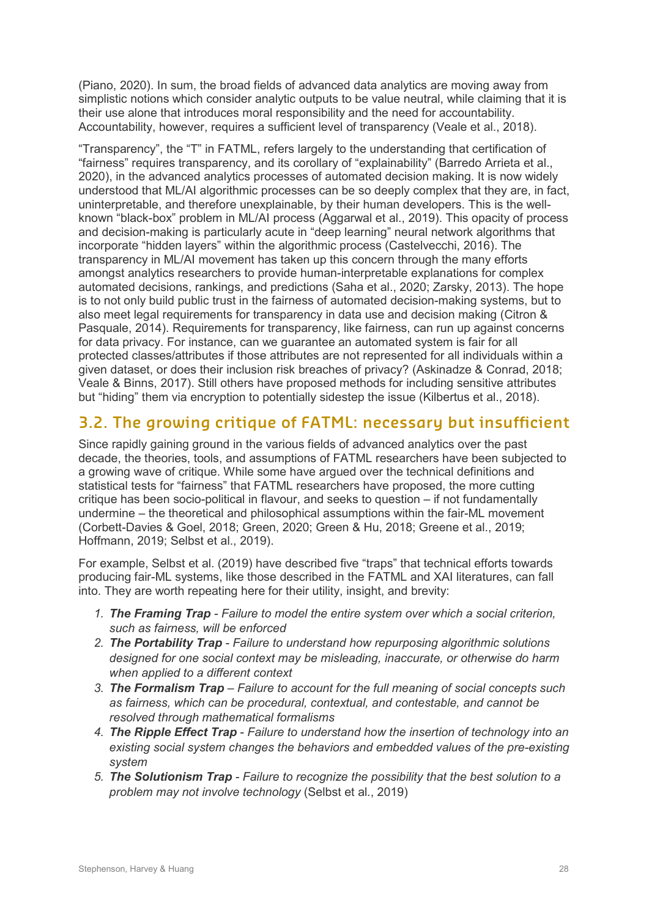(Piano, 2020). In sum, the broad fields of advanced data analytics are moving away from simplistic notions which consider analytic outputs to be value neutral, while claiming that it is their use alone that introduces moral responsibility and the need for accountability. Accountability, however, requires a sufficient level of transparency (Veale et al., 2018).

"Transparency", the "T" in FATML, refers largely to the understanding that certification of "fairness" requires transparency, and its corollary of "explainability" (Barredo Arrieta et al., 2020), in the advanced analytics processes of automated decision making. It is now widely understood that ML/AI algorithmic processes can be so deeply complex that they are, in fact, uninterpretable, and therefore unexplainable, by their human developers. This is the well-known "black-box" problem in ML/AI process (Aggarwal et al., 2019). This opacity of process and decision-making is particularly acute in "deep learning" neural network algorithms that incorporate "hidden layers" within the algorithmic process (Castelvecchi, 2016). The transparency in ML/AI movement has taken up this concern through the many efforts amongst analytics researchers to provide human-interpretable explanations for complex automated decisions, rankings, and predictions (Saha et al., 2020; Zarsky, 2013). The hope is to not only build public trust in the fairness of automated decision-making systems, but to also meet legal requirements for transparency in data use and decision making (Citron & Pasquale, 2014). Requirements for transparency, like fairness, can run up against concerns for data privacy. For instance, can we guarantee an automated system is fair for all protected classes/attributes if those attributes are not represented for all individuals within a given dataset, or does their inclusion risk breaches of privacy? (Askinadze & Conrad, 2018; Veale & Binns, 2017). Still others have proposed methods for including sensitive attributes but "hiding" them via encryption to potentially sidestep the issue (Kilbertus et al., 2018).

## 3.2. The growing critique of FATML: necessary but insufficient

Since rapidly gaining ground in the various fields of advanced analytics over the past decade, the theories, tools, and assumptions of FATML researchers have been subjected to a growing wave of critique. While some have argued over the technical definitions and statistical tests for "fairness" that FATML researchers have proposed, the more cutting critique has been socio-political in flavour, and seeks to question – if not fundamentally undermine – the theoretical and philosophical assumptions within the fair-ML movement (Corbett-Davies & Goel, 2018; Green, 2020; Green & Hu, 2018; Greene et al., 2019; Hoffmann, 2019; Selbst et al., 2019).

For example, Selbst et al. (2019) have described five "traps" that technical efforts towards producing fair-ML systems, like those described in the FATML and XAI literatures, can fall into. They are worth repeating here for their utility, insight, and brevity:

1. ***The Framing Trap*** *- Failure to model the entire system over which a social criterion, such as fairness, will be enforced*
2. ***The Portability Trap*** *- Failure to understand how repurposing algorithmic solutions designed for one social context may be misleading, inaccurate, or otherwise do harm when applied to a different context*
3. ***The Formalism Trap*** *– Failure to account for the full meaning of social concepts such as fairness, which can be procedural, contextual, and contestable, and cannot be resolved through mathematical formalisms*
4. ***The Ripple Effect Trap*** *- Failure to understand how the insertion of technology into an existing social system changes the behaviors and embedded values of the pre-existing system*
5. ***The Solutionism Trap*** *- Failure to recognize the possibility that the best solution to a problem may not involve technology* (Selbst et al., 2019)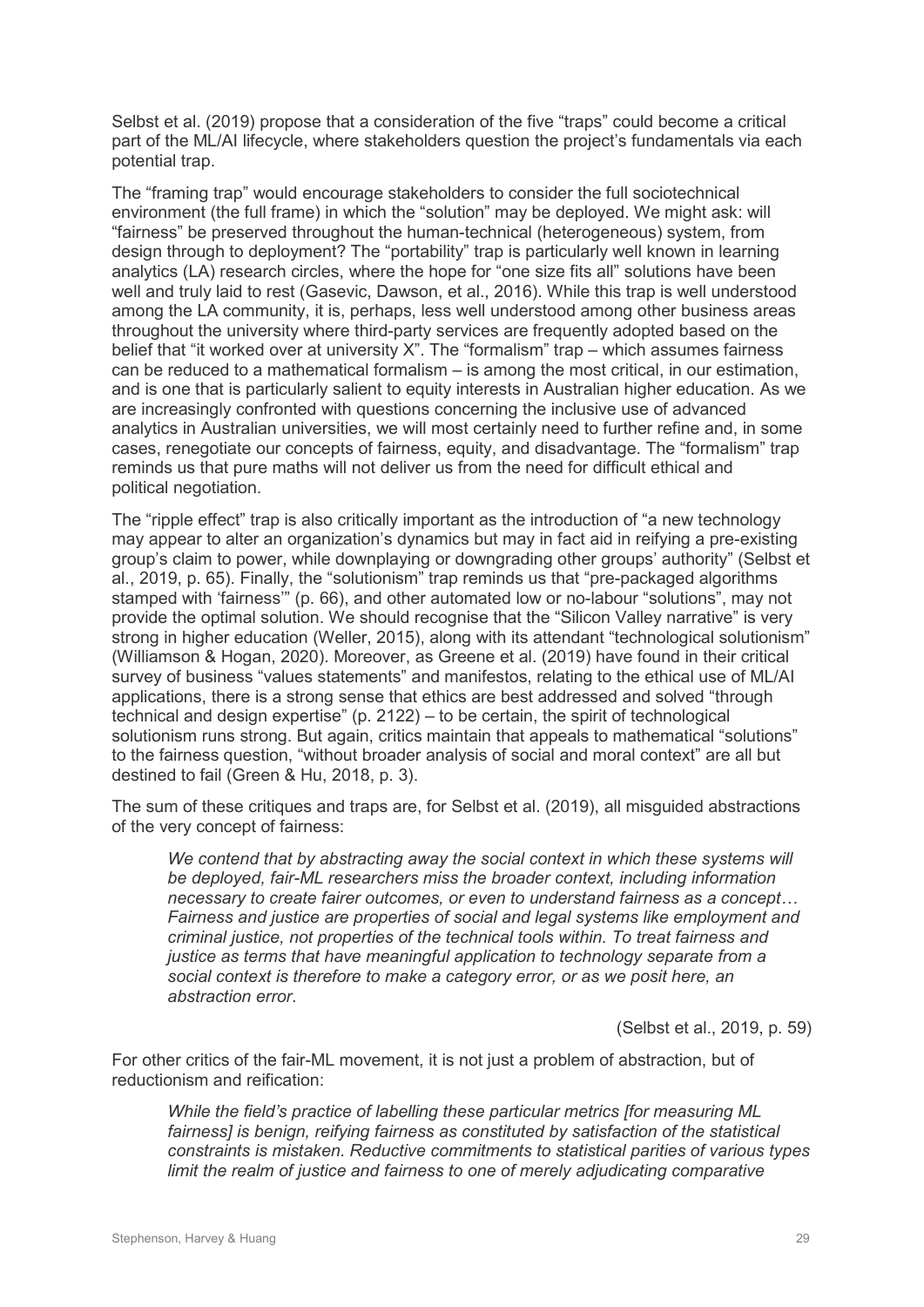Selbst et al. (2019) propose that a consideration of the five "traps" could become a critical part of the ML/AI lifecycle, where stakeholders question the project's fundamentals via each potential trap.

The "framing trap" would encourage stakeholders to consider the full sociotechnical environment (the full frame) in which the "solution" may be deployed. We might ask: will "fairness" be preserved throughout the human-technical (heterogeneous) system, from design through to deployment? The "portability" trap is particularly well known in learning analytics (LA) research circles, where the hope for "one size fits all" solutions have been well and truly laid to rest (Gasevic, Dawson, et al., 2016). While this trap is well understood among the LA community, it is, perhaps, less well understood among other business areas throughout the university where third-party services are frequently adopted based on the belief that "it worked over at university X". The "formalism" trap – which assumes fairness can be reduced to a mathematical formalism – is among the most critical, in our estimation, and is one that is particularly salient to equity interests in Australian higher education. As we are increasingly confronted with questions concerning the inclusive use of advanced analytics in Australian universities, we will most certainly need to further refine and, in some cases, renegotiate our concepts of fairness, equity, and disadvantage. The "formalism" trap reminds us that pure maths will not deliver us from the need for difficult ethical and political negotiation.

The "ripple effect" trap is also critically important as the introduction of "a new technology may appear to alter an organization's dynamics but may in fact aid in reifying a pre-existing group's claim to power, while downplaying or downgrading other groups' authority" (Selbst et al., 2019, p. 65). Finally, the "solutionism" trap reminds us that "pre-packaged algorithms stamped with 'fairness'" (p. 66), and other automated low or no-labour "solutions", may not provide the optimal solution. We should recognise that the "Silicon Valley narrative" is very strong in higher education (Weller, 2015), along with its attendant "technological solutionism" (Williamson & Hogan, 2020). Moreover, as Greene et al. (2019) have found in their critical survey of business "values statements" and manifestos, relating to the ethical use of ML/AI applications, there is a strong sense that ethics are best addressed and solved "through technical and design expertise" (p. 2122) – to be certain, the spirit of technological solutionism runs strong. But again, critics maintain that appeals to mathematical "solutions" to the fairness question, "without broader analysis of social and moral context" are all but destined to fail (Green & Hu, 2018, p. 3).

The sum of these critiques and traps are, for Selbst et al. (2019), all misguided abstractions of the very concept of fairness:

> *We contend that by abstracting away the social context in which these systems will be deployed, fair-ML researchers miss the broader context, including information necessary to create fairer outcomes, or even to understand fairness as a concept… Fairness and justice are properties of social and legal systems like employment and criminal justice, not properties of the technical tools within. To treat fairness and justice as terms that have meaningful application to technology separate from a social context is therefore to make a category error, or as we posit here, an abstraction error*.
>
> (Selbst et al., 2019, p. 59)

For other critics of the fair-ML movement, it is not just a problem of abstraction, but of reductionism and reification:

> *While the field's practice of labelling these particular metrics [for measuring ML fairness] is benign, reifying fairness as constituted by satisfaction of the statistical constraints is mistaken. Reductive commitments to statistical parities of various types limit the realm of justice and fairness to one of merely adjudicating comparative*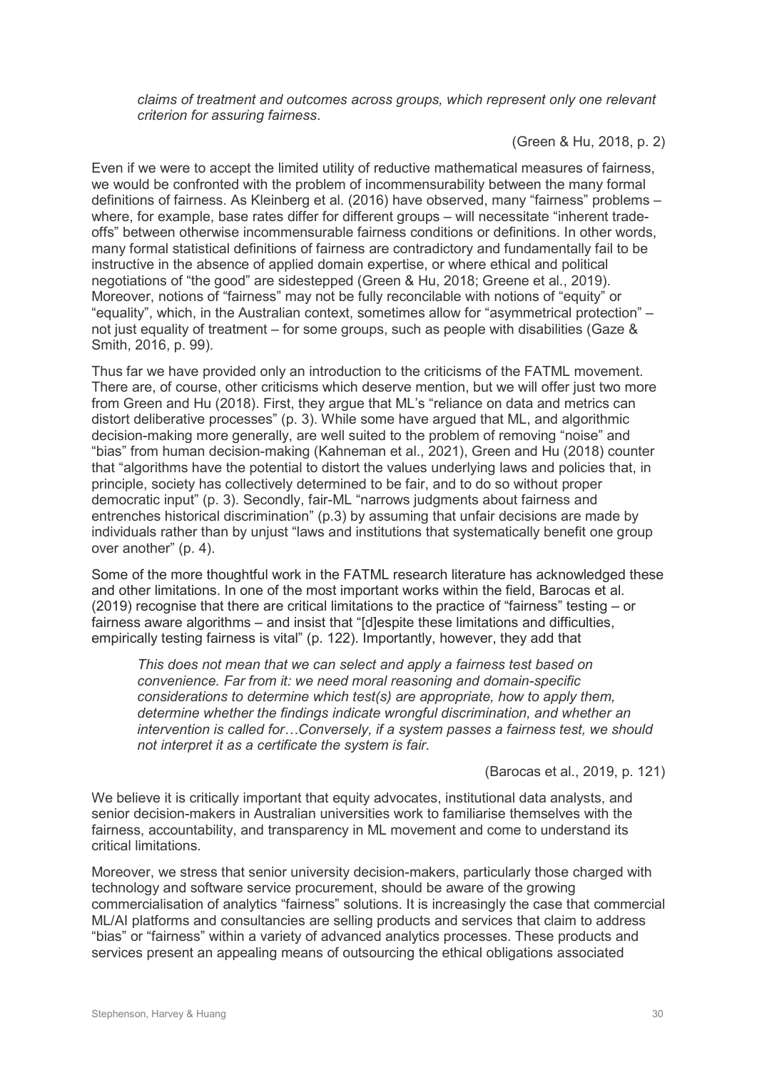*claims of treatment and outcomes across groups, which represent only one relevant criterion for assuring fairness*.

(Green & Hu, 2018, p. 2)

Even if we were to accept the limited utility of reductive mathematical measures of fairness, we would be confronted with the problem of incommensurability between the many formal definitions of fairness. As Kleinberg et al. (2016) have observed, many "fairness" problems – where, for example, base rates differ for different groups – will necessitate "inherent trade-offs" between otherwise incommensurable fairness conditions or definitions. In other words, many formal statistical definitions of fairness are contradictory and fundamentally fail to be instructive in the absence of applied domain expertise, or where ethical and political negotiations of "the good" are sidestepped (Green & Hu, 2018; Greene et al., 2019). Moreover, notions of "fairness" may not be fully reconcilable with notions of "equity" or "equality", which, in the Australian context, sometimes allow for "asymmetrical protection" – not just equality of treatment – for some groups, such as people with disabilities (Gaze & Smith, 2016, p. 99).

Thus far we have provided only an introduction to the criticisms of the FATML movement. There are, of course, other criticisms which deserve mention, but we will offer just two more from Green and Hu (2018). First, they argue that ML's "reliance on data and metrics can distort deliberative processes" (p. 3). While some have argued that ML, and algorithmic decision-making more generally, are well suited to the problem of removing "noise" and "bias" from human decision-making (Kahneman et al., 2021), Green and Hu (2018) counter that "algorithms have the potential to distort the values underlying laws and policies that, in principle, society has collectively determined to be fair, and to do so without proper democratic input" (p. 3). Secondly, fair-ML "narrows judgments about fairness and entrenches historical discrimination" (p.3) by assuming that unfair decisions are made by individuals rather than by unjust "laws and institutions that systematically benefit one group over another" (p. 4).

Some of the more thoughtful work in the FATML research literature has acknowledged these and other limitations. In one of the most important works within the field, Barocas et al. (2019) recognise that there are critical limitations to the practice of "fairness" testing – or fairness aware algorithms – and insist that "[d]espite these limitations and difficulties, empirically testing fairness is vital" (p. 122). Importantly, however, they add that

*This does not mean that we can select and apply a fairness test based on convenience. Far from it: we need moral reasoning and domain-specific considerations to determine which test(s) are appropriate, how to apply them, determine whether the findings indicate wrongful discrimination, and whether an intervention is called for…Conversely, if a system passes a fairness test, we should not interpret it as a certificate the system is fair.*

(Barocas et al., 2019, p. 121)

We believe it is critically important that equity advocates, institutional data analysts, and senior decision-makers in Australian universities work to familiarise themselves with the fairness, accountability, and transparency in ML movement and come to understand its critical limitations.

Moreover, we stress that senior university decision-makers, particularly those charged with technology and software service procurement, should be aware of the growing commercialisation of analytics "fairness" solutions. It is increasingly the case that commercial ML/AI platforms and consultancies are selling products and services that claim to address "bias" or "fairness" within a variety of advanced analytics processes. These products and services present an appealing means of outsourcing the ethical obligations associated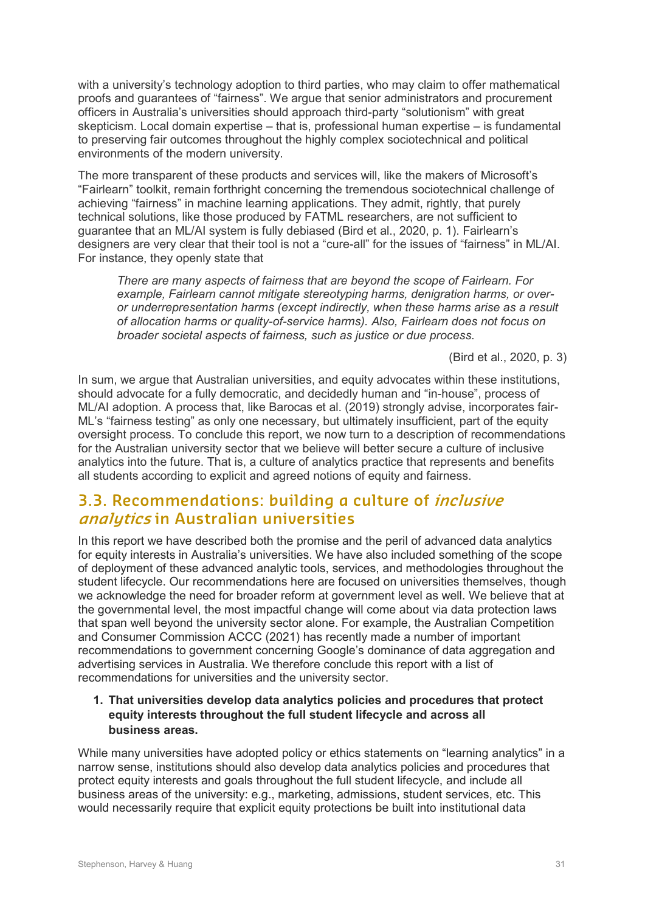with a university's technology adoption to third parties, who may claim to offer mathematical proofs and guarantees of "fairness". We argue that senior administrators and procurement officers in Australia's universities should approach third-party "solutionism" with great skepticism. Local domain expertise – that is, professional human expertise – is fundamental to preserving fair outcomes throughout the highly complex sociotechnical and political environments of the modern university.

The more transparent of these products and services will, like the makers of Microsoft's "Fairlearn" toolkit, remain forthright concerning the tremendous sociotechnical challenge of achieving "fairness" in machine learning applications. They admit, rightly, that purely technical solutions, like those produced by FATML researchers, are not sufficient to guarantee that an ML/AI system is fully debiased (Bird et al., 2020, p. 1). Fairlearn's designers are very clear that their tool is not a "cure-all" for the issues of "fairness" in ML/AI. For instance, they openly state that

> *There are many aspects of fairness that are beyond the scope of Fairlearn. For example, Fairlearn cannot mitigate stereotyping harms, denigration harms, or over- or underrepresentation harms (except indirectly, when these harms arise as a result of allocation harms or quality-of-service harms). Also, Fairlearn does not focus on broader societal aspects of fairness, such as justice or due process.*
>
> (Bird et al., 2020, p. 3)

In sum, we argue that Australian universities, and equity advocates within these institutions, should advocate for a fully democratic, and decidedly human and "in-house", process of ML/AI adoption. A process that, like Barocas et al. (2019) strongly advise, incorporates fair-ML's "fairness testing" as only one necessary, but ultimately insufficient, part of the equity oversight process. To conclude this report, we now turn to a description of recommendations for the Australian university sector that we believe will better secure a culture of inclusive analytics into the future. That is, a culture of analytics practice that represents and benefits all students according to explicit and agreed notions of equity and fairness.

## 3.3. Recommendations: building a culture of *inclusive analytics* in Australian universities

In this report we have described both the promise and the peril of advanced data analytics for equity interests in Australia's universities. We have also included something of the scope of deployment of these advanced analytic tools, services, and methodologies throughout the student lifecycle. Our recommendations here are focused on universities themselves, though we acknowledge the need for broader reform at government level as well. We believe that at the governmental level, the most impactful change will come about via data protection laws that span well beyond the university sector alone. For example, the Australian Competition and Consumer Commission ACCC (2021) has recently made a number of important recommendations to government concerning Google's dominance of data aggregation and advertising services in Australia. We therefore conclude this report with a list of recommendations for universities and the university sector.

1. **That universities develop data analytics policies and procedures that protect equity interests throughout the full student lifecycle and across all business areas.**

While many universities have adopted policy or ethics statements on "learning analytics" in a narrow sense, institutions should also develop data analytics policies and procedures that protect equity interests and goals throughout the full student lifecycle, and include all business areas of the university: e.g., marketing, admissions, student services, etc. This would necessarily require that explicit equity protections be built into institutional data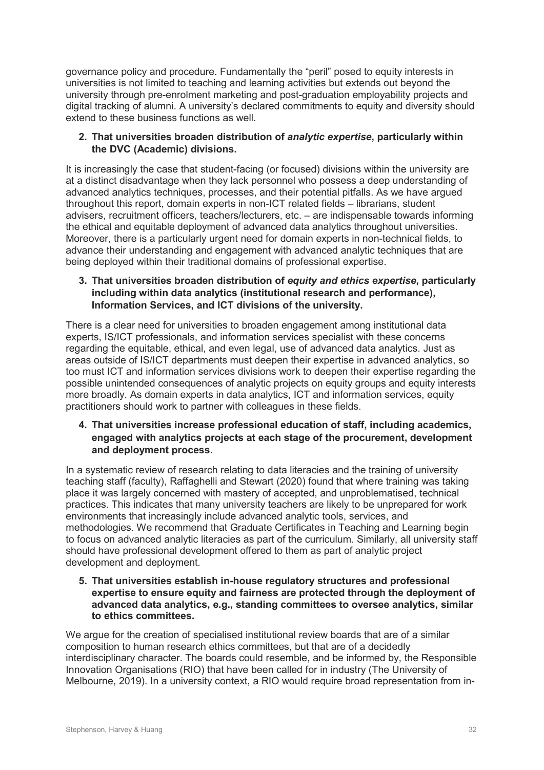governance policy and procedure. Fundamentally the "peril" posed to equity interests in universities is not limited to teaching and learning activities but extends out beyond the university through pre-enrolment marketing and post-graduation employability projects and digital tracking of alumni. A university's declared commitments to equity and diversity should extend to these business functions as well.

2. **That universities broaden distribution of *analytic expertise*, particularly within the DVC (Academic) divisions.**

It is increasingly the case that student-facing (or focused) divisions within the university are at a distinct disadvantage when they lack personnel who possess a deep understanding of advanced analytics techniques, processes, and their potential pitfalls. As we have argued throughout this report, domain experts in non-ICT related fields – librarians, student advisers, recruitment officers, teachers/lecturers, etc. – are indispensable towards informing the ethical and equitable deployment of advanced data analytics throughout universities. Moreover, there is a particularly urgent need for domain experts in non-technical fields, to advance their understanding and engagement with advanced analytic techniques that are being deployed within their traditional domains of professional expertise.

3. **That universities broaden distribution of *equity and ethics expertise*, particularly including within data analytics (institutional research and performance), Information Services, and ICT divisions of the university.**

There is a clear need for universities to broaden engagement among institutional data experts, IS/ICT professionals, and information services specialist with these concerns regarding the equitable, ethical, and even legal, use of advanced data analytics. Just as areas outside of IS/ICT departments must deepen their expertise in advanced analytics, so too must ICT and information services divisions work to deepen their expertise regarding the possible unintended consequences of analytic projects on equity groups and equity interests more broadly. As domain experts in data analytics, ICT and information services, equity practitioners should work to partner with colleagues in these fields.

4. **That universities increase professional education of staff, including academics, engaged with analytics projects at each stage of the procurement, development and deployment process.**

In a systematic review of research relating to data literacies and the training of university teaching staff (faculty), Raffaghelli and Stewart (2020) found that where training was taking place it was largely concerned with mastery of accepted, and unproblematised, technical practices. This indicates that many university teachers are likely to be unprepared for work environments that increasingly include advanced analytic tools, services, and methodologies. We recommend that Graduate Certificates in Teaching and Learning begin to focus on advanced analytic literacies as part of the curriculum. Similarly, all university staff should have professional development offered to them as part of analytic project development and deployment.

5. **That universities establish in-house regulatory structures and professional expertise to ensure equity and fairness are protected through the deployment of advanced data analytics, e.g., standing committees to oversee analytics, similar to ethics committees.**

We argue for the creation of specialised institutional review boards that are of a similar composition to human research ethics committees, but that are of a decidedly interdisciplinary character. The boards could resemble, and be informed by, the Responsible Innovation Organisations (RIO) that have been called for in industry (The University of Melbourne, 2019). In a university context, a RIO would require broad representation from in-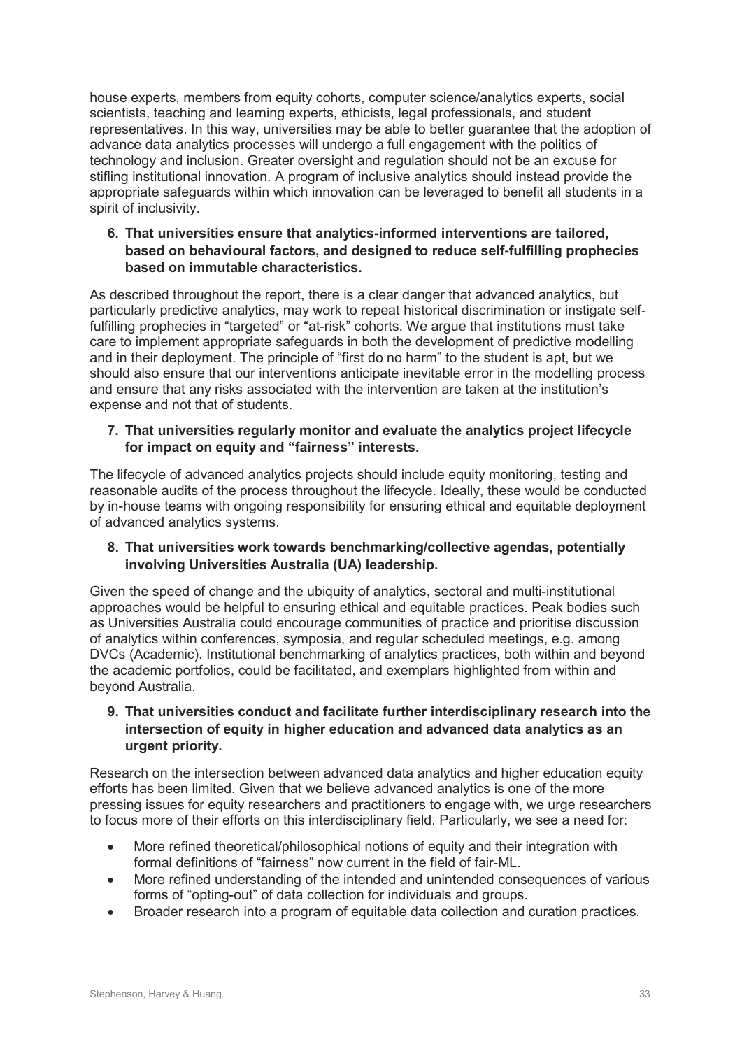house experts, members from equity cohorts, computer science/analytics experts, social scientists, teaching and learning experts, ethicists, legal professionals, and student representatives. In this way, universities may be able to better guarantee that the adoption of advance data analytics processes will undergo a full engagement with the politics of technology and inclusion. Greater oversight and regulation should not be an excuse for stifling institutional innovation. A program of inclusive analytics should instead provide the appropriate safeguards within which innovation can be leveraged to benefit all students in a spirit of inclusivity.

**6. That universities ensure that analytics-informed interventions are tailored, based on behavioural factors, and designed to reduce self-fulfilling prophecies based on immutable characteristics.**

As described throughout the report, there is a clear danger that advanced analytics, but particularly predictive analytics, may work to repeat historical discrimination or instigate self-fulfilling prophecies in "targeted" or "at-risk" cohorts. We argue that institutions must take care to implement appropriate safeguards in both the development of predictive modelling and in their deployment. The principle of "first do no harm" to the student is apt, but we should also ensure that our interventions anticipate inevitable error in the modelling process and ensure that any risks associated with the intervention are taken at the institution's expense and not that of students.

**7. That universities regularly monitor and evaluate the analytics project lifecycle for impact on equity and "fairness" interests.**

The lifecycle of advanced analytics projects should include equity monitoring, testing and reasonable audits of the process throughout the lifecycle. Ideally, these would be conducted by in-house teams with ongoing responsibility for ensuring ethical and equitable deployment of advanced analytics systems.

**8. That universities work towards benchmarking/collective agendas, potentially involving Universities Australia (UA) leadership.**

Given the speed of change and the ubiquity of analytics, sectoral and multi-institutional approaches would be helpful to ensuring ethical and equitable practices. Peak bodies such as Universities Australia could encourage communities of practice and prioritise discussion of analytics within conferences, symposia, and regular scheduled meetings, e.g. among DVCs (Academic). Institutional benchmarking of analytics practices, both within and beyond the academic portfolios, could be facilitated, and exemplars highlighted from within and beyond Australia.

**9. That universities conduct and facilitate further interdisciplinary research into the intersection of equity in higher education and advanced data analytics as an urgent priority.**

Research on the intersection between advanced data analytics and higher education equity efforts has been limited. Given that we believe advanced analytics is one of the more pressing issues for equity researchers and practitioners to engage with, we urge researchers to focus more of their efforts on this interdisciplinary field. Particularly, we see a need for:

- More refined theoretical/philosophical notions of equity and their integration with formal definitions of "fairness" now current in the field of fair-ML.
- More refined understanding of the intended and unintended consequences of various forms of "opting-out" of data collection for individuals and groups.
- Broader research into a program of equitable data collection and curation practices.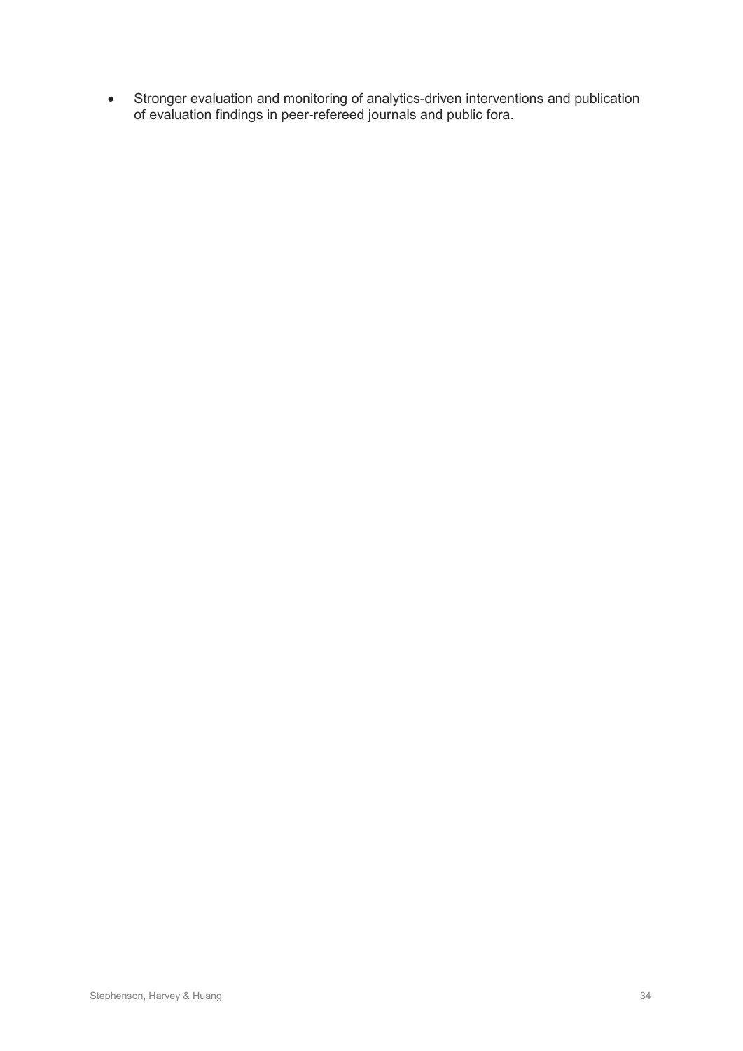- Stronger evaluation and monitoring of analytics-driven interventions and publication of evaluation findings in peer-refereed journals and public fora.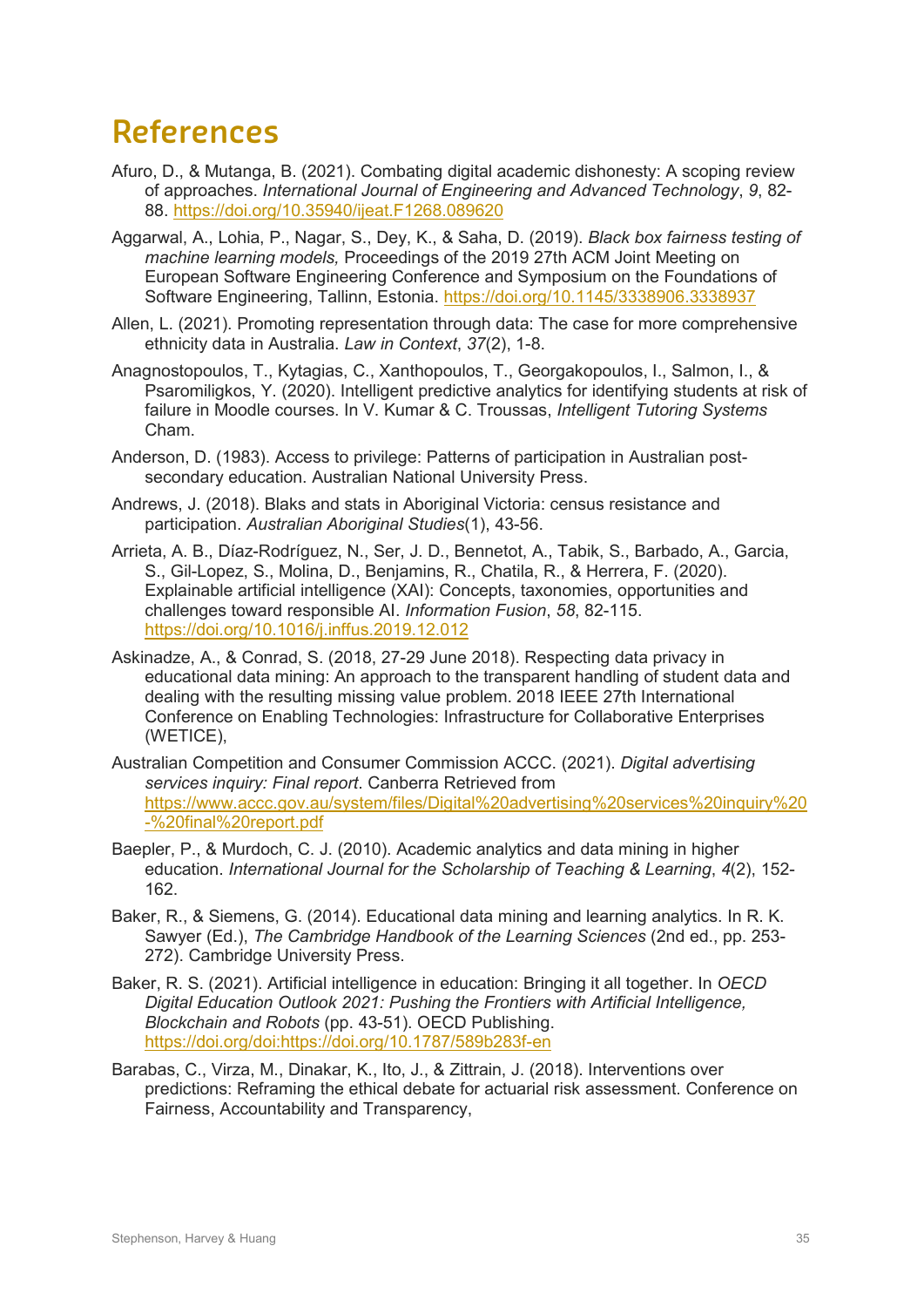# References

Afuro, D., & Mutanga, B. (2021). Combating digital academic dishonesty: A scoping review of approaches. *International Journal of Engineering and Advanced Technology*, *9*, 82-88. https://doi.org/10.35940/ijeat.F1268.089620

Aggarwal, A., Lohia, P., Nagar, S., Dey, K., & Saha, D. (2019). *Black box fairness testing of machine learning models,* Proceedings of the 2019 27th ACM Joint Meeting on European Software Engineering Conference and Symposium on the Foundations of Software Engineering, Tallinn, Estonia. https://doi.org/10.1145/3338906.3338937

Allen, L. (2021). Promoting representation through data: The case for more comprehensive ethnicity data in Australia. *Law in Context*, *37*(2), 1-8.

Anagnostopoulos, T., Kytagias, C., Xanthopoulos, T., Georgakopoulos, I., Salmon, I., & Psaromiligkos, Y. (2020). Intelligent predictive analytics for identifying students at risk of failure in Moodle courses. In V. Kumar & C. Troussas, *Intelligent Tutoring Systems* Cham.

Anderson, D. (1983). Access to privilege: Patterns of participation in Australian post-secondary education. Australian National University Press.

Andrews, J. (2018). Blaks and stats in Aboriginal Victoria: census resistance and participation. *Australian Aboriginal Studies*(1), 43-56.

Arrieta, A. B., Díaz-Rodríguez, N., Ser, J. D., Bennetot, A., Tabik, S., Barbado, A., Garcia, S., Gil-Lopez, S., Molina, D., Benjamins, R., Chatila, R., & Herrera, F. (2020). Explainable artificial intelligence (XAI): Concepts, taxonomies, opportunities and challenges toward responsible AI. *Information Fusion*, *58*, 82-115. https://doi.org/10.1016/j.inffus.2019.12.012

Askinadze, A., & Conrad, S. (2018, 27-29 June 2018). Respecting data privacy in educational data mining: An approach to the transparent handling of student data and dealing with the resulting missing value problem. 2018 IEEE 27th International Conference on Enabling Technologies: Infrastructure for Collaborative Enterprises (WETICE),

Australian Competition and Consumer Commission ACCC. (2021). *Digital advertising services inquiry: Final report*. Canberra Retrieved from https://www.accc.gov.au/system/files/Digital%20advertising%20services%20inquiry%20-%20final%20report.pdf

Baepler, P., & Murdoch, C. J. (2010). Academic analytics and data mining in higher education. *International Journal for the Scholarship of Teaching & Learning*, *4*(2), 152-162.

Baker, R., & Siemens, G. (2014). Educational data mining and learning analytics. In R. K. Sawyer (Ed.), *The Cambridge Handbook of the Learning Sciences* (2nd ed., pp. 253-272). Cambridge University Press.

Baker, R. S. (2021). Artificial intelligence in education: Bringing it all together. In *OECD Digital Education Outlook 2021: Pushing the Frontiers with Artificial Intelligence, Blockchain and Robots* (pp. 43-51). OECD Publishing. https://doi.org/doi:https://doi.org/10.1787/589b283f-en

Barabas, C., Virza, M., Dinakar, K., Ito, J., & Zittrain, J. (2018). Interventions over predictions: Reframing the ethical debate for actuarial risk assessment. Conference on Fairness, Accountability and Transparency,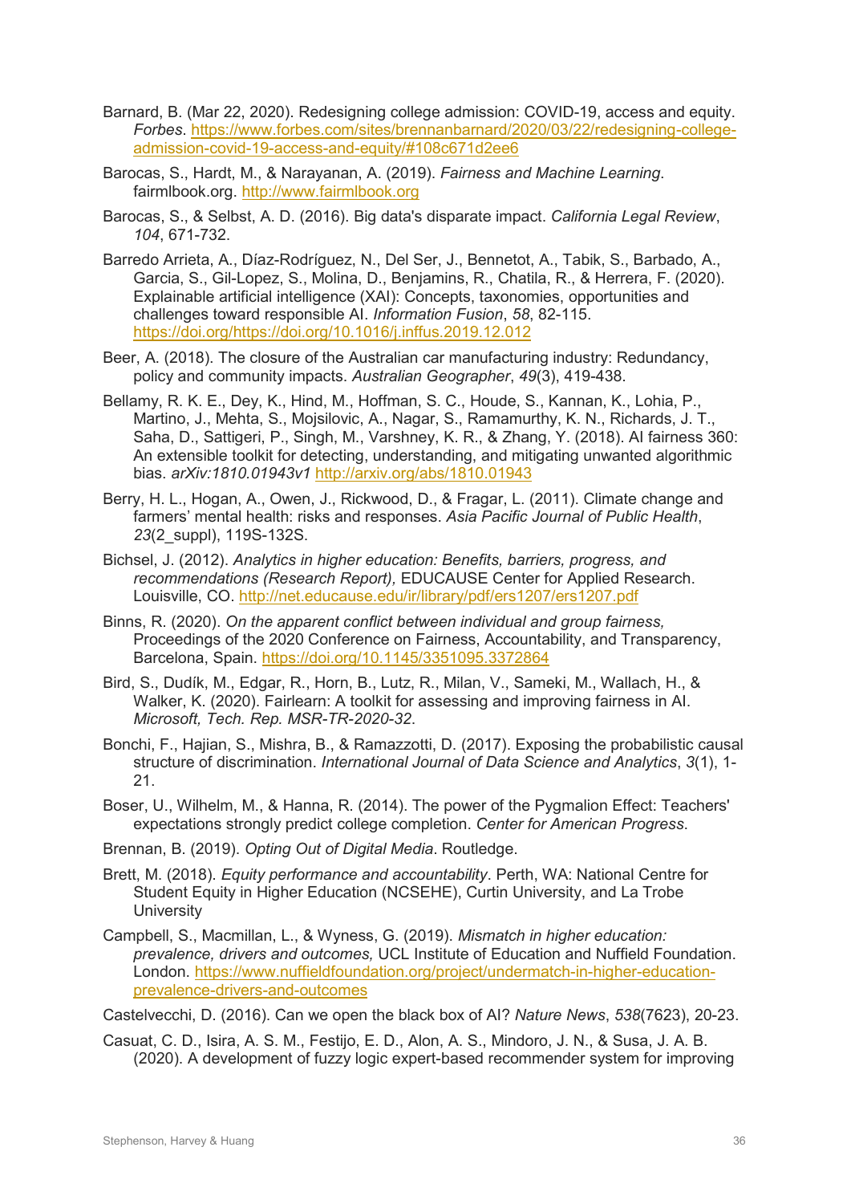Barnard, B. (Mar 22, 2020). Redesigning college admission: COVID-19, access and equity. *Forbes*. https://www.forbes.com/sites/brennanbarnard/2020/03/22/redesigning-college-admission-covid-19-access-and-equity/#108c671d2ee6

Barocas, S., Hardt, M., & Narayanan, A. (2019). *Fairness and Machine Learning*. fairmlbook.org. http://www.fairmlbook.org

Barocas, S., & Selbst, A. D. (2016). Big data's disparate impact. *California Legal Review*, *104*, 671-732.

Barredo Arrieta, A., Díaz-Rodríguez, N., Del Ser, J., Bennetot, A., Tabik, S., Barbado, A., Garcia, S., Gil-Lopez, S., Molina, D., Benjamins, R., Chatila, R., & Herrera, F. (2020). Explainable artificial intelligence (XAI): Concepts, taxonomies, opportunities and challenges toward responsible AI. *Information Fusion*, *58*, 82-115. https://doi.org/https://doi.org/10.1016/j.inffus.2019.12.012

Beer, A. (2018). The closure of the Australian car manufacturing industry: Redundancy, policy and community impacts. *Australian Geographer*, *49*(3), 419-438.

Bellamy, R. K. E., Dey, K., Hind, M., Hoffman, S. C., Houde, S., Kannan, K., Lohia, P., Martino, J., Mehta, S., Mojsilovic, A., Nagar, S., Ramamurthy, K. N., Richards, J. T., Saha, D., Sattigeri, P., Singh, M., Varshney, K. R., & Zhang, Y. (2018). AI fairness 360: An extensible toolkit for detecting, understanding, and mitigating unwanted algorithmic bias. *arXiv:1810.01943v1* http://arxiv.org/abs/1810.01943

Berry, H. L., Hogan, A., Owen, J., Rickwood, D., & Fragar, L. (2011). Climate change and farmers' mental health: risks and responses. *Asia Pacific Journal of Public Health*, *23*(2_suppl), 119S-132S.

Bichsel, J. (2012). *Analytics in higher education: Benefits, barriers, progress, and recommendations (Research Report),* EDUCAUSE Center for Applied Research. Louisville, CO. http://net.educause.edu/ir/library/pdf/ers1207/ers1207.pdf

Binns, R. (2020). *On the apparent conflict between individual and group fairness,* Proceedings of the 2020 Conference on Fairness, Accountability, and Transparency, Barcelona, Spain. https://doi.org/10.1145/3351095.3372864

Bird, S., Dudík, M., Edgar, R., Horn, B., Lutz, R., Milan, V., Sameki, M., Wallach, H., & Walker, K. (2020). Fairlearn: A toolkit for assessing and improving fairness in AI. *Microsoft, Tech. Rep. MSR-TR-2020-32*.

Bonchi, F., Hajian, S., Mishra, B., & Ramazzotti, D. (2017). Exposing the probabilistic causal structure of discrimination. *International Journal of Data Science and Analytics*, *3*(1), 1-21.

Boser, U., Wilhelm, M., & Hanna, R. (2014). The power of the Pygmalion Effect: Teachers' expectations strongly predict college completion. *Center for American Progress*.

Brennan, B. (2019). *Opting Out of Digital Media*. Routledge.

Brett, M. (2018). *Equity performance and accountability*. Perth, WA: National Centre for Student Equity in Higher Education (NCSEHE), Curtin University, and La Trobe University

Campbell, S., Macmillan, L., & Wyness, G. (2019). *Mismatch in higher education: prevalence, drivers and outcomes,* UCL Institute of Education and Nuffield Foundation. London. https://www.nuffieldfoundation.org/project/undermatch-in-higher-education-prevalence-drivers-and-outcomes

Castelvecchi, D. (2016). Can we open the black box of AI? *Nature News*, *538*(7623), 20-23.

Casuat, C. D., Isira, A. S. M., Festijo, E. D., Alon, A. S., Mindoro, J. N., & Susa, J. A. B. (2020). A development of fuzzy logic expert-based recommender system for improving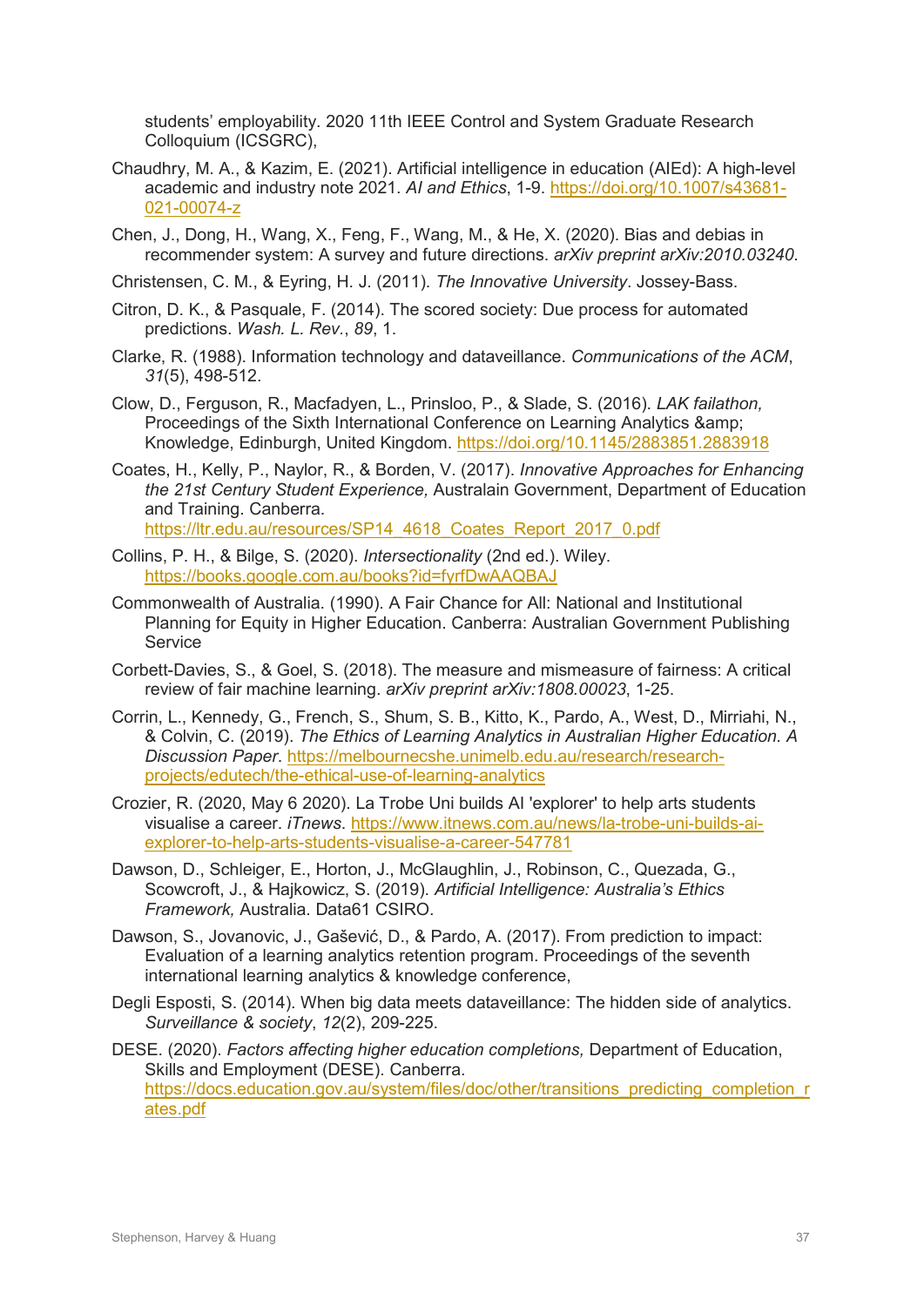students' employability. 2020 11th IEEE Control and System Graduate Research Colloquium (ICSGRC),

Chaudhry, M. A., & Kazim, E. (2021). Artificial intelligence in education (AIEd): A high-level academic and industry note 2021. *AI and Ethics*, 1-9. https://doi.org/10.1007/s43681-021-00074-z

Chen, J., Dong, H., Wang, X., Feng, F., Wang, M., & He, X. (2020). Bias and debias in recommender system: A survey and future directions. *arXiv preprint arXiv:2010.03240*.

Christensen, C. M., & Eyring, H. J. (2011). *The Innovative University*. Jossey-Bass.

Citron, D. K., & Pasquale, F. (2014). The scored society: Due process for automated predictions. *Wash. L. Rev.*, *89*, 1.

Clarke, R. (1988). Information technology and dataveillance. *Communications of the ACM*, *31*(5), 498-512.

Clow, D., Ferguson, R., Macfadyen, L., Prinsloo, P., & Slade, S. (2016). *LAK failathon,* Proceedings of the Sixth International Conference on Learning Analytics &amp; Knowledge, Edinburgh, United Kingdom. https://doi.org/10.1145/2883851.2883918

Coates, H., Kelly, P., Naylor, R., & Borden, V. (2017). *Innovative Approaches for Enhancing the 21st Century Student Experience,* Australain Government, Department of Education and Training. Canberra. https://ltr.edu.au/resources/SP14_4618_Coates_Report_2017_0.pdf

Collins, P. H., & Bilge, S. (2020). *Intersectionality* (2nd ed.). Wiley. https://books.google.com.au/books?id=fyrfDwAAQBAJ

Commonwealth of Australia. (1990). A Fair Chance for All: National and Institutional Planning for Equity in Higher Education. Canberra: Australian Government Publishing Service

Corbett-Davies, S., & Goel, S. (2018). The measure and mismeasure of fairness: A critical review of fair machine learning. *arXiv preprint arXiv:1808.00023*, 1-25.

Corrin, L., Kennedy, G., French, S., Shum, S. B., Kitto, K., Pardo, A., West, D., Mirriahi, N., & Colvin, C. (2019). *The Ethics of Learning Analytics in Australian Higher Education. A Discussion Paper*. https://melbournecshe.unimelb.edu.au/research/research-projects/edutech/the-ethical-use-of-learning-analytics

Crozier, R. (2020, May 6 2020). La Trobe Uni builds AI 'explorer' to help arts students visualise a career. *iTnews*. https://www.itnews.com.au/news/la-trobe-uni-builds-ai-explorer-to-help-arts-students-visualise-a-career-547781

Dawson, D., Schleiger, E., Horton, J., McGlaughlin, J., Robinson, C., Quezada, G., Scowcroft, J., & Hajkowicz, S. (2019). *Artificial Intelligence: Australia's Ethics Framework,* Australia. Data61 CSIRO.

Dawson, S., Jovanovic, J., Gašević, D., & Pardo, A. (2017). From prediction to impact: Evaluation of a learning analytics retention program. Proceedings of the seventh international learning analytics & knowledge conference,

Degli Esposti, S. (2014). When big data meets dataveillance: The hidden side of analytics. *Surveillance & society*, *12*(2), 209-225.

DESE. (2020). *Factors affecting higher education completions,* Department of Education, Skills and Employment (DESE). Canberra. https://docs.education.gov.au/system/files/doc/other/transitions_predicting_completion_rates.pdf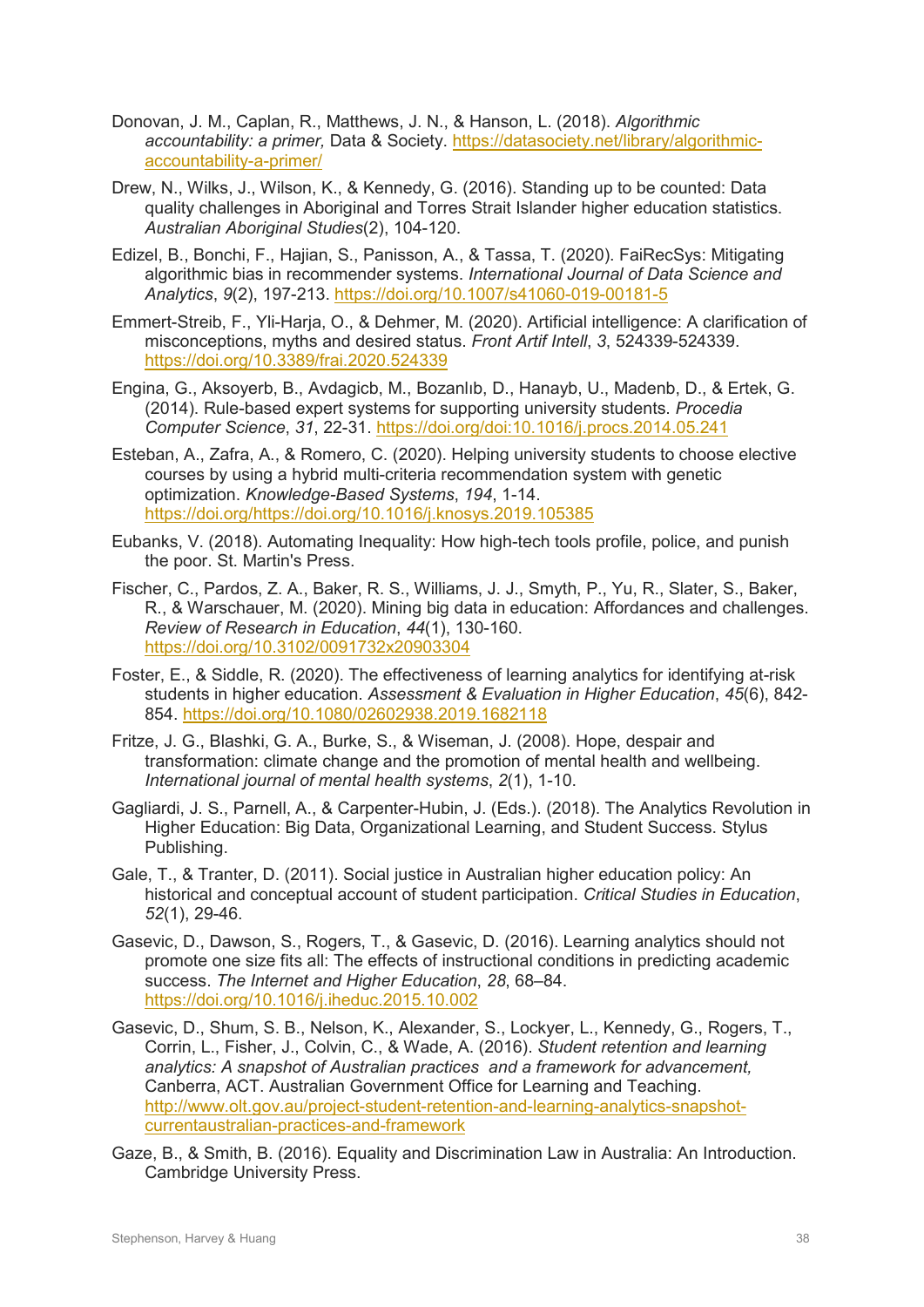Donovan, J. M., Caplan, R., Matthews, J. N., & Hanson, L. (2018). *Algorithmic accountability: a primer,* Data & Society. https://datasociety.net/library/algorithmic-accountability-a-primer/

Drew, N., Wilks, J., Wilson, K., & Kennedy, G. (2016). Standing up to be counted: Data quality challenges in Aboriginal and Torres Strait Islander higher education statistics. *Australian Aboriginal Studies*(2), 104-120.

Edizel, B., Bonchi, F., Hajian, S., Panisson, A., & Tassa, T. (2020). FaiRecSys: Mitigating algorithmic bias in recommender systems. *International Journal of Data Science and Analytics*, *9*(2), 197-213. https://doi.org/10.1007/s41060-019-00181-5

Emmert-Streib, F., Yli-Harja, O., & Dehmer, M. (2020). Artificial intelligence: A clarification of misconceptions, myths and desired status. *Front Artif Intell*, *3*, 524339-524339. https://doi.org/10.3389/frai.2020.524339

Engina, G., Aksoyerb, B., Avdagicb, M., Bozanlıb, D., Hanayb, U., Madenb, D., & Ertek, G. (2014). Rule-based expert systems for supporting university students. *Procedia Computer Science*, *31*, 22-31. https://doi.org/doi:10.1016/j.procs.2014.05.241

Esteban, A., Zafra, A., & Romero, C. (2020). Helping university students to choose elective courses by using a hybrid multi-criteria recommendation system with genetic optimization. *Knowledge-Based Systems*, *194*, 1-14. https://doi.org/https://doi.org/10.1016/j.knosys.2019.105385

Eubanks, V. (2018). Automating Inequality: How high-tech tools profile, police, and punish the poor. St. Martin's Press.

Fischer, C., Pardos, Z. A., Baker, R. S., Williams, J. J., Smyth, P., Yu, R., Slater, S., Baker, R., & Warschauer, M. (2020). Mining big data in education: Affordances and challenges. *Review of Research in Education*, *44*(1), 130-160. https://doi.org/10.3102/0091732x20903304

Foster, E., & Siddle, R. (2020). The effectiveness of learning analytics for identifying at-risk students in higher education. *Assessment & Evaluation in Higher Education*, *45*(6), 842-854. https://doi.org/10.1080/02602938.2019.1682118

Fritze, J. G., Blashki, G. A., Burke, S., & Wiseman, J. (2008). Hope, despair and transformation: climate change and the promotion of mental health and wellbeing. *International journal of mental health systems*, *2*(1), 1-10.

Gagliardi, J. S., Parnell, A., & Carpenter-Hubin, J. (Eds.). (2018). The Analytics Revolution in Higher Education: Big Data, Organizational Learning, and Student Success. Stylus Publishing.

Gale, T., & Tranter, D. (2011). Social justice in Australian higher education policy: An historical and conceptual account of student participation. *Critical Studies in Education*, *52*(1), 29-46.

Gasevic, D., Dawson, S., Rogers, T., & Gasevic, D. (2016). Learning analytics should not promote one size fits all: The effects of instructional conditions in predicting academic success. *The Internet and Higher Education*, *28*, 68–84. https://doi.org/10.1016/j.iheduc.2015.10.002

Gasevic, D., Shum, S. B., Nelson, K., Alexander, S., Lockyer, L., Kennedy, G., Rogers, T., Corrin, L., Fisher, J., Colvin, C., & Wade, A. (2016). *Student retention and learning analytics: A snapshot of Australian practices and a framework for advancement,* Canberra, ACT. Australian Government Office for Learning and Teaching. http://www.olt.gov.au/project-student-retention-and-learning-analytics-snapshot-currentaustralian-practices-and-framework

Gaze, B., & Smith, B. (2016). Equality and Discrimination Law in Australia: An Introduction. Cambridge University Press.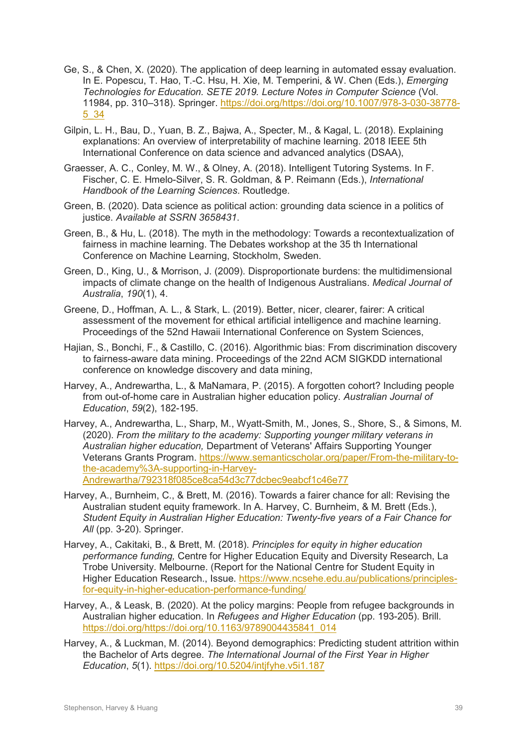Ge, S., & Chen, X. (2020). The application of deep learning in automated essay evaluation. In E. Popescu, T. Hao, T.-C. Hsu, H. Xie, M. Temperini, & W. Chen (Eds.), *Emerging Technologies for Education. SETE 2019. Lecture Notes in Computer Science* (Vol. 11984, pp. 310–318). Springer. https://doi.org/https://doi.org/10.1007/978-3-030-38778-5_34

Gilpin, L. H., Bau, D., Yuan, B. Z., Bajwa, A., Specter, M., & Kagal, L. (2018). Explaining explanations: An overview of interpretability of machine learning. 2018 IEEE 5th International Conference on data science and advanced analytics (DSAA),

Graesser, A. C., Conley, M. W., & Olney, A. (2018). Intelligent Tutoring Systems. In F. Fischer, C. E. Hmelo-Silver, S. R. Goldman, & P. Reimann (Eds.), *International Handbook of the Learning Sciences*. Routledge.

Green, B. (2020). Data science as political action: grounding data science in a politics of justice. *Available at SSRN 3658431*.

Green, B., & Hu, L. (2018). The myth in the methodology: Towards a recontextualization of fairness in machine learning. The Debates workshop at the 35 th International Conference on Machine Learning, Stockholm, Sweden.

Green, D., King, U., & Morrison, J. (2009). Disproportionate burdens: the multidimensional impacts of climate change on the health of Indigenous Australians. *Medical Journal of Australia*, *190*(1), 4.

Greene, D., Hoffman, A. L., & Stark, L. (2019). Better, nicer, clearer, fairer: A critical assessment of the movement for ethical artificial intelligence and machine learning. Proceedings of the 52nd Hawaii International Conference on System Sciences,

Hajian, S., Bonchi, F., & Castillo, C. (2016). Algorithmic bias: From discrimination discovery to fairness-aware data mining. Proceedings of the 22nd ACM SIGKDD international conference on knowledge discovery and data mining,

Harvey, A., Andrewartha, L., & MaNamara, P. (2015). A forgotten cohort? Including people from out-of-home care in Australian higher education policy. *Australian Journal of Education*, *59*(2), 182-195.

Harvey, A., Andrewartha, L., Sharp, M., Wyatt-Smith, M., Jones, S., Shore, S., & Simons, M. (2020). *From the military to the academy: Supporting younger military veterans in Australian higher education,* Department of Veterans' Affairs Supporting Younger Veterans Grants Program. https://www.semanticscholar.org/paper/From-the-military-to-the-academy%3A-supporting-in-Harvey-Andrewartha/792318f085ce8ca54d3c77dcbec9eabcf1c46e77

Harvey, A., Burnheim, C., & Brett, M. (2016). Towards a fairer chance for all: Revising the Australian student equity framework. In A. Harvey, C. Burnheim, & M. Brett (Eds.), *Student Equity in Australian Higher Education: Twenty-five years of a Fair Chance for All* (pp. 3-20). Springer.

Harvey, A., Cakitaki, B., & Brett, M. (2018). *Principles for equity in higher education performance funding,* Centre for Higher Education Equity and Diversity Research, La Trobe University. Melbourne. (Report for the National Centre for Student Equity in Higher Education Research., Issue. https://www.ncsehe.edu.au/publications/principles-for-equity-in-higher-education-performance-funding/

Harvey, A., & Leask, B. (2020). At the policy margins: People from refugee backgrounds in Australian higher education. In *Refugees and Higher Education* (pp. 193-205). Brill. https://doi.org/https://doi.org/10.1163/9789004435841_014

Harvey, A., & Luckman, M. (2014). Beyond demographics: Predicting student attrition within the Bachelor of Arts degree. *The International Journal of the First Year in Higher Education*, *5*(1). https://doi.org/10.5204/intjfyhe.v5i1.187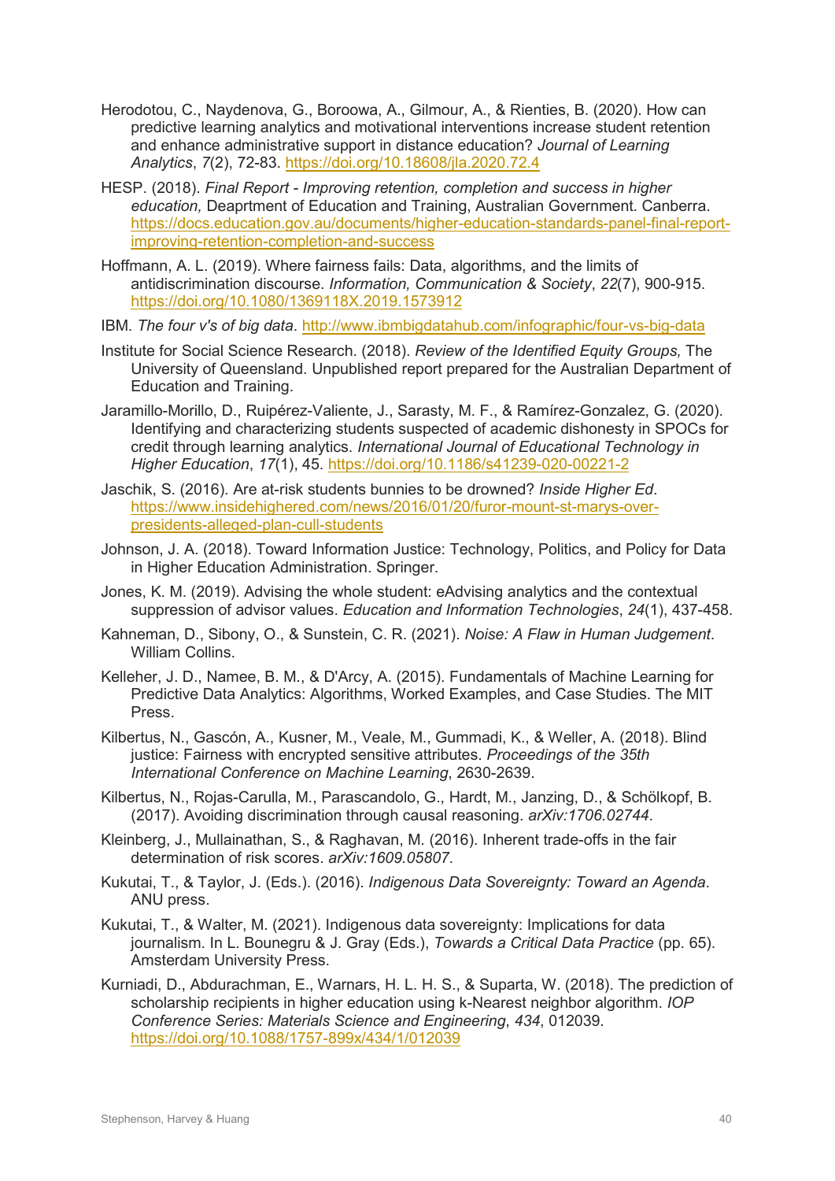Herodotou, C., Naydenova, G., Boroowa, A., Gilmour, A., & Rienties, B. (2020). How can predictive learning analytics and motivational interventions increase student retention and enhance administrative support in distance education? *Journal of Learning Analytics*, *7*(2), 72-83. https://doi.org/10.18608/jla.2020.72.4

HESP. (2018). *Final Report - Improving retention, completion and success in higher education,* Deaprtment of Education and Training, Australian Government. Canberra. https://docs.education.gov.au/documents/higher-education-standards-panel-final-report-improving-retention-completion-and-success

Hoffmann, A. L. (2019). Where fairness fails: Data, algorithms, and the limits of antidiscrimination discourse. *Information, Communication & Society*, *22*(7), 900-915. https://doi.org/10.1080/1369118X.2019.1573912

IBM. *The four v's of big data*. http://www.ibmbigdatahub.com/infographic/four-vs-big-data

Institute for Social Science Research. (2018). *Review of the Identified Equity Groups,* The University of Queensland. Unpublished report prepared for the Australian Department of Education and Training.

Jaramillo-Morillo, D., Ruipérez-Valiente, J., Sarasty, M. F., & Ramírez-Gonzalez, G. (2020). Identifying and characterizing students suspected of academic dishonesty in SPOCs for credit through learning analytics. *International Journal of Educational Technology in Higher Education*, *17*(1), 45. https://doi.org/10.1186/s41239-020-00221-2

Jaschik, S. (2016). Are at-risk students bunnies to be drowned? *Inside Higher Ed*. https://www.insidehighered.com/news/2016/01/20/furor-mount-st-marys-over-presidents-alleged-plan-cull-students

Johnson, J. A. (2018). Toward Information Justice: Technology, Politics, and Policy for Data in Higher Education Administration. Springer.

Jones, K. M. (2019). Advising the whole student: eAdvising analytics and the contextual suppression of advisor values. *Education and Information Technologies*, *24*(1), 437-458.

Kahneman, D., Sibony, O., & Sunstein, C. R. (2021). *Noise: A Flaw in Human Judgement*. William Collins.

Kelleher, J. D., Namee, B. M., & D'Arcy, A. (2015). Fundamentals of Machine Learning for Predictive Data Analytics: Algorithms, Worked Examples, and Case Studies. The MIT Press.

Kilbertus, N., Gascón, A., Kusner, M., Veale, M., Gummadi, K., & Weller, A. (2018). Blind justice: Fairness with encrypted sensitive attributes. *Proceedings of the 35th International Conference on Machine Learning*, 2630-2639.

Kilbertus, N., Rojas-Carulla, M., Parascandolo, G., Hardt, M., Janzing, D., & Schölkopf, B. (2017). Avoiding discrimination through causal reasoning. *arXiv:1706.02744*.

Kleinberg, J., Mullainathan, S., & Raghavan, M. (2016). Inherent trade-offs in the fair determination of risk scores. *arXiv:1609.05807*.

Kukutai, T., & Taylor, J. (Eds.). (2016). *Indigenous Data Sovereignty: Toward an Agenda*. ANU press.

Kukutai, T., & Walter, M. (2021). Indigenous data sovereignty: Implications for data journalism. In L. Bounegru & J. Gray (Eds.), *Towards a Critical Data Practice* (pp. 65). Amsterdam University Press.

Kurniadi, D., Abdurachman, E., Warnars, H. L. H. S., & Suparta, W. (2018). The prediction of scholarship recipients in higher education using k-Nearest neighbor algorithm. *IOP Conference Series: Materials Science and Engineering*, *434*, 012039. https://doi.org/10.1088/1757-899x/434/1/012039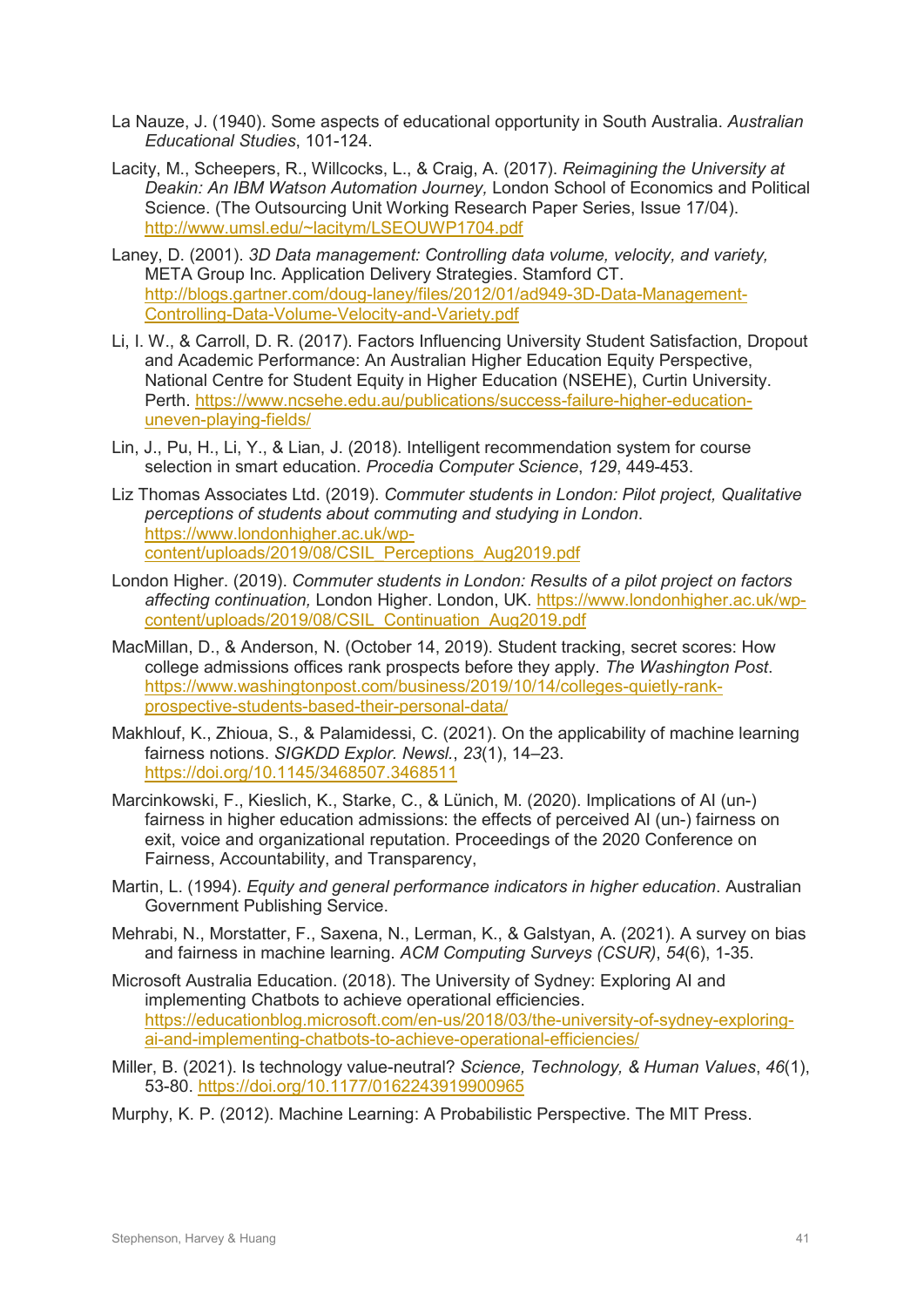La Nauze, J. (1940). Some aspects of educational opportunity in South Australia. *Australian Educational Studies*, 101-124.

Lacity, M., Scheepers, R., Willcocks, L., & Craig, A. (2017). *Reimagining the University at Deakin: An IBM Watson Automation Journey,* London School of Economics and Political Science. (The Outsourcing Unit Working Research Paper Series, Issue 17/04). http://www.umsl.edu/~lacitym/LSEOUWP1704.pdf

Laney, D. (2001). *3D Data management: Controlling data volume, velocity, and variety,* META Group Inc. Application Delivery Strategies. Stamford CT. http://blogs.gartner.com/doug-laney/files/2012/01/ad949-3D-Data-Management-Controlling-Data-Volume-Velocity-and-Variety.pdf

Li, I. W., & Carroll, D. R. (2017). Factors Influencing University Student Satisfaction, Dropout and Academic Performance: An Australian Higher Education Equity Perspective, National Centre for Student Equity in Higher Education (NSEHE), Curtin University. Perth. https://www.ncsehe.edu.au/publications/success-failure-higher-education-uneven-playing-fields/

Lin, J., Pu, H., Li, Y., & Lian, J. (2018). Intelligent recommendation system for course selection in smart education. *Procedia Computer Science*, *129*, 449-453.

Liz Thomas Associates Ltd. (2019). *Commuter students in London: Pilot project, Qualitative perceptions of students about commuting and studying in London*. https://www.londonhigher.ac.uk/wp-content/uploads/2019/08/CSIL_Perceptions_Aug2019.pdf

London Higher. (2019). *Commuter students in London: Results of a pilot project on factors affecting continuation,* London Higher. London, UK. https://www.londonhigher.ac.uk/wp-content/uploads/2019/08/CSIL_Continuation_Aug2019.pdf

MacMillan, D., & Anderson, N. (October 14, 2019). Student tracking, secret scores: How college admissions offices rank prospects before they apply. *The Washington Post*. https://www.washingtonpost.com/business/2019/10/14/colleges-quietly-rank-prospective-students-based-their-personal-data/

Makhlouf, K., Zhioua, S., & Palamidessi, C. (2021). On the applicability of machine learning fairness notions. *SIGKDD Explor. Newsl.*, *23*(1), 14–23. https://doi.org/10.1145/3468507.3468511

Marcinkowski, F., Kieslich, K., Starke, C., & Lünich, M. (2020). Implications of AI (un-) fairness in higher education admissions: the effects of perceived AI (un-) fairness on exit, voice and organizational reputation. Proceedings of the 2020 Conference on Fairness, Accountability, and Transparency,

Martin, L. (1994). *Equity and general performance indicators in higher education*. Australian Government Publishing Service.

Mehrabi, N., Morstatter, F., Saxena, N., Lerman, K., & Galstyan, A. (2021). A survey on bias and fairness in machine learning. *ACM Computing Surveys (CSUR)*, *54*(6), 1-35.

Microsoft Australia Education. (2018). The University of Sydney: Exploring AI and implementing Chatbots to achieve operational efficiencies. https://educationblog.microsoft.com/en-us/2018/03/the-university-of-sydney-exploring-ai-and-implementing-chatbots-to-achieve-operational-efficiencies/

Miller, B. (2021). Is technology value-neutral? *Science, Technology, & Human Values*, *46*(1), 53-80. https://doi.org/10.1177/0162243919900965

Murphy, K. P. (2012). Machine Learning: A Probabilistic Perspective. The MIT Press.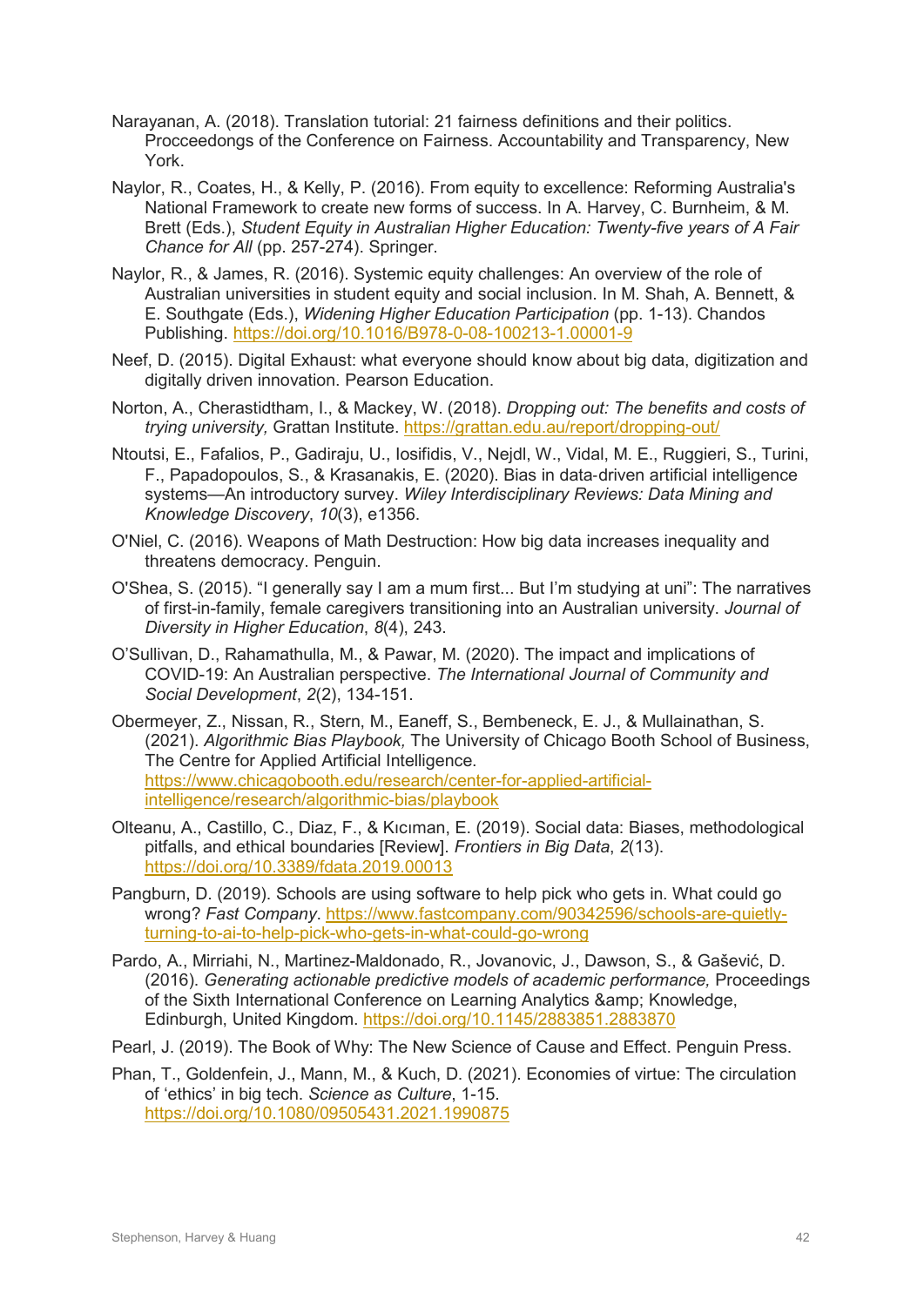Narayanan, A. (2018). Translation tutorial: 21 fairness definitions and their politics. Procceedongs of the Conference on Fairness. Accountability and Transparency, New York.

Naylor, R., Coates, H., & Kelly, P. (2016). From equity to excellence: Reforming Australia's National Framework to create new forms of success. In A. Harvey, C. Burnheim, & M. Brett (Eds.), *Student Equity in Australian Higher Education: Twenty-five years of A Fair Chance for All* (pp. 257-274). Springer.

Naylor, R., & James, R. (2016). Systemic equity challenges: An overview of the role of Australian universities in student equity and social inclusion. In M. Shah, A. Bennett, & E. Southgate (Eds.), *Widening Higher Education Participation* (pp. 1-13). Chandos Publishing. https://doi.org/10.1016/B978-0-08-100213-1.00001-9

Neef, D. (2015). Digital Exhaust: what everyone should know about big data, digitization and digitally driven innovation. Pearson Education.

Norton, A., Cherastidtham, I., & Mackey, W. (2018). *Dropping out: The benefits and costs of trying university,* Grattan Institute. https://grattan.edu.au/report/dropping-out/

Ntoutsi, E., Fafalios, P., Gadiraju, U., Iosifidis, V., Nejdl, W., Vidal, M. E., Ruggieri, S., Turini, F., Papadopoulos, S., & Krasanakis, E. (2020). Bias in data‐driven artificial intelligence systems—An introductory survey. *Wiley Interdisciplinary Reviews: Data Mining and Knowledge Discovery*, *10*(3), e1356.

O'Niel, C. (2016). Weapons of Math Destruction: How big data increases inequality and threatens democracy. Penguin.

O'Shea, S. (2015). "I generally say I am a mum first... But I'm studying at uni": The narratives of first-in-family, female caregivers transitioning into an Australian university. *Journal of Diversity in Higher Education*, *8*(4), 243.

O'Sullivan, D., Rahamathulla, M., & Pawar, M. (2020). The impact and implications of COVID-19: An Australian perspective. *The International Journal of Community and Social Development*, *2*(2), 134-151.

Obermeyer, Z., Nissan, R., Stern, M., Eaneff, S., Bembeneck, E. J., & Mullainathan, S. (2021). *Algorithmic Bias Playbook,* The University of Chicago Booth School of Business, The Centre for Applied Artificial Intelligence. https://www.chicagobooth.edu/research/center-for-applied-artificial-intelligence/research/algorithmic-bias/playbook

Olteanu, A., Castillo, C., Diaz, F., & Kıcıman, E. (2019). Social data: Biases, methodological pitfalls, and ethical boundaries [Review]. *Frontiers in Big Data*, *2*(13). https://doi.org/10.3389/fdata.2019.00013

Pangburn, D. (2019). Schools are using software to help pick who gets in. What could go wrong? *Fast Company*. https://www.fastcompany.com/90342596/schools-are-quietly-turning-to-ai-to-help-pick-who-gets-in-what-could-go-wrong

Pardo, A., Mirriahi, N., Martinez-Maldonado, R., Jovanovic, J., Dawson, S., & Gašević, D. (2016). *Generating actionable predictive models of academic performance,* Proceedings of the Sixth International Conference on Learning Analytics &amp; Knowledge, Edinburgh, United Kingdom. https://doi.org/10.1145/2883851.2883870

Pearl, J. (2019). The Book of Why: The New Science of Cause and Effect. Penguin Press.

Phan, T., Goldenfein, J., Mann, M., & Kuch, D. (2021). Economies of virtue: The circulation of 'ethics' in big tech. *Science as Culture*, 1-15. https://doi.org/10.1080/09505431.2021.1990875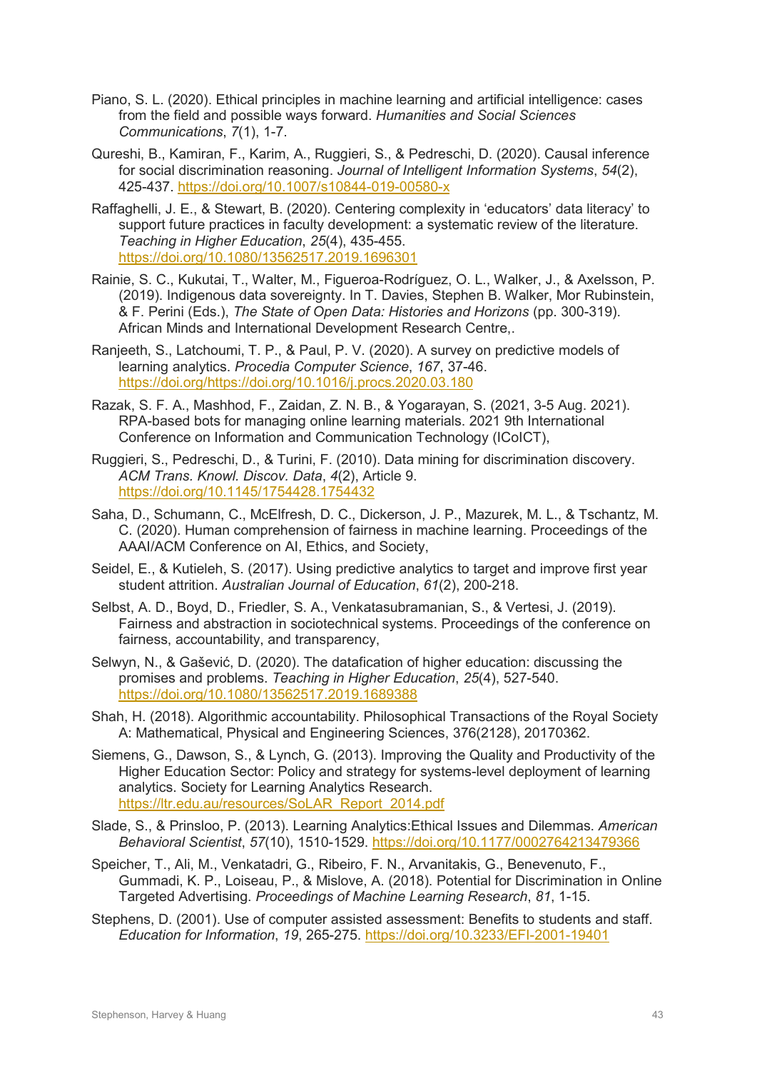Piano, S. L. (2020). Ethical principles in machine learning and artificial intelligence: cases from the field and possible ways forward. *Humanities and Social Sciences Communications*, *7*(1), 1-7.

Qureshi, B., Kamiran, F., Karim, A., Ruggieri, S., & Pedreschi, D. (2020). Causal inference for social discrimination reasoning. *Journal of Intelligent Information Systems*, *54*(2), 425-437. https://doi.org/10.1007/s10844-019-00580-x

Raffaghelli, J. E., & Stewart, B. (2020). Centering complexity in 'educators' data literacy' to support future practices in faculty development: a systematic review of the literature. *Teaching in Higher Education*, *25*(4), 435-455. https://doi.org/10.1080/13562517.2019.1696301

Rainie, S. C., Kukutai, T., Walter, M., Figueroa-Rodríguez, O. L., Walker, J., & Axelsson, P. (2019). Indigenous data sovereignty. In T. Davies, Stephen B. Walker, Mor Rubinstein, & F. Perini (Eds.), *The State of Open Data: Histories and Horizons* (pp. 300-319). African Minds and International Development Research Centre,.

Ranjeeth, S., Latchoumi, T. P., & Paul, P. V. (2020). A survey on predictive models of learning analytics. *Procedia Computer Science*, *167*, 37-46. https://doi.org/https://doi.org/10.1016/j.procs.2020.03.180

Razak, S. F. A., Mashhod, F., Zaidan, Z. N. B., & Yogarayan, S. (2021, 3-5 Aug. 2021). RPA-based bots for managing online learning materials. 2021 9th International Conference on Information and Communication Technology (ICoICT),

Ruggieri, S., Pedreschi, D., & Turini, F. (2010). Data mining for discrimination discovery. *ACM Trans. Knowl. Discov. Data*, *4*(2), Article 9. https://doi.org/10.1145/1754428.1754432

Saha, D., Schumann, C., McElfresh, D. C., Dickerson, J. P., Mazurek, M. L., & Tschantz, M. C. (2020). Human comprehension of fairness in machine learning. Proceedings of the AAAI/ACM Conference on AI, Ethics, and Society,

Seidel, E., & Kutieleh, S. (2017). Using predictive analytics to target and improve first year student attrition. *Australian Journal of Education*, *61*(2), 200-218.

Selbst, A. D., Boyd, D., Friedler, S. A., Venkatasubramanian, S., & Vertesi, J. (2019). Fairness and abstraction in sociotechnical systems. Proceedings of the conference on fairness, accountability, and transparency,

Selwyn, N., & Gašević, D. (2020). The datafication of higher education: discussing the promises and problems. *Teaching in Higher Education*, *25*(4), 527-540. https://doi.org/10.1080/13562517.2019.1689388

Shah, H. (2018). Algorithmic accountability. Philosophical Transactions of the Royal Society A: Mathematical, Physical and Engineering Sciences, 376(2128), 20170362.

Siemens, G., Dawson, S., & Lynch, G. (2013). Improving the Quality and Productivity of the Higher Education Sector: Policy and strategy for systems-level deployment of learning analytics. Society for Learning Analytics Research. https://ltr.edu.au/resources/SoLAR_Report_2014.pdf

Slade, S., & Prinsloo, P. (2013). Learning Analytics:Ethical Issues and Dilemmas. *American Behavioral Scientist*, *57*(10), 1510-1529. https://doi.org/10.1177/0002764213479366

Speicher, T., Ali, M., Venkatadri, G., Ribeiro, F. N., Arvanitakis, G., Benevenuto, F., Gummadi, K. P., Loiseau, P., & Mislove, A. (2018). Potential for Discrimination in Online Targeted Advertising. *Proceedings of Machine Learning Research*, *81*, 1-15.

Stephens, D. (2001). Use of computer assisted assessment: Benefits to students and staff. *Education for Information*, *19*, 265-275. https://doi.org/10.3233/EFI-2001-19401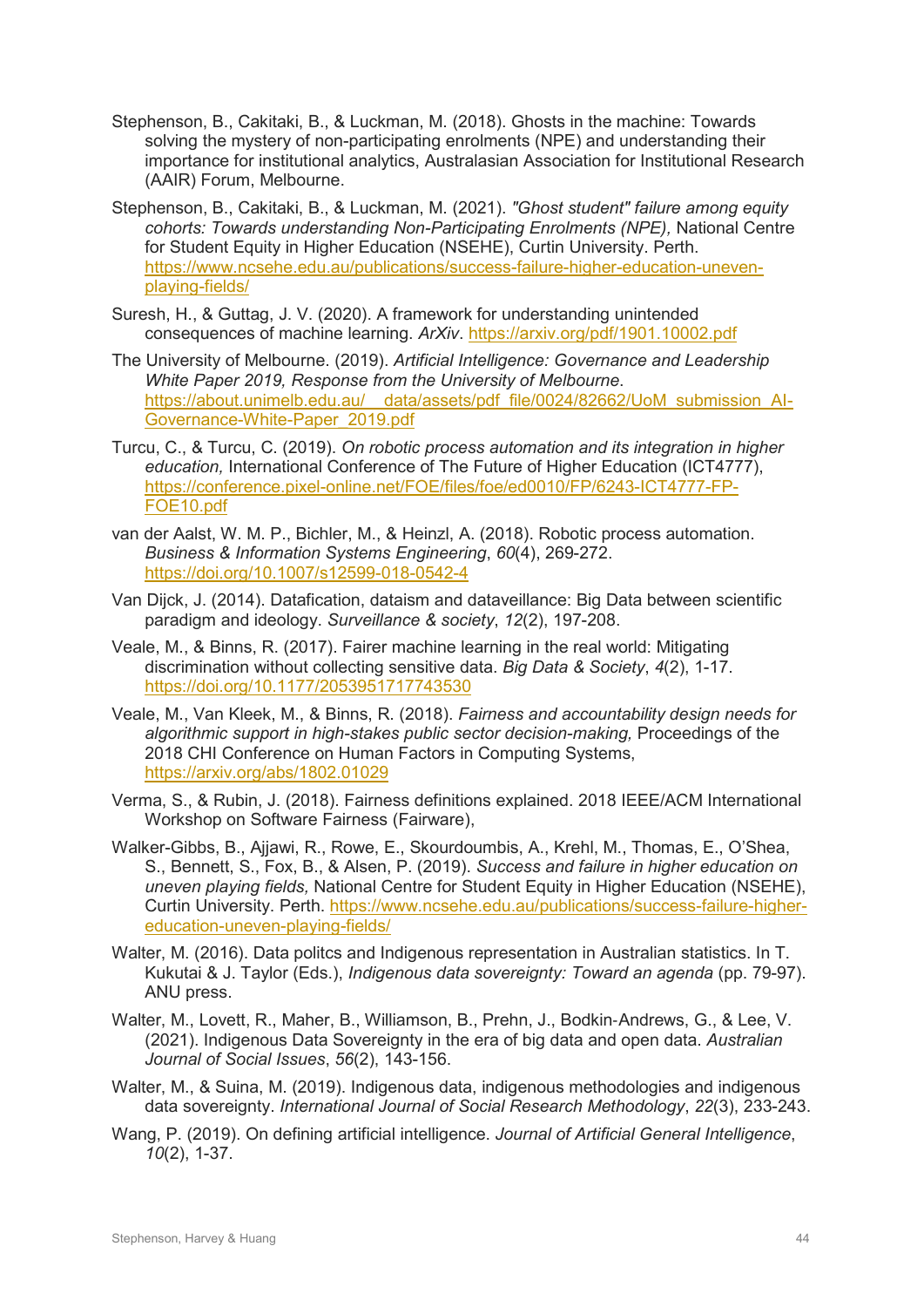Stephenson, B., Cakitaki, B., & Luckman, M. (2018). Ghosts in the machine: Towards solving the mystery of non-participating enrolments (NPE) and understanding their importance for institutional analytics, Australasian Association for Institutional Research (AAIR) Forum, Melbourne.

Stephenson, B., Cakitaki, B., & Luckman, M. (2021). *"Ghost student" failure among equity cohorts: Towards understanding Non-Participating Enrolments (NPE),* National Centre for Student Equity in Higher Education (NSEHE), Curtin University. Perth. https://www.ncsehe.edu.au/publications/success-failure-higher-education-uneven-playing-fields/

Suresh, H., & Guttag, J. V. (2020). A framework for understanding unintended consequences of machine learning. *ArXiv*. https://arxiv.org/pdf/1901.10002.pdf

The University of Melbourne. (2019). *Artificial Intelligence: Governance and Leadership White Paper 2019, Response from the University of Melbourne*. https://about.unimelb.edu.au/__data/assets/pdf_file/0024/82662/UoM_submission_AI-Governance-White-Paper_2019.pdf

Turcu, C., & Turcu, C. (2019). *On robotic process automation and its integration in higher education,* International Conference of The Future of Higher Education (ICT4777), https://conference.pixel-online.net/FOE/files/foe/ed0010/FP/6243-ICT4777-FP-FOE10.pdf

van der Aalst, W. M. P., Bichler, M., & Heinzl, A. (2018). Robotic process automation. *Business & Information Systems Engineering*, *60*(4), 269-272. https://doi.org/10.1007/s12599-018-0542-4

Van Dijck, J. (2014). Datafication, dataism and dataveillance: Big Data between scientific paradigm and ideology. *Surveillance & society*, *12*(2), 197-208.

Veale, M., & Binns, R. (2017). Fairer machine learning in the real world: Mitigating discrimination without collecting sensitive data. *Big Data & Society*, *4*(2), 1-17. https://doi.org/10.1177/2053951717743530

Veale, M., Van Kleek, M., & Binns, R. (2018). *Fairness and accountability design needs for algorithmic support in high-stakes public sector decision-making,* Proceedings of the 2018 CHI Conference on Human Factors in Computing Systems, https://arxiv.org/abs/1802.01029

Verma, S., & Rubin, J. (2018). Fairness definitions explained. 2018 IEEE/ACM International Workshop on Software Fairness (Fairware),

Walker-Gibbs, B., Ajjawi, R., Rowe, E., Skourdoumbis, A., Krehl, M., Thomas, E., O'Shea, S., Bennett, S., Fox, B., & Alsen, P. (2019). *Success and failure in higher education on uneven playing fields,* National Centre for Student Equity in Higher Education (NSEHE), Curtin University. Perth. https://www.ncsehe.edu.au/publications/success-failure-higher-education-uneven-playing-fields/

Walter, M. (2016). Data politcs and Indigenous representation in Australian statistics. In T. Kukutai & J. Taylor (Eds.), *Indigenous data sovereignty: Toward an agenda* (pp. 79-97). ANU press.

Walter, M., Lovett, R., Maher, B., Williamson, B., Prehn, J., Bodkin-Andrews, G., & Lee, V. (2021). Indigenous Data Sovereignty in the era of big data and open data. *Australian Journal of Social Issues*, *56*(2), 143-156.

Walter, M., & Suina, M. (2019). Indigenous data, indigenous methodologies and indigenous data sovereignty. *International Journal of Social Research Methodology*, *22*(3), 233-243.

Wang, P. (2019). On defining artificial intelligence. *Journal of Artificial General Intelligence*, *10*(2), 1-37.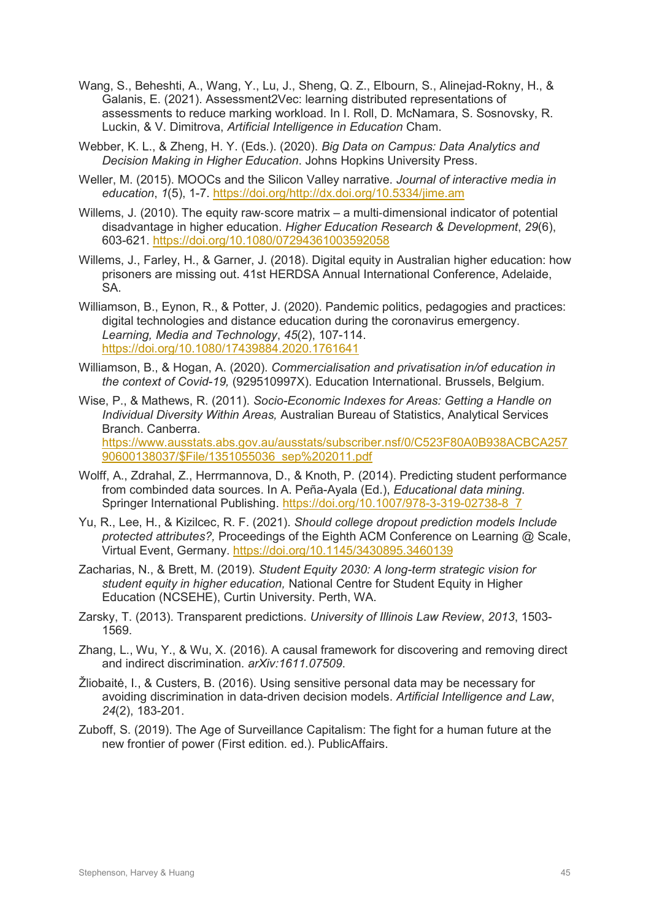Wang, S., Beheshti, A., Wang, Y., Lu, J., Sheng, Q. Z., Elbourn, S., Alinejad-Rokny, H., & Galanis, E. (2021). Assessment2Vec: learning distributed representations of assessments to reduce marking workload. In I. Roll, D. McNamara, S. Sosnovsky, R. Luckin, & V. Dimitrova, *Artificial Intelligence in Education* Cham.

Webber, K. L., & Zheng, H. Y. (Eds.). (2020). *Big Data on Campus: Data Analytics and Decision Making in Higher Education*. Johns Hopkins University Press.

Weller, M. (2015). MOOCs and the Silicon Valley narrative. *Journal of interactive media in education*, *1*(5), 1-7. https://doi.org/http://dx.doi.org/10.5334/jime.am

Willems, J. (2010). The equity raw-score matrix – a multi-dimensional indicator of potential disadvantage in higher education. *Higher Education Research & Development*, *29*(6), 603-621. https://doi.org/10.1080/07294361003592058

Willems, J., Farley, H., & Garner, J. (2018). Digital equity in Australian higher education: how prisoners are missing out. 41st HERDSA Annual International Conference, Adelaide, SA.

Williamson, B., Eynon, R., & Potter, J. (2020). Pandemic politics, pedagogies and practices: digital technologies and distance education during the coronavirus emergency. *Learning, Media and Technology*, *45*(2), 107-114. https://doi.org/10.1080/17439884.2020.1761641

Williamson, B., & Hogan, A. (2020). *Commercialisation and privatisation in/of education in the context of Covid-19,* (929510997X). Education International. Brussels, Belgium.

Wise, P., & Mathews, R. (2011). *Socio-Economic Indexes for Areas: Getting a Handle on Individual Diversity Within Areas,* Australian Bureau of Statistics, Analytical Services Branch. Canberra. https://www.ausstats.abs.gov.au/ausstats/subscriber.nsf/0/C523F80A0B938ACBCA25790600138037/$File/1351055036_sep%202011.pdf

Wolff, A., Zdrahal, Z., Herrmannova, D., & Knoth, P. (2014). Predicting student performance from combined data sources. In A. Peña-Ayala (Ed.), *Educational data mining*. Springer International Publishing. https://doi.org/10.1007/978-3-319-02738-8_7

Yu, R., Lee, H., & Kizilcec, R. F. (2021). *Should college dropout prediction models Include protected attributes?,* Proceedings of the Eighth ACM Conference on Learning @ Scale, Virtual Event, Germany. https://doi.org/10.1145/3430895.3460139

Zacharias, N., & Brett, M. (2019). *Student Equity 2030: A long-term strategic vision for student equity in higher education,* National Centre for Student Equity in Higher Education (NCSEHE), Curtin University. Perth, WA.

Zarsky, T. (2013). Transparent predictions. *University of Illinois Law Review*, *2013*, 1503-1569.

Zhang, L., Wu, Y., & Wu, X. (2016). A causal framework for discovering and removing direct and indirect discrimination. *arXiv:1611.07509*.

Žliobaitė, I., & Custers, B. (2016). Using sensitive personal data may be necessary for avoiding discrimination in data-driven decision models. *Artificial Intelligence and Law*, *24*(2), 183-201.

Zuboff, S. (2019). The Age of Surveillance Capitalism: The fight for a human future at the new frontier of power (First edition. ed.). PublicAffairs.